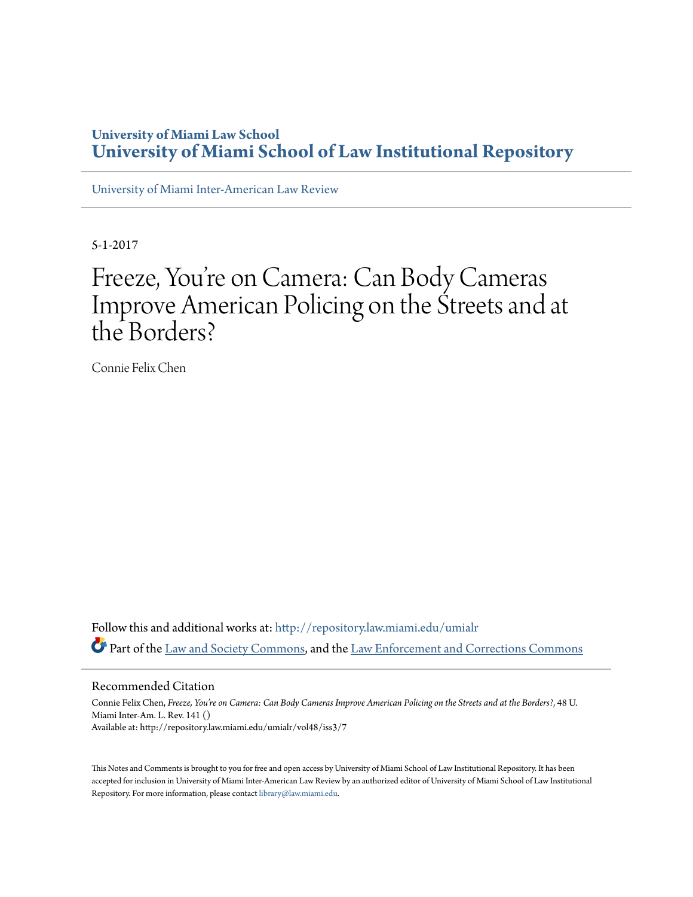University of Miami Law School

# University of Miami School of Law Institutional Repository

University of Miami Inter-American Law Review

5-1-2017

# Freeze, You're on Camera: Can Body Cameras Improve American Policing on the Streets and at the Borders?

Connie Felix Chen

Follow this and additional works at: http://repository.law.miami.edu/umialr

Part of the Law and Society Commons, and the Law Enforcement and Corrections Commons

## Recommended Citation

Connie Felix Chen, *Freeze, You're on Camera: Can Body Cameras Improve American Policing on the Streets and at the Borders?*, 48 U. Miami Inter-Am. L. Rev. 141 ()
Available at: http://repository.law.miami.edu/umialr/vol48/iss3/7

This Notes and Comments is brought to you for free and open access by University of Miami School of Law Institutional Repository. It has been accepted for inclusion in University of Miami Inter-American Law Review by an authorized editor of University of Miami School of Law Institutional Repository. For more information, please contact library@law.miami.edu.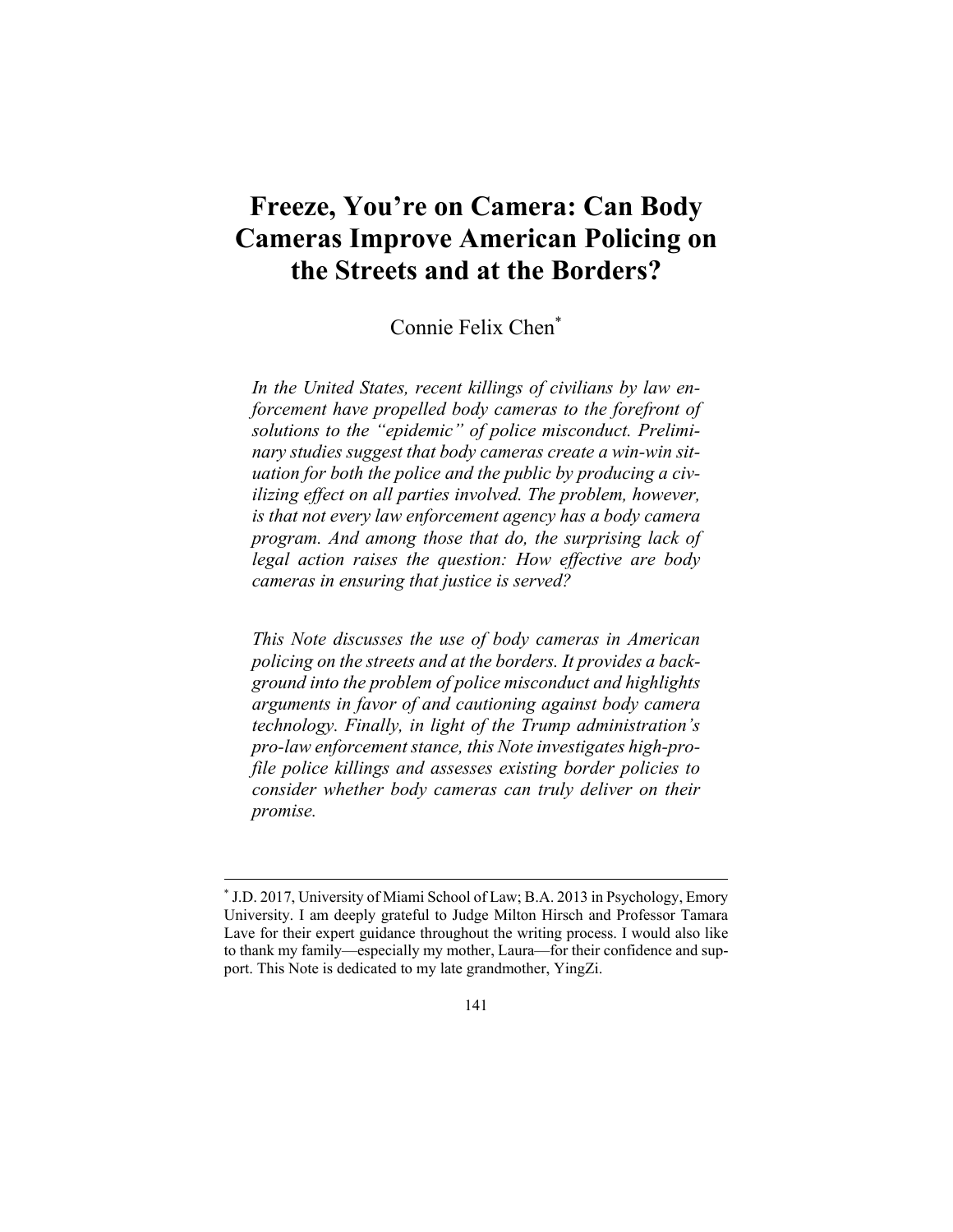# Freeze, You're on Camera: Can Body Cameras Improve American Policing on the Streets and at the Borders?

Connie Felix Chen[*]

*In the United States, recent killings of civilians by law enforcement have propelled body cameras to the forefront of solutions to the "epidemic" of police misconduct. Preliminary studies suggest that body cameras create a win-win situation for both the police and the public by producing a civilizing effect on all parties involved. The problem, however, is that not every law enforcement agency has a body camera program. And among those that do, the surprising lack of legal action raises the question: How effective are body cameras in ensuring that justice is served?*

*This Note discusses the use of body cameras in American policing on the streets and at the borders. It provides a background into the problem of police misconduct and highlights arguments in favor of and cautioning against body camera technology. Finally, in light of the Trump administration's pro-law enforcement stance, this Note investigates high-profile police killings and assesses existing border policies to consider whether body cameras can truly deliver on their promise.*

---

[*] J.D. 2017, University of Miami School of Law; B.A. 2013 in Psychology, Emory University. I am deeply grateful to Judge Milton Hirsch and Professor Tamara Lave for their expert guidance throughout the writing process. I would also like to thank my family—especially my mother, Laura—for their confidence and support. This Note is dedicated to my late grandmother, YingZi.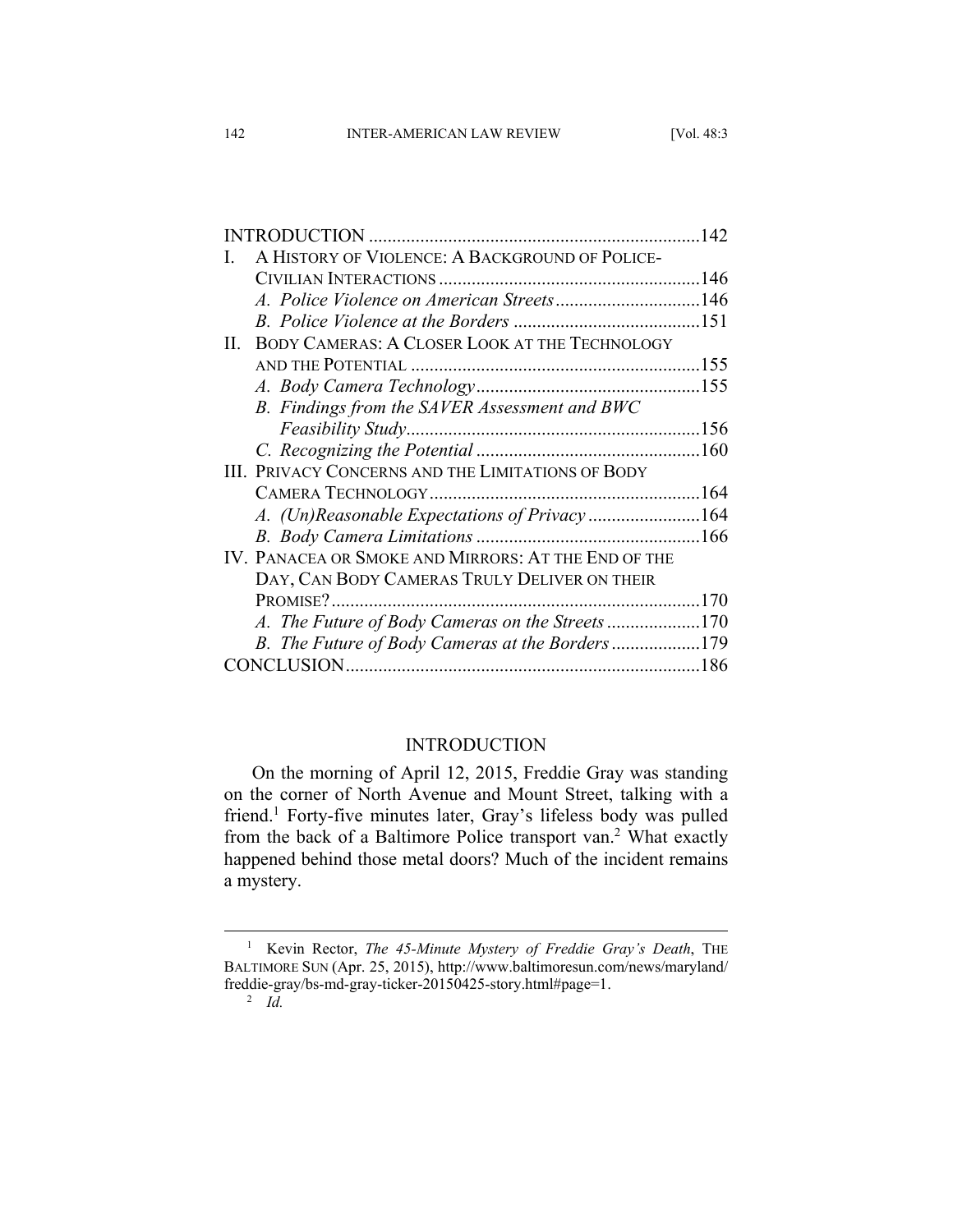| | |
|---|---|
| INTRODUCTION | 142 |
| I. A HISTORY OF VIOLENCE: A BACKGROUND OF POLICE-CIVILIAN INTERACTIONS | 146 |
| *A. Police Violence on American Streets* | 146 |
| *B. Police Violence at the Borders* | 151 |
| II. BODY CAMERAS: A CLOSER LOOK AT THE TECHNOLOGY AND THE POTENTIAL | 155 |
| *A. Body Camera Technology* | 155 |
| *B. Findings from the SAVER Assessment and BWC Feasibility Study* | 156 |
| *C. Recognizing the Potential* | 160 |
| III. PRIVACY CONCERNS AND THE LIMITATIONS OF BODY CAMERA TECHNOLOGY | 164 |
| *A. (Un)Reasonable Expectations of Privacy* | 164 |
| *B. Body Camera Limitations* | 166 |
| IV. PANACEA OR SMOKE AND MIRRORS: AT THE END OF THE DAY, CAN BODY CAMERAS TRULY DELIVER ON THEIR PROMISE? | 170 |
| *A. The Future of Body Cameras on the Streets* | 170 |
| *B. The Future of Body Cameras at the Borders* | 179 |
| CONCLUSION | 186 |

## INTRODUCTION

On the morning of April 12, 2015, Freddie Gray was standing on the corner of North Avenue and Mount Street, talking with a friend.[1] Forty-five minutes later, Gray's lifeless body was pulled from the back of a Baltimore Police transport van.[2] What exactly happened behind those metal doors? Much of the incident remains a mystery.

---

[1] Kevin Rector, *The 45-Minute Mystery of Freddie Gray's Death*, THE BALTIMORE SUN (Apr. 25, 2015), http://www.baltimoresun.com/news/maryland/freddie-gray/bs-md-gray-ticker-20150425-story.html#page=1.

[2] *Id.*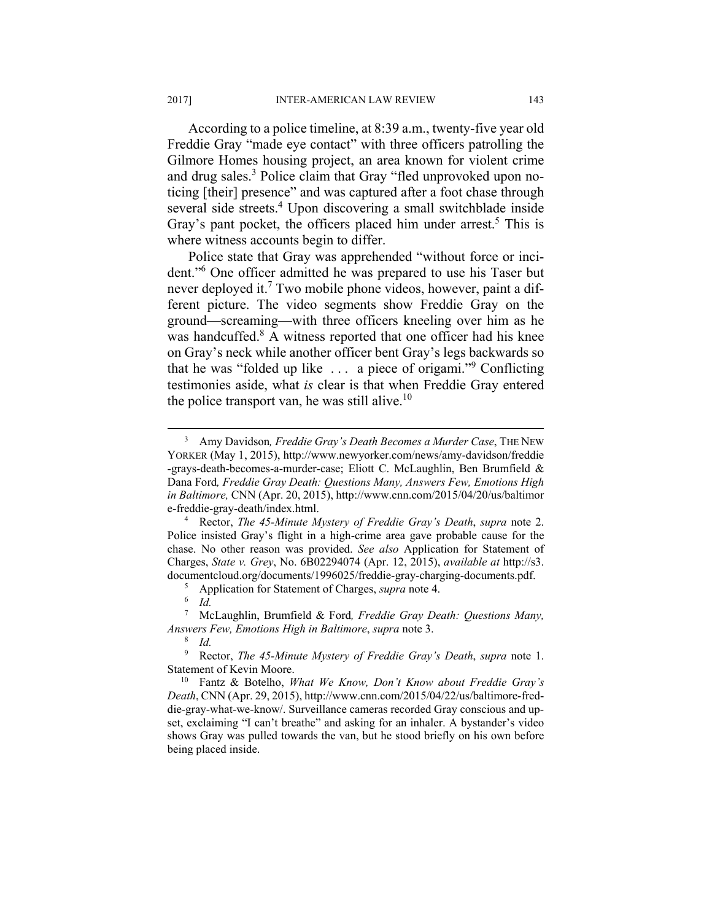According to a police timeline, at 8:39 a.m., twenty-five year old Freddie Gray "made eye contact" with three officers patrolling the Gilmore Homes housing project, an area known for violent crime and drug sales.[3] Police claim that Gray "fled unprovoked upon noticing [their] presence" and was captured after a foot chase through several side streets.[4] Upon discovering a small switchblade inside Gray's pant pocket, the officers placed him under arrest.[5] This is where witness accounts begin to differ.

Police state that Gray was apprehended "without force or incident."[6] One officer admitted he was prepared to use his Taser but never deployed it.[7] Two mobile phone videos, however, paint a different picture. The video segments show Freddie Gray on the ground—screaming—with three officers kneeling over him as he was handcuffed.[8] A witness reported that one officer had his knee on Gray's neck while another officer bent Gray's legs backwards so that he was "folded up like . . . a piece of origami."[9] Conflicting testimonies aside, what *is* clear is that when Freddie Gray entered the police transport van, he was still alive.[10]

---

[3] Amy Davidson*, Freddie Gray's Death Becomes a Murder Case*, THE NEW YORKER (May 1, 2015), http://www.newyorker.com/news/amy-davidson/freddie-grays-death-becomes-a-murder-case; Eliott C. McLaughlin, Ben Brumfield & Dana Ford*, Freddie Gray Death: Questions Many, Answers Few, Emotions High in Baltimore,* CNN (Apr. 20, 2015), http://www.cnn.com/2015/04/20/us/baltimore-freddie-gray-death/index.html.

[4] Rector, *The 45-Minute Mystery of Freddie Gray's Death*, *supra* note 2. Police insisted Gray's flight in a high-crime area gave probable cause for the chase. No other reason was provided. *See also* Application for Statement of Charges, *State v. Grey*, No. 6B02294074 (Apr. 12, 2015), *available at* http://s3.documentcloud.org/documents/1996025/freddie-gray-charging-documents.pdf.

[5] Application for Statement of Charges, *supra* note 4.

[6] *Id.*

[7] McLaughlin, Brumfield & Ford*, Freddie Gray Death: Questions Many, Answers Few, Emotions High in Baltimore*, *supra* note 3.

[8] *Id.*

[9] Rector, *The 45-Minute Mystery of Freddie Gray's Death*, *supra* note 1. Statement of Kevin Moore.

[10] Fantz & Botelho, *What We Know, Don't Know about Freddie Gray's Death*, CNN (Apr. 29, 2015), http://www.cnn.com/2015/04/22/us/baltimore-freddie-gray-what-we-know/. Surveillance cameras recorded Gray conscious and upset, exclaiming "I can't breathe" and asking for an inhaler. A bystander's video shows Gray was pulled towards the van, but he stood briefly on his own before being placed inside.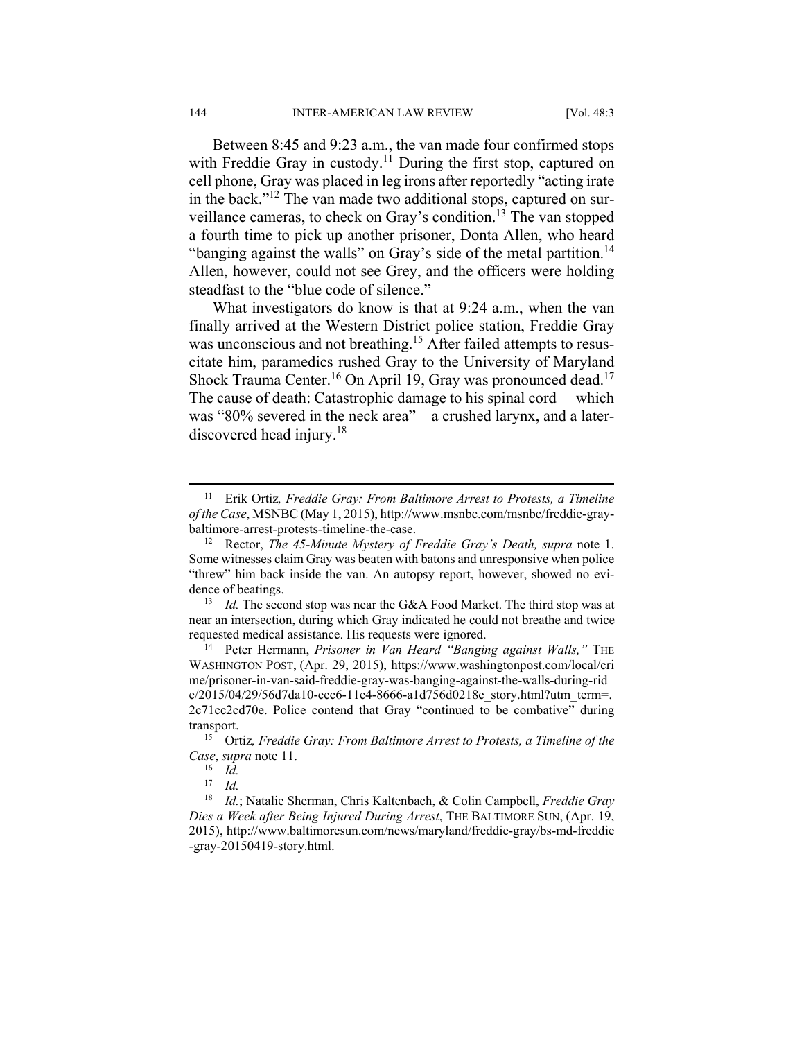Between 8:45 and 9:23 a.m., the van made four confirmed stops with Freddie Gray in custody.[11] During the first stop, captured on cell phone, Gray was placed in leg irons after reportedly "acting irate in the back."[12] The van made two additional stops, captured on surveillance cameras, to check on Gray's condition.[13] The van stopped a fourth time to pick up another prisoner, Donta Allen, who heard "banging against the walls" on Gray's side of the metal partition.[14] Allen, however, could not see Grey, and the officers were holding steadfast to the "blue code of silence."

What investigators do know is that at 9:24 a.m., when the van finally arrived at the Western District police station, Freddie Gray was unconscious and not breathing.[15] After failed attempts to resuscitate him, paramedics rushed Gray to the University of Maryland Shock Trauma Center.[16] On April 19, Gray was pronounced dead.[17] The cause of death: Catastrophic damage to his spinal cord— which was "80% severed in the neck area"—a crushed larynx, and a later-discovered head injury.[18]

---

[11] Erik Ortiz, *Freddie Gray: From Baltimore Arrest to Protests, a Timeline of the Case*, MSNBC (May 1, 2015), http://www.msnbc.com/msnbc/freddie-gray-baltimore-arrest-protests-timeline-the-case.

[12] Rector, *The 45-Minute Mystery of Freddie Gray's Death, supra* note 1. Some witnesses claim Gray was beaten with batons and unresponsive when police "threw" him back inside the van. An autopsy report, however, showed no evidence of beatings.

[13] *Id.* The second stop was near the G&A Food Market. The third stop was at near an intersection, during which Gray indicated he could not breathe and twice requested medical assistance. His requests were ignored.

[14] Peter Hermann, *Prisoner in Van Heard "Banging against Walls,"* THE WASHINGTON POST, (Apr. 29, 2015), https://www.washingtonpost.com/local/crime/prisoner-in-van-said-freddie-gray-was-banging-against-the-walls-during-ride/2015/04/29/56d7da10-eec6-11e4-8666-a1d756d0218e_story.html?utm_term=.2c71cc2cd70e. Police contend that Gray "continued to be combative" during transport.

[15] Ortiz*, Freddie Gray: From Baltimore Arrest to Protests, a Timeline of the Case*, *supra* note 11.

[16] *Id.*

[17] *Id.*

[18] *Id.*; Natalie Sherman, Chris Kaltenbach, & Colin Campbell, *Freddie Gray Dies a Week after Being Injured During Arrest*, THE BALTIMORE SUN, (Apr. 19, 2015), http://www.baltimoresun.com/news/maryland/freddie-gray/bs-md-freddie-gray-20150419-story.html.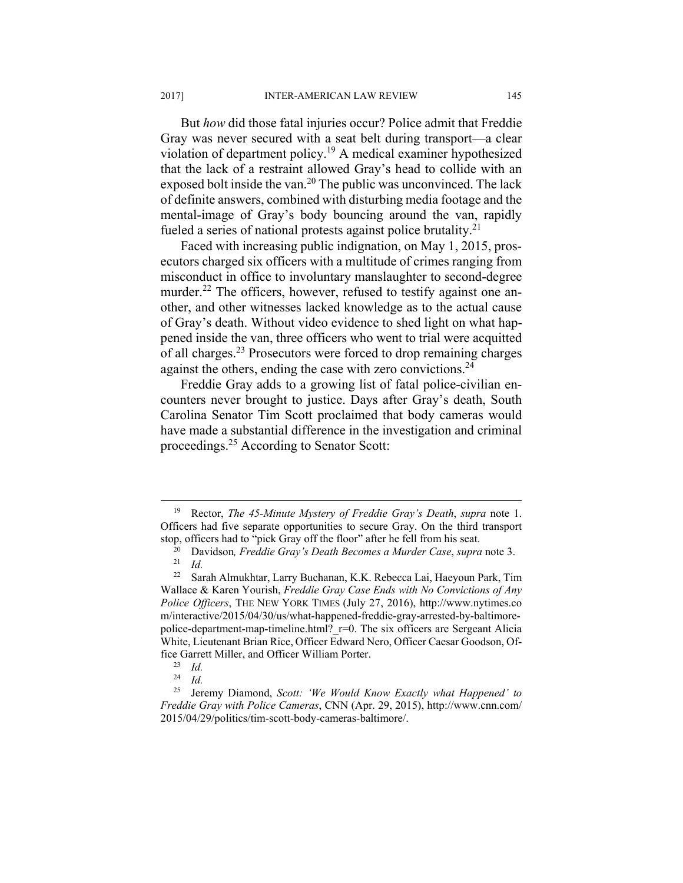But *how* did those fatal injuries occur? Police admit that Freddie Gray was never secured with a seat belt during transport—a clear violation of department policy.[19] A medical examiner hypothesized that the lack of a restraint allowed Gray's head to collide with an exposed bolt inside the van.[20] The public was unconvinced. The lack of definite answers, combined with disturbing media footage and the mental-image of Gray's body bouncing around the van, rapidly fueled a series of national protests against police brutality.[21]

Faced with increasing public indignation, on May 1, 2015, prosecutors charged six officers with a multitude of crimes ranging from misconduct in office to involuntary manslaughter to second-degree murder.[22] The officers, however, refused to testify against one another, and other witnesses lacked knowledge as to the actual cause of Gray's death. Without video evidence to shed light on what happened inside the van, three officers who went to trial were acquitted of all charges.[23] Prosecutors were forced to drop remaining charges against the others, ending the case with zero convictions.[24]

Freddie Gray adds to a growing list of fatal police-civilian encounters never brought to justice. Days after Gray's death, South Carolina Senator Tim Scott proclaimed that body cameras would have made a substantial difference in the investigation and criminal proceedings.[25] According to Senator Scott:

---

[19] Rector, *The 45-Minute Mystery of Freddie Gray's Death*, *supra* note 1. Officers had five separate opportunities to secure Gray. On the third transport stop, officers had to "pick Gray off the floor" after he fell from his seat.

[20] Davidson*, Freddie Gray's Death Becomes a Murder Case*, *supra* note 3.

[21] *Id.*

[22] Sarah Almukhtar, Larry Buchanan, K.K. Rebecca Lai, Haeyoun Park, Tim Wallace & Karen Yourish, *Freddie Gray Case Ends with No Convictions of Any Police Officers*, THE NEW YORK TIMES (July 27, 2016), http://www.nytimes.com/interactive/2015/04/30/us/what-happened-freddie-gray-arrested-by-baltimore-police-department-map-timeline.html?_r=0. The six officers are Sergeant Alicia White, Lieutenant Brian Rice, Officer Edward Nero, Officer Caesar Goodson, Office Garrett Miller, and Officer William Porter.

[23] *Id.*

[24] *Id.*

[25] Jeremy Diamond, *Scott: 'We Would Know Exactly what Happened' to Freddie Gray with Police Cameras*, CNN (Apr. 29, 2015), http://www.cnn.com/2015/04/29/politics/tim-scott-body-cameras-baltimore/.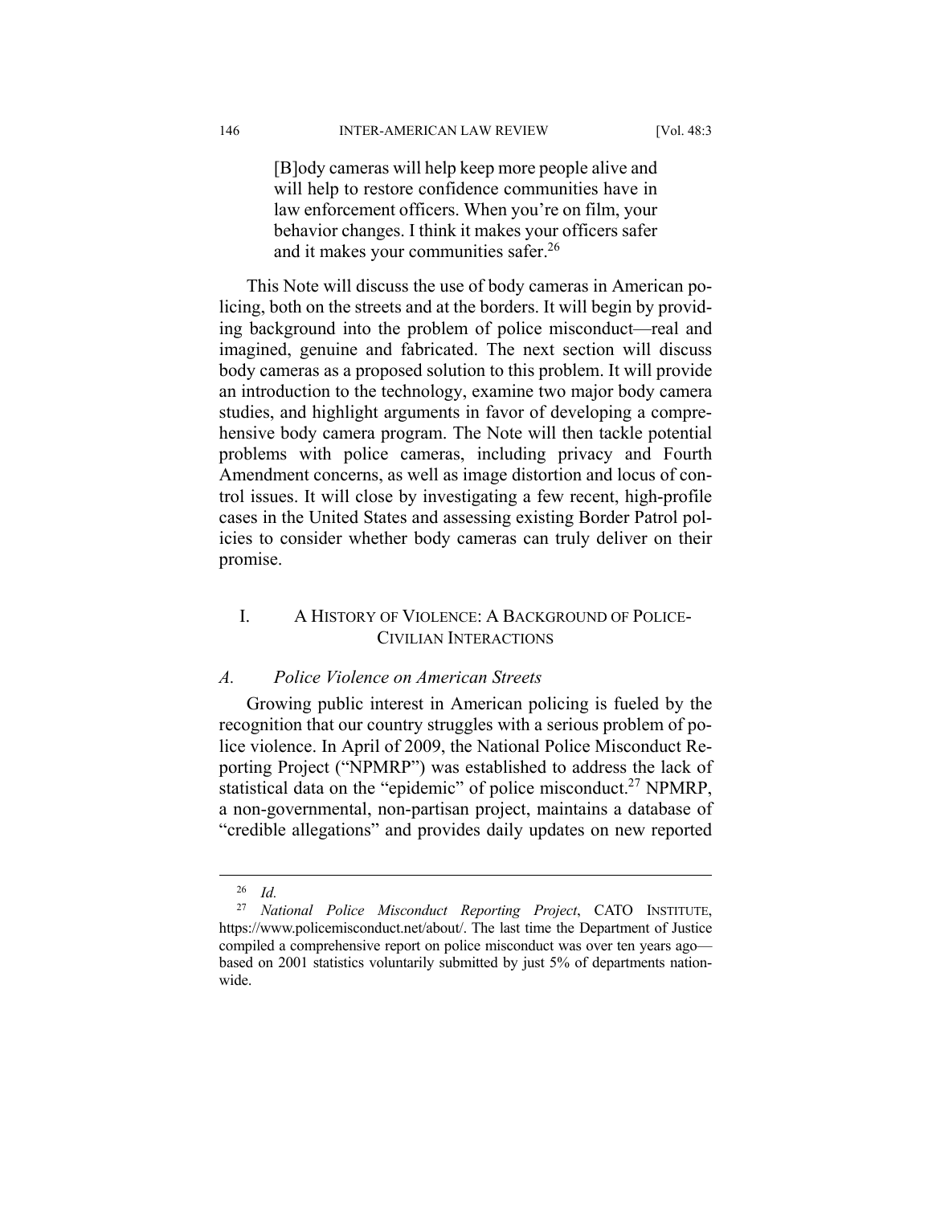> [B]ody cameras will help keep more people alive and will help to restore confidence communities have in law enforcement officers. When you're on film, your behavior changes. I think it makes your officers safer and it makes your communities safer.[26]

This Note will discuss the use of body cameras in American policing, both on the streets and at the borders. It will begin by providing background into the problem of police misconduct—real and imagined, genuine and fabricated. The next section will discuss body cameras as a proposed solution to this problem. It will provide an introduction to the technology, examine two major body camera studies, and highlight arguments in favor of developing a comprehensive body camera program. The Note will then tackle potential problems with police cameras, including privacy and Fourth Amendment concerns, as well as image distortion and locus of control issues. It will close by investigating a few recent, high-profile cases in the United States and assessing existing Border Patrol policies to consider whether body cameras can truly deliver on their promise.

## I. A HISTORY OF VIOLENCE: A BACKGROUND OF POLICE-CIVILIAN INTERACTIONS

### *A. Police Violence on American Streets*

Growing public interest in American policing is fueled by the recognition that our country struggles with a serious problem of police violence. In April of 2009, the National Police Misconduct Reporting Project ("NPMRP") was established to address the lack of statistical data on the "epidemic" of police misconduct.[27] NPMRP, a non-governmental, non-partisan project, maintains a database of "credible allegations" and provides daily updates on new reported

---

[26] *Id.*

[27] *National Police Misconduct Reporting Project*, CATO INSTITUTE, https://www.policemisconduct.net/about/. The last time the Department of Justice compiled a comprehensive report on police misconduct was over ten years ago—based on 2001 statistics voluntarily submitted by just 5% of departments nationwide.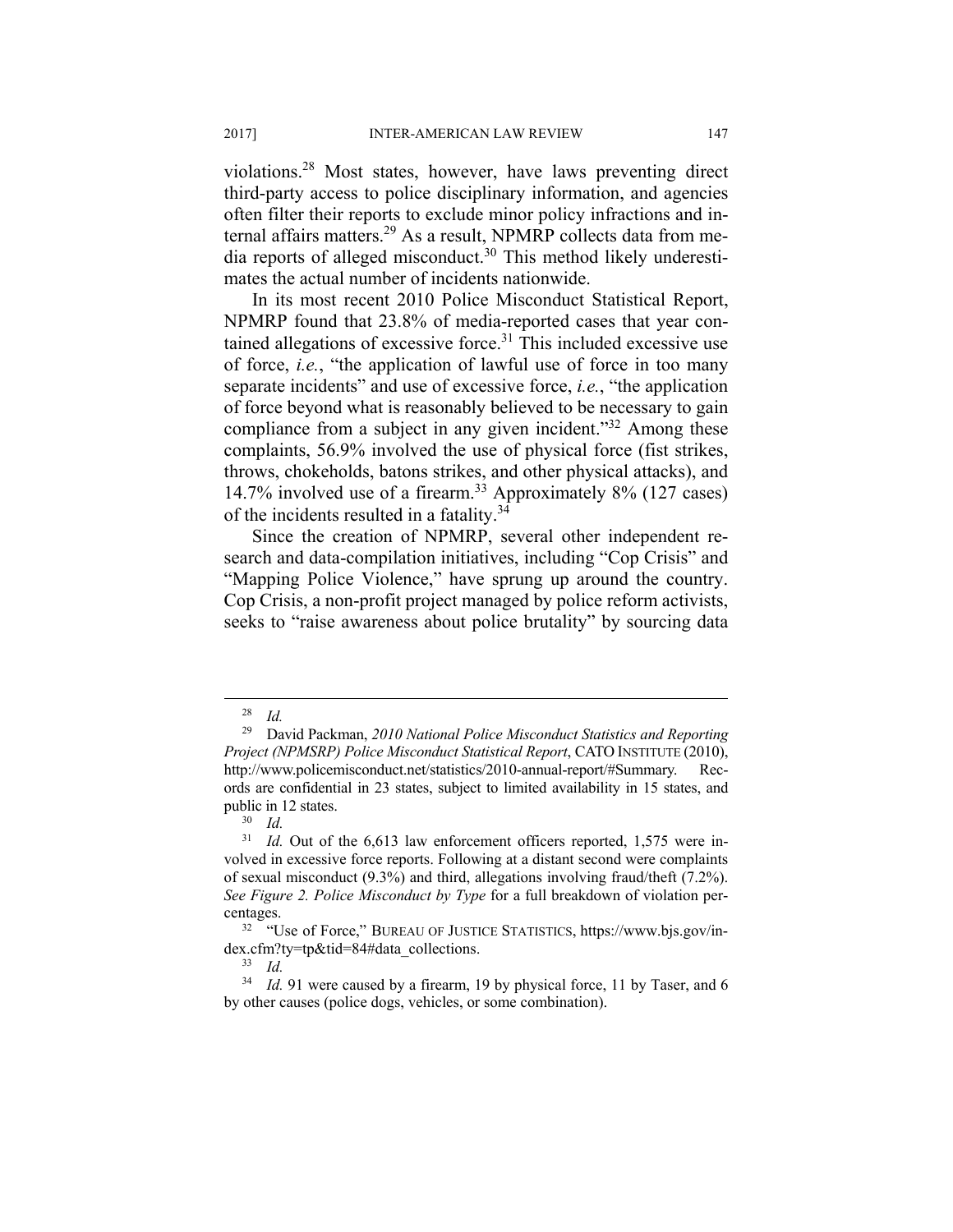violations.[28] Most states, however, have laws preventing direct third-party access to police disciplinary information, and agencies often filter their reports to exclude minor policy infractions and internal affairs matters.[29] As a result, NPMRP collects data from media reports of alleged misconduct.[30] This method likely underestimates the actual number of incidents nationwide.

In its most recent 2010 Police Misconduct Statistical Report, NPMRP found that 23.8% of media-reported cases that year contained allegations of excessive force.[31] This included excessive use of force, *i.e.*, "the application of lawful use of force in too many separate incidents" and use of excessive force, *i.e.*, "the application of force beyond what is reasonably believed to be necessary to gain compliance from a subject in any given incident."[32] Among these complaints, 56.9% involved the use of physical force (fist strikes, throws, chokeholds, batons strikes, and other physical attacks), and 14.7% involved use of a firearm.[33] Approximately 8% (127 cases) of the incidents resulted in a fatality.[34]

Since the creation of NPMRP, several other independent research and data-compilation initiatives, including "Cop Crisis" and "Mapping Police Violence," have sprung up around the country. Cop Crisis, a non-profit project managed by police reform activists, seeks to "raise awareness about police brutality" by sourcing data

---

[28] *Id.*

[29] David Packman, *2010 National Police Misconduct Statistics and Reporting Project (NPMSRP) Police Misconduct Statistical Report*, CATO INSTITUTE (2010), http://www.policemisconduct.net/statistics/2010-annual-report/#Summary. Records are confidential in 23 states, subject to limited availability in 15 states, and public in 12 states.

[30] *Id.*

[31] *Id.* Out of the 6,613 law enforcement officers reported, 1,575 were involved in excessive force reports. Following at a distant second were complaints of sexual misconduct (9.3%) and third, allegations involving fraud/theft (7.2%). *See Figure 2. Police Misconduct by Type* for a full breakdown of violation percentages.

[32] "Use of Force," BUREAU OF JUSTICE STATISTICS, https://www.bjs.gov/index.cfm?ty=tp&tid=84#data_collections.

[33] *Id.*

[34] *Id.* 91 were caused by a firearm, 19 by physical force, 11 by Taser, and 6 by other causes (police dogs, vehicles, or some combination).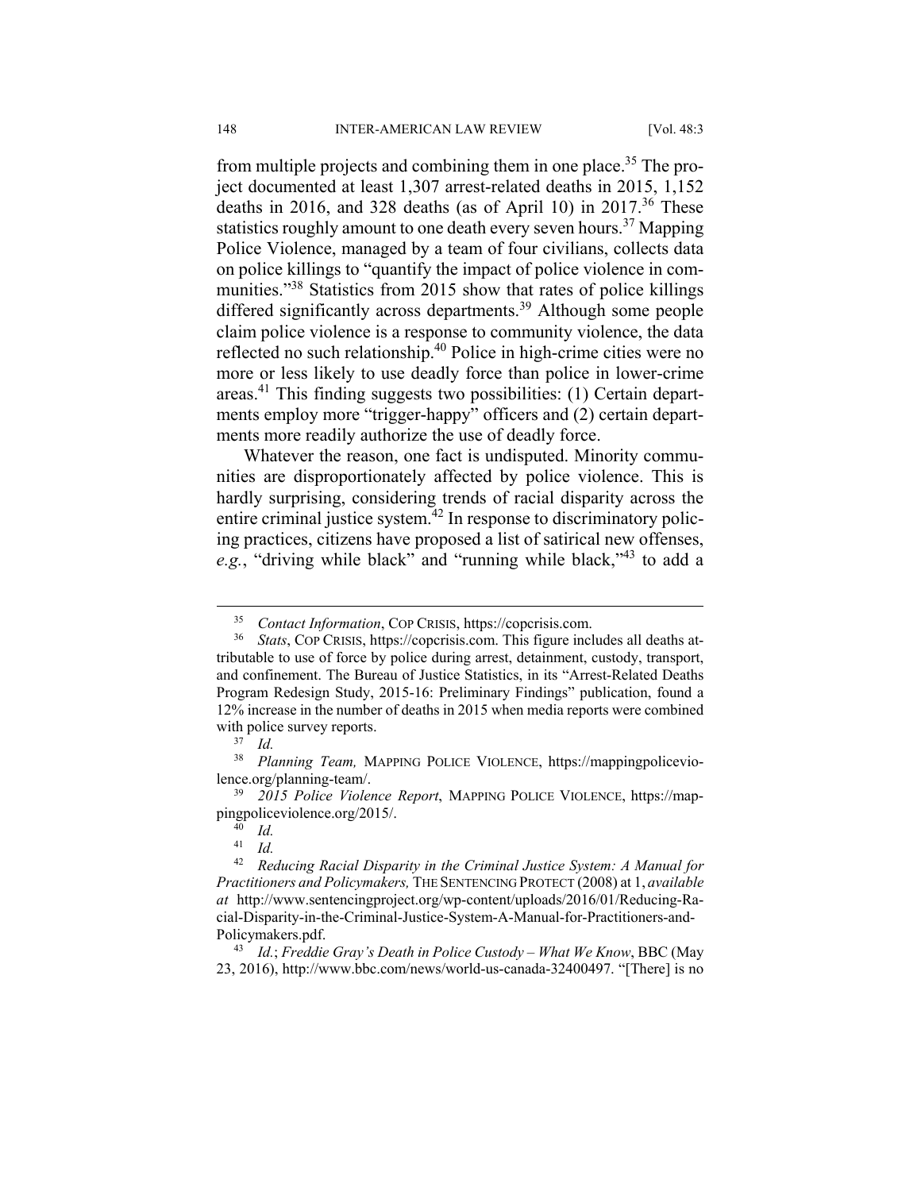from multiple projects and combining them in one place.[35] The project documented at least 1,307 arrest-related deaths in 2015, 1,152 deaths in 2016, and 328 deaths (as of April 10) in 2017.[36] These statistics roughly amount to one death every seven hours.[37] Mapping Police Violence, managed by a team of four civilians, collects data on police killings to "quantify the impact of police violence in communities."[38] Statistics from 2015 show that rates of police killings differed significantly across departments.[39] Although some people claim police violence is a response to community violence, the data reflected no such relationship.[40] Police in high-crime cities were no more or less likely to use deadly force than police in lower-crime areas.[41] This finding suggests two possibilities: (1) Certain departments employ more "trigger-happy" officers and (2) certain departments more readily authorize the use of deadly force.

Whatever the reason, one fact is undisputed. Minority communities are disproportionately affected by police violence. This is hardly surprising, considering trends of racial disparity across the entire criminal justice system.[42] In response to discriminatory policing practices, citizens have proposed a list of satirical new offenses, *e.g.*, "driving while black" and "running while black,"[43] to add a

---

[35] *Contact Information*, COP CRISIS, https://copcrisis.com.

[36] *Stats*, COP CRISIS, https://copcrisis.com. This figure includes all deaths attributable to use of force by police during arrest, detainment, custody, transport, and confinement. The Bureau of Justice Statistics, in its "Arrest-Related Deaths Program Redesign Study, 2015-16: Preliminary Findings" publication, found a 12% increase in the number of deaths in 2015 when media reports were combined with police survey reports.

[37] *Id.*

[38] *Planning Team,* MAPPING POLICE VIOLENCE, https://mappingpoliceviolence.org/planning-team/.

[39] *2015 Police Violence Report*, MAPPING POLICE VIOLENCE, https://mappingpoliceviolence.org/2015/.

[40] *Id.*

[41] *Id.*

[42] *Reducing Racial Disparity in the Criminal Justice System: A Manual for Practitioners and Policymakers,* THE SENTENCING PROTECT (2008) at 1, *available at* http://www.sentencingproject.org/wp-content/uploads/2016/01/Reducing-Racial-Disparity-in-the-Criminal-Justice-System-A-Manual-for-Practitioners-and-Policymakers.pdf.

[43] *Id.*; *Freddie Gray's Death in Police Custody – What We Know*, BBC (May 23, 2016), http://www.bbc.com/news/world-us-canada-32400497. "[There] is no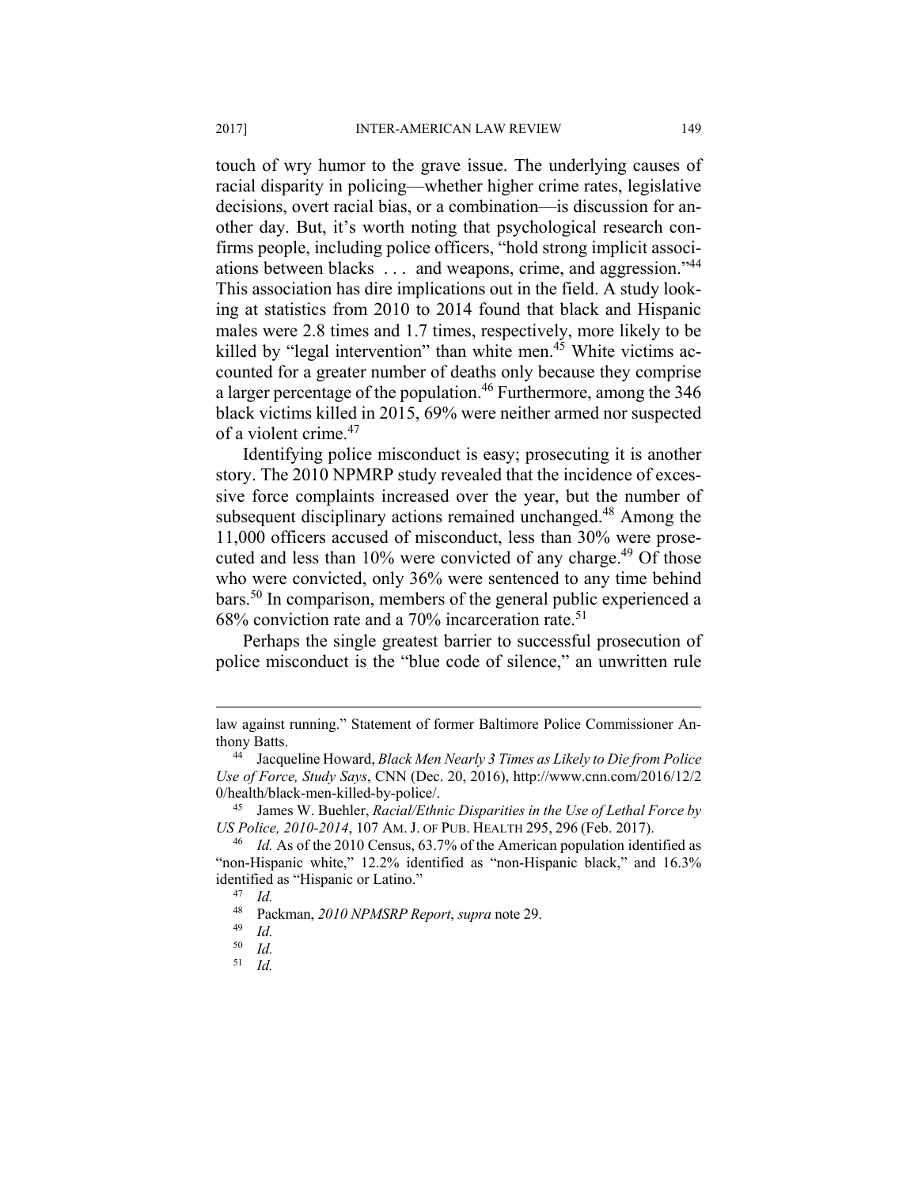touch of wry humor to the grave issue. The underlying causes of racial disparity in policing—whether higher crime rates, legislative decisions, overt racial bias, or a combination—is discussion for another day. But, it's worth noting that psychological research confirms people, including police officers, "hold strong implicit associations between blacks . . . and weapons, crime, and aggression."[44] This association has dire implications out in the field. A study looking at statistics from 2010 to 2014 found that black and Hispanic males were 2.8 times and 1.7 times, respectively, more likely to be killed by "legal intervention" than white men.[45] White victims accounted for a greater number of deaths only because they comprise a larger percentage of the population.[46] Furthermore, among the 346 black victims killed in 2015, 69% were neither armed nor suspected of a violent crime.[47]

Identifying police misconduct is easy; prosecuting it is another story. The 2010 NPMRP study revealed that the incidence of excessive force complaints increased over the year, but the number of subsequent disciplinary actions remained unchanged.[48] Among the 11,000 officers accused of misconduct, less than 30% were prosecuted and less than 10% were convicted of any charge.[49] Of those who were convicted, only 36% were sentenced to any time behind bars.[50] In comparison, members of the general public experienced a 68% conviction rate and a 70% incarceration rate.[51]

Perhaps the single greatest barrier to successful prosecution of police misconduct is the "blue code of silence," an unwritten rule

---

law against running." Statement of former Baltimore Police Commissioner Anthony Batts.

[44] Jacqueline Howard, *Black Men Nearly 3 Times as Likely to Die from Police Use of Force, Study Says*, CNN (Dec. 20, 2016), http://www.cnn.com/2016/12/20/health/black-men-killed-by-police/.

[45] James W. Buehler, *Racial/Ethnic Disparities in the Use of Lethal Force by US Police, 2010-2014*, 107 AM. J. OF PUB. HEALTH 295, 296 (Feb. 2017).

[46] *Id.* As of the 2010 Census, 63.7% of the American population identified as "non-Hispanic white," 12.2% identified as "non-Hispanic black," and 16.3% identified as "Hispanic or Latino."

[47] *Id.*

[48] Packman, *2010 NPMSRP Report*, *supra* note 29.

[49] *Id.*

[50] *Id.*

[51] *Id.*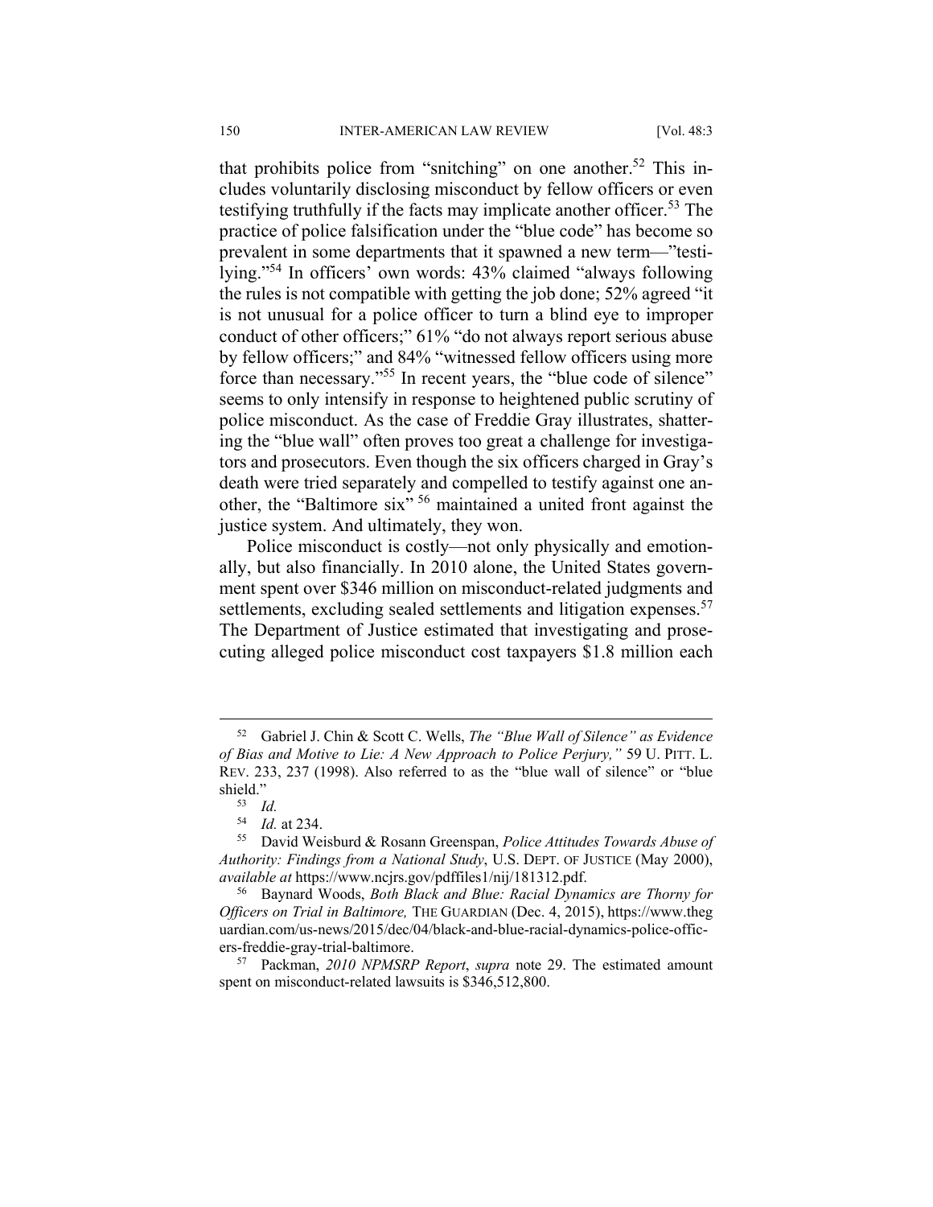that prohibits police from "snitching" on one another.[52] This includes voluntarily disclosing misconduct by fellow officers or even testifying truthfully if the facts may implicate another officer.[53] The practice of police falsification under the "blue code" has become so prevalent in some departments that it spawned a new term—"testilying."[54] In officers' own words: 43% claimed "always following the rules is not compatible with getting the job done; 52% agreed "it is not unusual for a police officer to turn a blind eye to improper conduct of other officers;" 61% "do not always report serious abuse by fellow officers;" and 84% "witnessed fellow officers using more force than necessary."[55] In recent years, the "blue code of silence" seems to only intensify in response to heightened public scrutiny of police misconduct. As the case of Freddie Gray illustrates, shattering the "blue wall" often proves too great a challenge for investigators and prosecutors. Even though the six officers charged in Gray's death were tried separately and compelled to testify against one another, the "Baltimore six" [56] maintained a united front against the justice system. And ultimately, they won.

Police misconduct is costly—not only physically and emotionally, but also financially. In 2010 alone, the United States government spent over $346 million on misconduct-related judgments and settlements, excluding sealed settlements and litigation expenses.[57] The Department of Justice estimated that investigating and prosecuting alleged police misconduct cost taxpayers $1.8 million each

---

[52] Gabriel J. Chin & Scott C. Wells, *The "Blue Wall of Silence" as Evidence of Bias and Motive to Lie: A New Approach to Police Perjury,"* 59 U. PITT. L. REV. 233, 237 (1998). Also referred to as the "blue wall of silence" or "blue shield."

[53] *Id.*

[54] *Id.* at 234.

[55] David Weisburd & Rosann Greenspan, *Police Attitudes Towards Abuse of Authority: Findings from a National Study*, U.S. DEPT. OF JUSTICE (May 2000), *available at* https://www.ncjrs.gov/pdffiles1/nij/181312.pdf.

[56] Baynard Woods, *Both Black and Blue: Racial Dynamics are Thorny for Officers on Trial in Baltimore,* THE GUARDIAN (Dec. 4, 2015), https://www.theguardian.com/us-news/2015/dec/04/black-and-blue-racial-dynamics-police-officers-freddie-gray-trial-baltimore.

[57] Packman, *2010 NPMSRP Report*, *supra* note 29. The estimated amount spent on misconduct-related lawsuits is $346,512,800.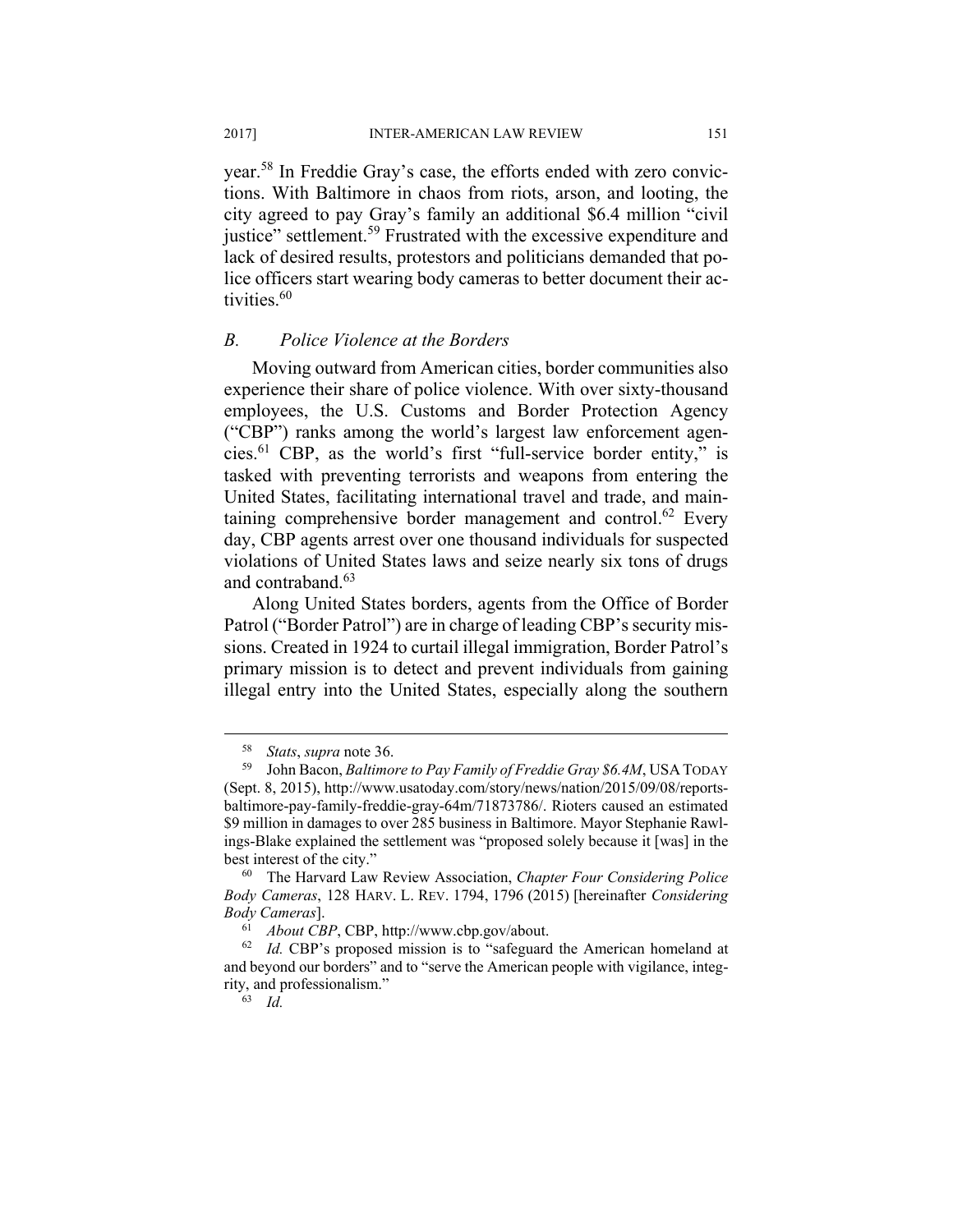year.[58] In Freddie Gray's case, the efforts ended with zero convictions. With Baltimore in chaos from riots, arson, and looting, the city agreed to pay Gray's family an additional $6.4 million "civil justice" settlement.[59] Frustrated with the excessive expenditure and lack of desired results, protestors and politicians demanded that police officers start wearing body cameras to better document their activities.[60]

### *B. Police Violence at the Borders*

Moving outward from American cities, border communities also experience their share of police violence. With over sixty-thousand employees, the U.S. Customs and Border Protection Agency ("CBP") ranks among the world's largest law enforcement agencies.[61] CBP, as the world's first "full-service border entity," is tasked with preventing terrorists and weapons from entering the United States, facilitating international travel and trade, and maintaining comprehensive border management and control.[62] Every day, CBP agents arrest over one thousand individuals for suspected violations of United States laws and seize nearly six tons of drugs and contraband.[63]

Along United States borders, agents from the Office of Border Patrol ("Border Patrol") are in charge of leading CBP's security missions. Created in 1924 to curtail illegal immigration, Border Patrol's primary mission is to detect and prevent individuals from gaining illegal entry into the United States, especially along the southern

---

[58] *Stats*, *supra* note 36.

[59] John Bacon, *Baltimore to Pay Family of Freddie Gray $6.4M*, USA TODAY (Sept. 8, 2015), http://www.usatoday.com/story/news/nation/2015/09/08/reports-baltimore-pay-family-freddie-gray-64m/71873786/. Rioters caused an estimated $9 million in damages to over 285 business in Baltimore. Mayor Stephanie Rawlings-Blake explained the settlement was "proposed solely because it [was] in the best interest of the city."

[60] The Harvard Law Review Association, *Chapter Four Considering Police Body Cameras*, 128 HARV. L. REV. 1794, 1796 (2015) [hereinafter *Considering Body Cameras*].

[61] *About CBP*, CBP, http://www.cbp.gov/about.

[62] *Id.* CBP's proposed mission is to "safeguard the American homeland at and beyond our borders" and to "serve the American people with vigilance, integrity, and professionalism."

[63] *Id.*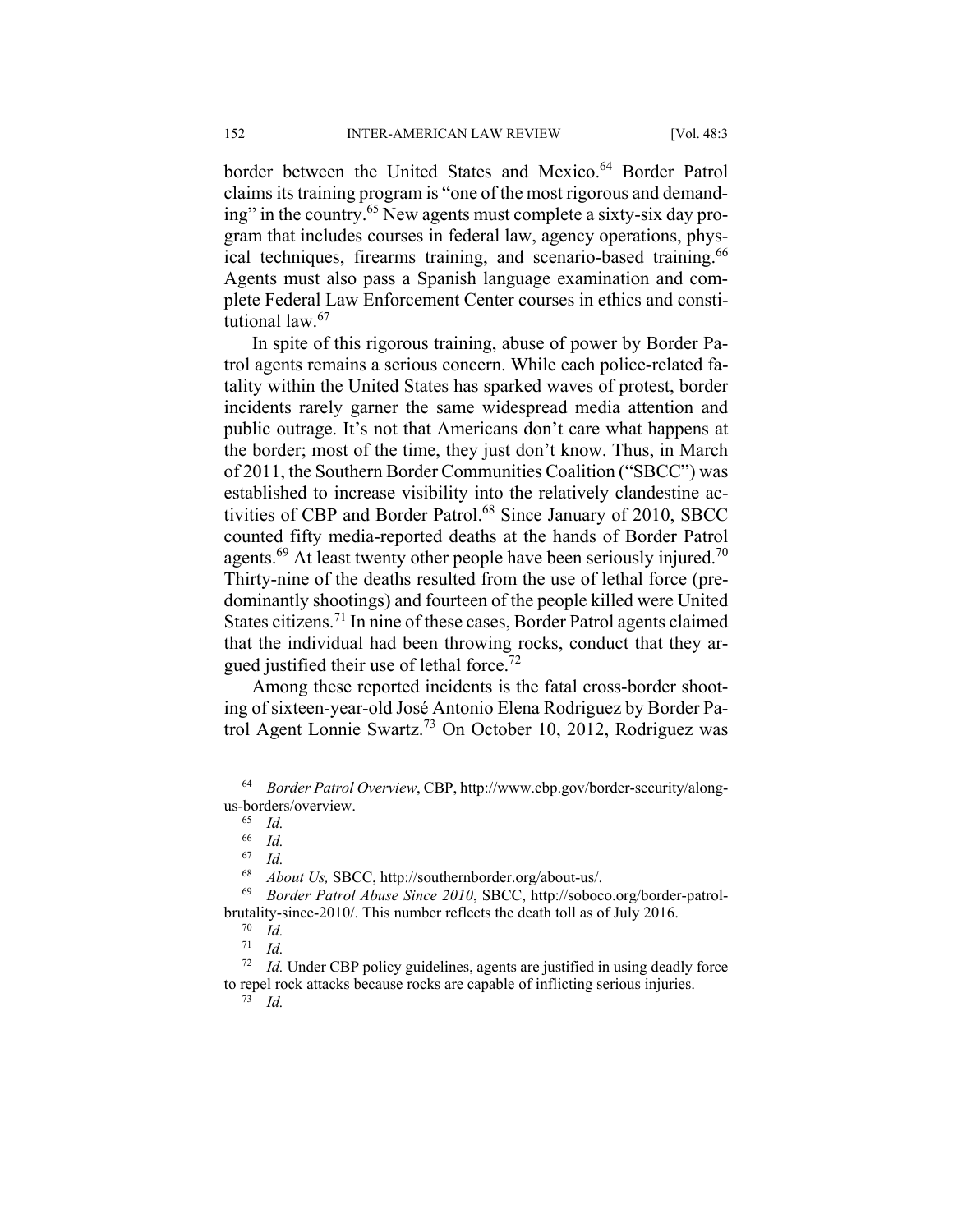border between the United States and Mexico.[64] Border Patrol claims its training program is "one of the most rigorous and demanding" in the country.[65] New agents must complete a sixty-six day program that includes courses in federal law, agency operations, physical techniques, firearms training, and scenario-based training.[66] Agents must also pass a Spanish language examination and complete Federal Law Enforcement Center courses in ethics and constitutional law.[67]

In spite of this rigorous training, abuse of power by Border Patrol agents remains a serious concern. While each police-related fatality within the United States has sparked waves of protest, border incidents rarely garner the same widespread media attention and public outrage. It's not that Americans don't care what happens at the border; most of the time, they just don't know. Thus, in March of 2011, the Southern Border Communities Coalition ("SBCC") was established to increase visibility into the relatively clandestine activities of CBP and Border Patrol.[68] Since January of 2010, SBCC counted fifty media-reported deaths at the hands of Border Patrol agents.[69] At least twenty other people have been seriously injured.[70] Thirty-nine of the deaths resulted from the use of lethal force (predominantly shootings) and fourteen of the people killed were United States citizens.[71] In nine of these cases, Border Patrol agents claimed that the individual had been throwing rocks, conduct that they argued justified their use of lethal force.[72]

Among these reported incidents is the fatal cross-border shooting of sixteen-year-old José Antonio Elena Rodriguez by Border Patrol Agent Lonnie Swartz.[73] On October 10, 2012, Rodriguez was

---

[64] *Border Patrol Overview*, CBP, http://www.cbp.gov/border-security/along-us-borders/overview.

[65] *Id.*

[66] *Id.*

[67] *Id.*

[68] *About Us,* SBCC, http://southernborder.org/about-us/.

[69] *Border Patrol Abuse Since 2010*, SBCC, http://soboco.org/border-patrol-brutality-since-2010/. This number reflects the death toll as of July 2016.

[70] *Id.*

[71] *Id.*

[72] *Id.* Under CBP policy guidelines, agents are justified in using deadly force to repel rock attacks because rocks are capable of inflicting serious injuries.

[73] *Id.*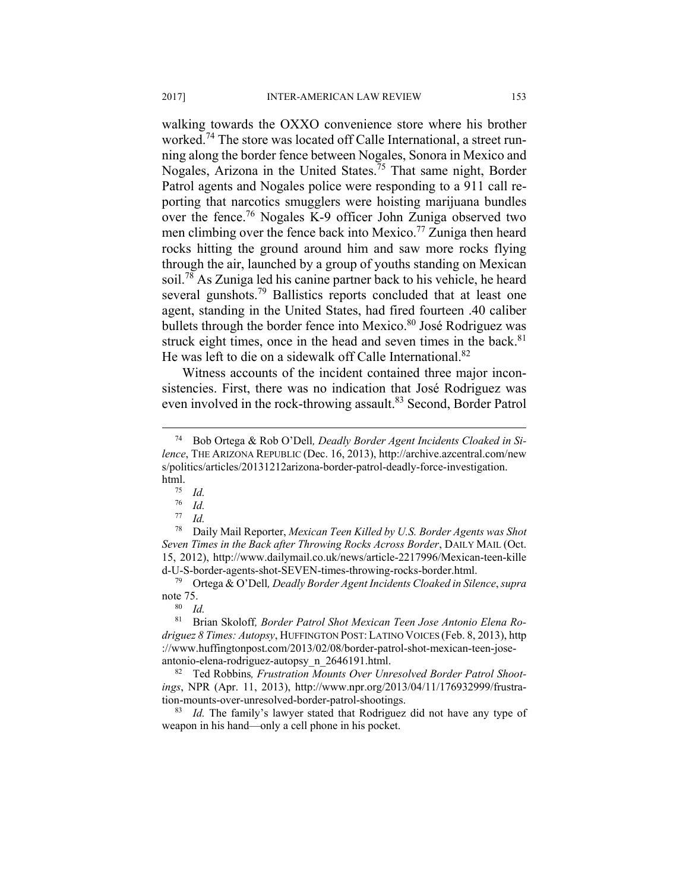walking towards the OXXO convenience store where his brother worked.[74] The store was located off Calle International, a street running along the border fence between Nogales, Sonora in Mexico and Nogales, Arizona in the United States.[75] That same night, Border Patrol agents and Nogales police were responding to a 911 call reporting that narcotics smugglers were hoisting marijuana bundles over the fence.[76] Nogales K-9 officer John Zuniga observed two men climbing over the fence back into Mexico.[77] Zuniga then heard rocks hitting the ground around him and saw more rocks flying through the air, launched by a group of youths standing on Mexican soil.[78] As Zuniga led his canine partner back to his vehicle, he heard several gunshots.[79] Ballistics reports concluded that at least one agent, standing in the United States, had fired fourteen .40 caliber bullets through the border fence into Mexico.[80] José Rodriguez was struck eight times, once in the head and seven times in the back.[81] He was left to die on a sidewalk off Calle International.[82]

Witness accounts of the incident contained three major inconsistencies. First, there was no indication that José Rodriguez was even involved in the rock-throwing assault.[83] Second, Border Patrol

---

[74] Bob Ortega & Rob O'Dell, *Deadly Border Agent Incidents Cloaked in Silence*, THE ARIZONA REPUBLIC (Dec. 16, 2013), http://archive.azcentral.com/news/politics/articles/20131212arizona-border-patrol-deadly-force-investigation.html.

[75] *Id.*

[76] *Id.*

[77] *Id.*

[78] Daily Mail Reporter, *Mexican Teen Killed by U.S. Border Agents was Shot Seven Times in the Back after Throwing Rocks Across Border*, DAILY MAIL (Oct. 15, 2012), http://www.dailymail.co.uk/news/article-2217996/Mexican-teen-killed-U-S-border-agents-shot-SEVEN-times-throwing-rocks-border.html.

[79] Ortega & O'Dell, *Deadly Border Agent Incidents Cloaked in Silence*, *supra* note 75.

[80] *Id.*

[81] Brian Skoloff, *Border Patrol Shot Mexican Teen Jose Antonio Elena Rodriguez 8 Times: Autopsy*, HUFFINGTON POST: LATINO VOICES (Feb. 8, 2013), http://www.huffingtonpost.com/2013/02/08/border-patrol-shot-mexican-teen-jose-antonio-elena-rodriguez-autopsy_n_2646191.html.

[82] Ted Robbins, *Frustration Mounts Over Unresolved Border Patrol Shootings*, NPR (Apr. 11, 2013), http://www.npr.org/2013/04/11/176932999/frustration-mounts-over-unresolved-border-patrol-shootings.

[83] *Id.* The family's lawyer stated that Rodriguez did not have any type of weapon in his hand—only a cell phone in his pocket.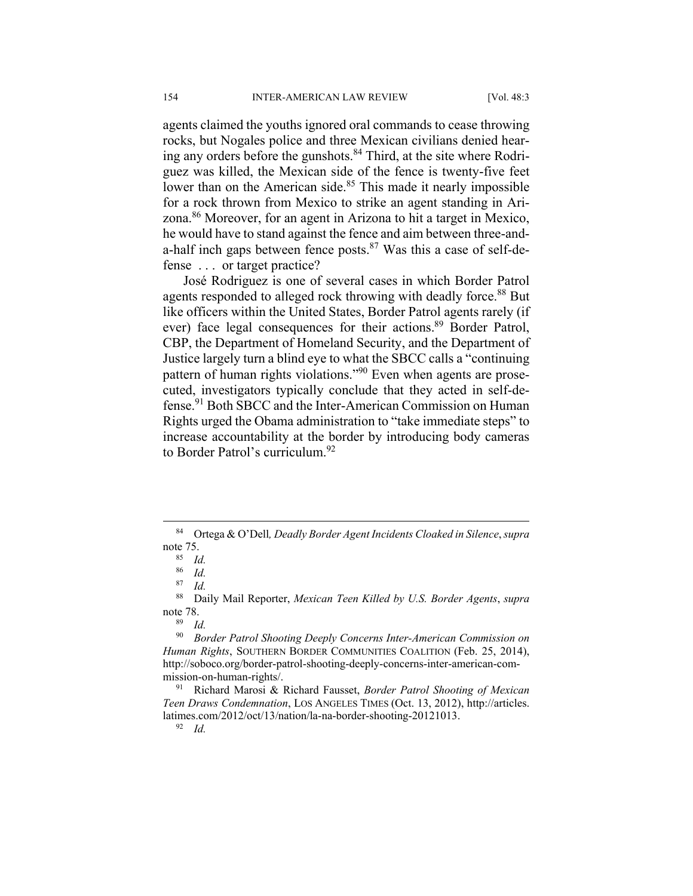agents claimed the youths ignored oral commands to cease throwing rocks, but Nogales police and three Mexican civilians denied hearing any orders before the gunshots.[84] Third, at the site where Rodriguez was killed, the Mexican side of the fence is twenty-five feet lower than on the American side.[85] This made it nearly impossible for a rock thrown from Mexico to strike an agent standing in Arizona.[86] Moreover, for an agent in Arizona to hit a target in Mexico, he would have to stand against the fence and aim between three-and-a-half inch gaps between fence posts.[87] Was this a case of self-defense . . . or target practice?

José Rodriguez is one of several cases in which Border Patrol agents responded to alleged rock throwing with deadly force.[88] But like officers within the United States, Border Patrol agents rarely (if ever) face legal consequences for their actions.[89] Border Patrol, CBP, the Department of Homeland Security, and the Department of Justice largely turn a blind eye to what the SBCC calls a "continuing pattern of human rights violations."[90] Even when agents are prosecuted, investigators typically conclude that they acted in self-defense.[91] Both SBCC and the Inter-American Commission on Human Rights urged the Obama administration to "take immediate steps" to increase accountability at the border by introducing body cameras to Border Patrol's curriculum.[92]

---

[84] Ortega & O'Dell*, Deadly Border Agent Incidents Cloaked in Silence*, *supra* note 75.

[85] *Id.*

[86] *Id.*

[87] *Id.*

[88] Daily Mail Reporter, *Mexican Teen Killed by U.S. Border Agents*, *supra* note 78.

[89] *Id.*

[90] *Border Patrol Shooting Deeply Concerns Inter-American Commission on Human Rights*, SOUTHERN BORDER COMMUNITIES COALITION (Feb. 25, 2014), http://soboco.org/border-patrol-shooting-deeply-concerns-inter-american-commission-on-human-rights/.

[91] Richard Marosi & Richard Fausset, *Border Patrol Shooting of Mexican Teen Draws Condemnation*, LOS ANGELES TIMES (Oct. 13, 2012), http://articles.latimes.com/2012/oct/13/nation/la-na-border-shooting-20121013.

[92] *Id.*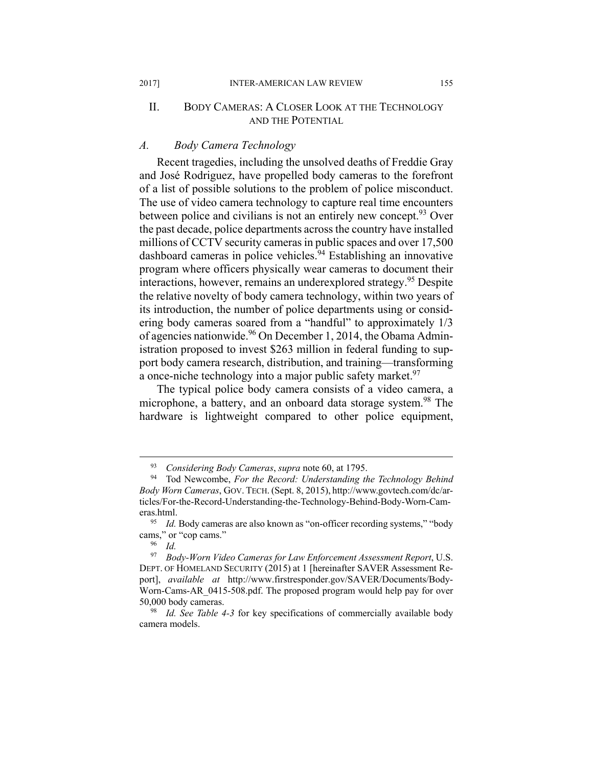## II. BODY CAMERAS: A CLOSER LOOK AT THE TECHNOLOGY AND THE POTENTIAL

### *A. Body Camera Technology*

Recent tragedies, including the unsolved deaths of Freddie Gray and José Rodriguez, have propelled body cameras to the forefront of a list of possible solutions to the problem of police misconduct. The use of video camera technology to capture real time encounters between police and civilians is not an entirely new concept.[93] Over the past decade, police departments across the country have installed millions of CCTV security cameras in public spaces and over 17,500 dashboard cameras in police vehicles.[94] Establishing an innovative program where officers physically wear cameras to document their interactions, however, remains an underexplored strategy.[95] Despite the relative novelty of body camera technology, within two years of its introduction, the number of police departments using or considering body cameras soared from a "handful" to approximately 1/3 of agencies nationwide.[96] On December 1, 2014, the Obama Administration proposed to invest $263 million in federal funding to support body camera research, distribution, and training—transforming a once-niche technology into a major public safety market.[97]

The typical police body camera consists of a video camera, a microphone, a battery, and an onboard data storage system.[98] The hardware is lightweight compared to other police equipment,

---

[93] *Considering Body Cameras*, *supra* note 60, at 1795.

[94] Tod Newcombe, *For the Record: Understanding the Technology Behind Body Worn Cameras*, GOV. TECH. (Sept. 8, 2015), http://www.govtech.com/dc/articles/For-the-Record-Understanding-the-Technology-Behind-Body-Worn-Cameras.html.

[95] *Id.* Body cameras are also known as "on-officer recording systems," "body cams," or "cop cams."

[96] *Id.*

[97] *Body-Worn Video Cameras for Law Enforcement Assessment Report*, U.S. DEPT. OF HOMELAND SECURITY (2015) at 1 [hereinafter SAVER Assessment Report], *available at* http://www.firstresponder.gov/SAVER/Documents/Body-Worn-Cams-AR_0415-508.pdf. The proposed program would help pay for over 50,000 body cameras.

[98] *Id. See Table 4-3* for key specifications of commercially available body camera models.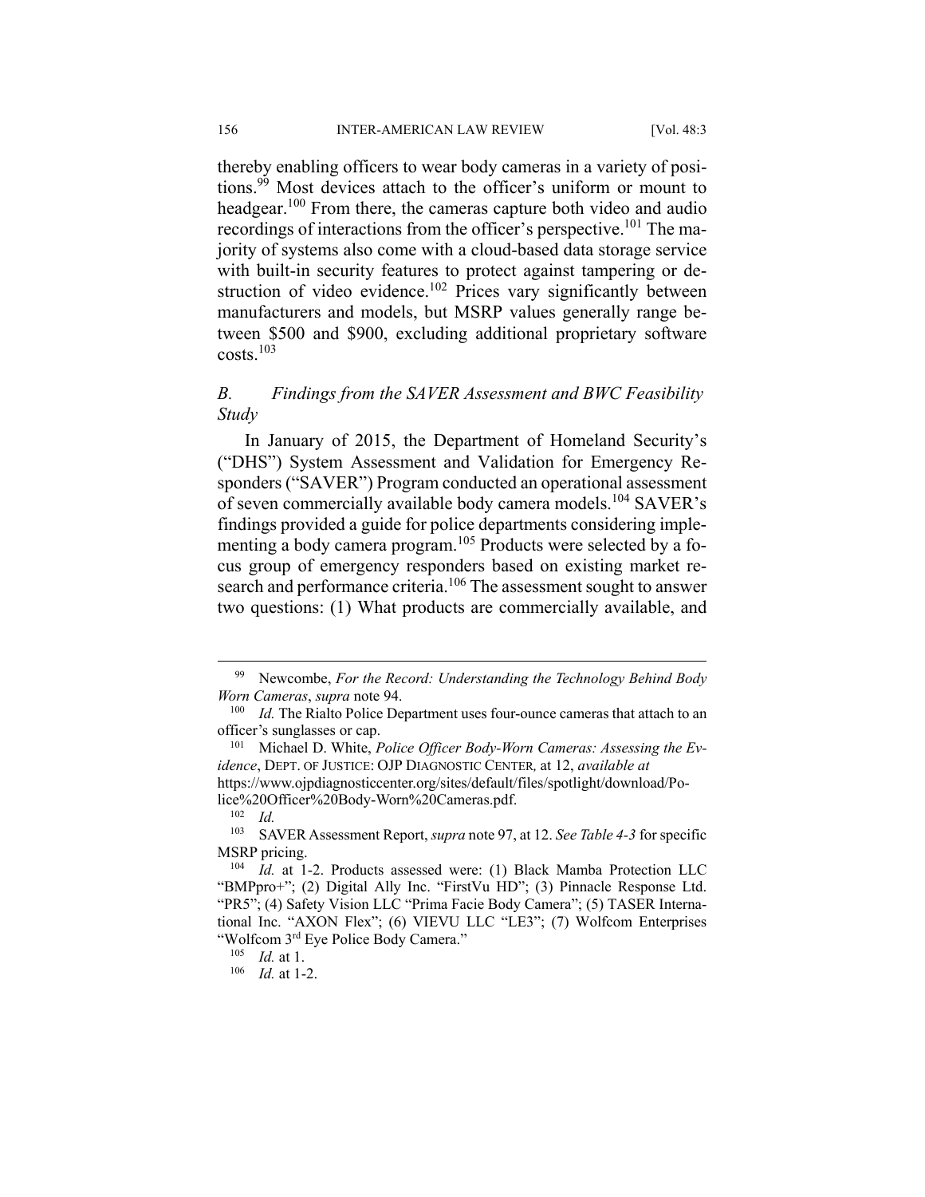thereby enabling officers to wear body cameras in a variety of positions.[99] Most devices attach to the officer's uniform or mount to headgear.[100] From there, the cameras capture both video and audio recordings of interactions from the officer's perspective.[101] The majority of systems also come with a cloud-based data storage service with built-in security features to protect against tampering or destruction of video evidence.[102] Prices vary significantly between manufacturers and models, but MSRP values generally range between $500 and $900, excluding additional proprietary software costs.[103]

### *B. Findings from the SAVER Assessment and BWC Feasibility Study*

In January of 2015, the Department of Homeland Security's ("DHS") System Assessment and Validation for Emergency Responders ("SAVER") Program conducted an operational assessment of seven commercially available body camera models.[104] SAVER's findings provided a guide for police departments considering implementing a body camera program.[105] Products were selected by a focus group of emergency responders based on existing market research and performance criteria.[106] The assessment sought to answer two questions: (1) What products are commercially available, and

---

[99] Newcombe, *For the Record: Understanding the Technology Behind Body Worn Cameras*, *supra* note 94.

[100] *Id.* The Rialto Police Department uses four-ounce cameras that attach to an officer's sunglasses or cap.

[101] Michael D. White, *Police Officer Body-Worn Cameras: Assessing the Evidence*, DEPT. OF JUSTICE: OJP DIAGNOSTIC CENTER, at 12, *available at* https://www.ojpdiagnosticcenter.org/sites/default/files/spotlight/download/Police%20Officer%20Body-Worn%20Cameras.pdf.

[102] *Id.*

[103] SAVER Assessment Report, *supra* note 97, at 12. *See Table 4-3* for specific MSRP pricing.

[104] *Id.* at 1-2. Products assessed were: (1) Black Mamba Protection LLC "BMPpro+"; (2) Digital Ally Inc. "FirstVu HD"; (3) Pinnacle Response Ltd. "PR5"; (4) Safety Vision LLC "Prima Facie Body Camera"; (5) TASER International Inc. "AXON Flex"; (6) VIEVU LLC "LE3"; (7) Wolfcom Enterprises "Wolfcom 3rd Eye Police Body Camera."

[105] *Id.* at 1.

[106] *Id.* at 1-2.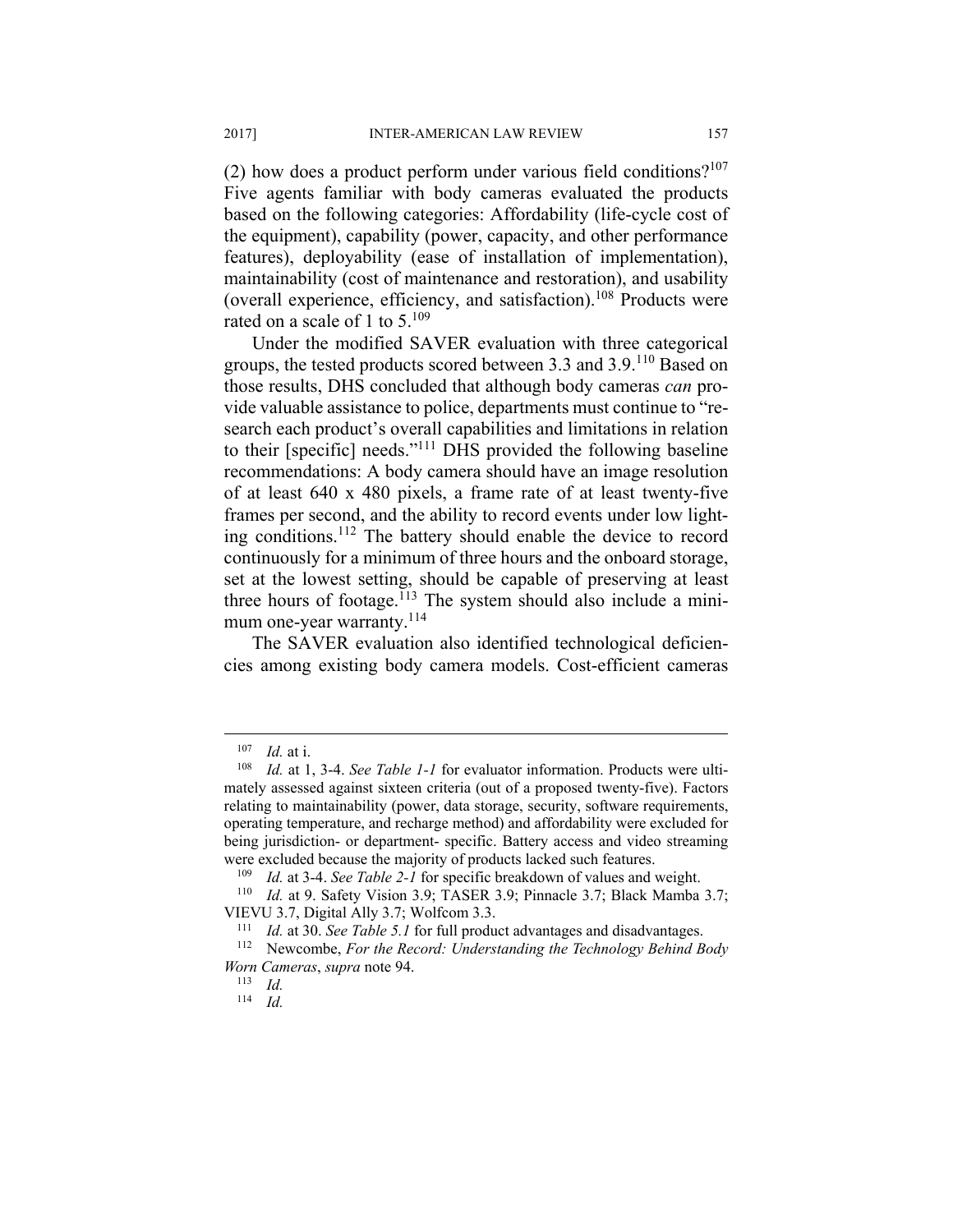(2) how does a product perform under various field conditions?[107] Five agents familiar with body cameras evaluated the products based on the following categories: Affordability (life-cycle cost of the equipment), capability (power, capacity, and other performance features), deployability (ease of installation of implementation), maintainability (cost of maintenance and restoration), and usability (overall experience, efficiency, and satisfaction).[108] Products were rated on a scale of 1 to 5.[109]

Under the modified SAVER evaluation with three categorical groups, the tested products scored between 3.3 and 3.9.[110] Based on those results, DHS concluded that although body cameras *can* provide valuable assistance to police, departments must continue to "research each product's overall capabilities and limitations in relation to their [specific] needs."[111] DHS provided the following baseline recommendations: A body camera should have an image resolution of at least 640 x 480 pixels, a frame rate of at least twenty-five frames per second, and the ability to record events under low lighting conditions.[112] The battery should enable the device to record continuously for a minimum of three hours and the onboard storage, set at the lowest setting, should be capable of preserving at least three hours of footage.[113] The system should also include a minimum one-year warranty.[114]

The SAVER evaluation also identified technological deficiencies among existing body camera models. Cost-efficient cameras

---

[107] *Id.* at i.

[108] *Id.* at 1, 3-4. *See Table 1-1* for evaluator information. Products were ultimately assessed against sixteen criteria (out of a proposed twenty-five). Factors relating to maintainability (power, data storage, security, software requirements, operating temperature, and recharge method) and affordability were excluded for being jurisdiction- or department- specific. Battery access and video streaming were excluded because the majority of products lacked such features.

[109] *Id.* at 3-4. *See Table 2-1* for specific breakdown of values and weight.

[110] *Id.* at 9. Safety Vision 3.9; TASER 3.9; Pinnacle 3.7; Black Mamba 3.7; VIEVU 3.7, Digital Ally 3.7; Wolfcom 3.3.

[111] *Id.* at 30. *See Table 5.1* for full product advantages and disadvantages.

[112] Newcombe, *For the Record: Understanding the Technology Behind Body Worn Cameras*, *supra* note 94.

[113] *Id.*

[114] *Id.*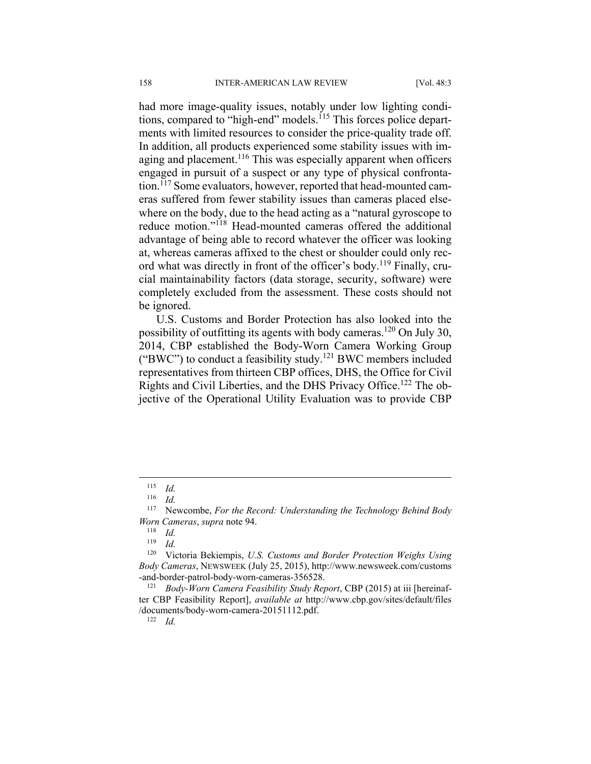had more image-quality issues, notably under low lighting conditions, compared to "high-end" models.[115] This forces police departments with limited resources to consider the price-quality trade off. In addition, all products experienced some stability issues with imaging and placement.[116] This was especially apparent when officers engaged in pursuit of a suspect or any type of physical confrontation.[117] Some evaluators, however, reported that head-mounted cameras suffered from fewer stability issues than cameras placed elsewhere on the body, due to the head acting as a "natural gyroscope to reduce motion."[118] Head-mounted cameras offered the additional advantage of being able to record whatever the officer was looking at, whereas cameras affixed to the chest or shoulder could only record what was directly in front of the officer's body.[119] Finally, crucial maintainability factors (data storage, security, software) were completely excluded from the assessment. These costs should not be ignored.

U.S. Customs and Border Protection has also looked into the possibility of outfitting its agents with body cameras.[120] On July 30, 2014, CBP established the Body-Worn Camera Working Group ("BWC") to conduct a feasibility study.[121] BWC members included representatives from thirteen CBP offices, DHS, the Office for Civil Rights and Civil Liberties, and the DHS Privacy Office.[122] The objective of the Operational Utility Evaluation was to provide CBP

---

[115] *Id.*

[116] *Id.*

[117] Newcombe, *For the Record: Understanding the Technology Behind Body Worn Cameras*, *supra* note 94.

[118] *Id.*

[119] *Id.*

[120] Victoria Bekiempis, *U.S. Customs and Border Protection Weighs Using Body Cameras*, NEWSWEEK (July 25, 2015), http://www.newsweek.com/customs-and-border-patrol-body-worn-cameras-356528.

[121] *Body-Worn Camera Feasibility Study Report*, CBP (2015) at iii [hereinafter CBP Feasibility Report], *available at* http://www.cbp.gov/sites/default/files/documents/body-worn-camera-20151112.pdf.

[122] *Id.*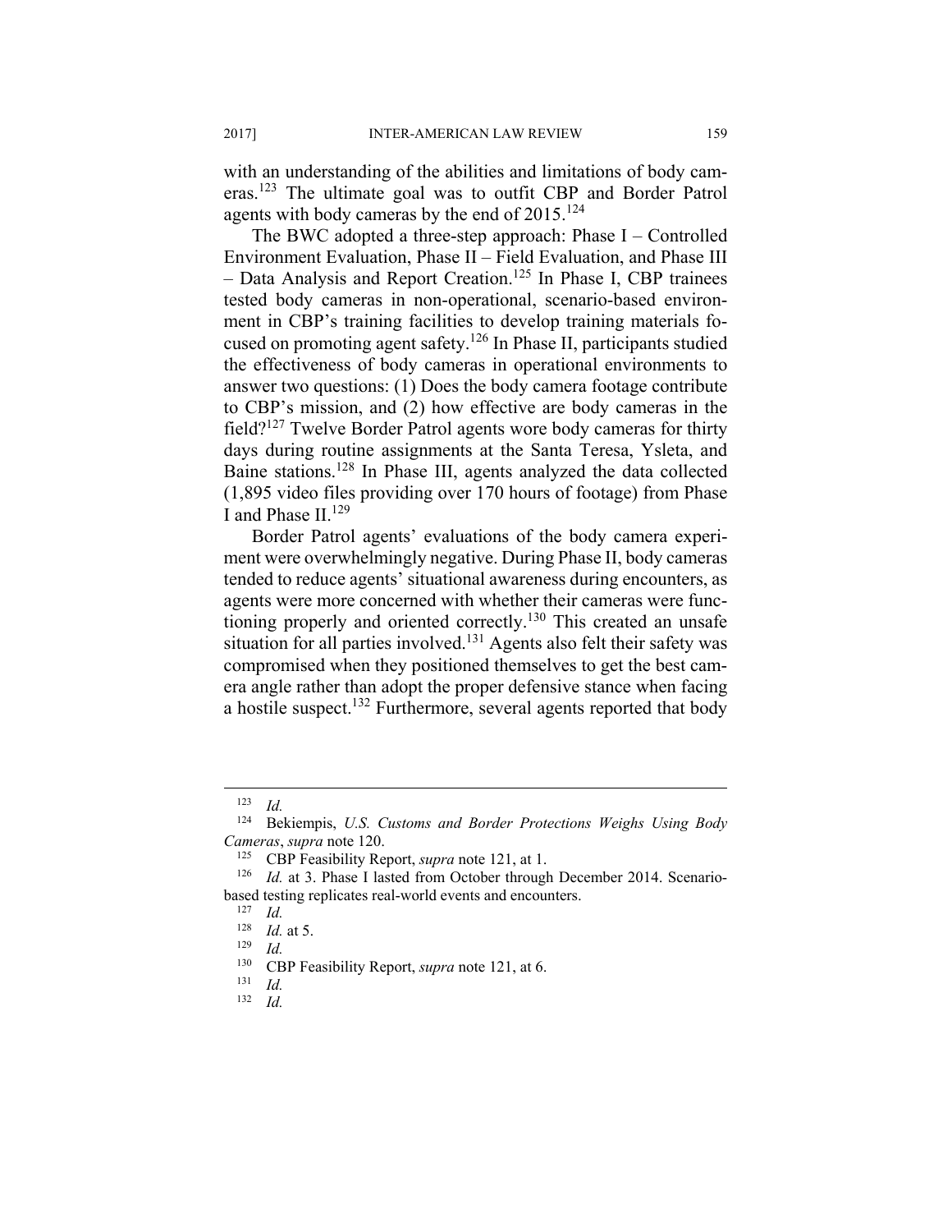with an understanding of the abilities and limitations of body cameras.[123] The ultimate goal was to outfit CBP and Border Patrol agents with body cameras by the end of 2015.[124]

The BWC adopted a three-step approach: Phase I – Controlled Environment Evaluation, Phase II – Field Evaluation, and Phase III – Data Analysis and Report Creation.[125] In Phase I, CBP trainees tested body cameras in non-operational, scenario-based environment in CBP's training facilities to develop training materials focused on promoting agent safety.[126] In Phase II, participants studied the effectiveness of body cameras in operational environments to answer two questions: (1) Does the body camera footage contribute to CBP's mission, and (2) how effective are body cameras in the field?[127] Twelve Border Patrol agents wore body cameras for thirty days during routine assignments at the Santa Teresa, Ysleta, and Baine stations.[128] In Phase III, agents analyzed the data collected (1,895 video files providing over 170 hours of footage) from Phase I and Phase II.[129]

Border Patrol agents' evaluations of the body camera experiment were overwhelmingly negative. During Phase II, body cameras tended to reduce agents' situational awareness during encounters, as agents were more concerned with whether their cameras were functioning properly and oriented correctly.[130] This created an unsafe situation for all parties involved.[131] Agents also felt their safety was compromised when they positioned themselves to get the best camera angle rather than adopt the proper defensive stance when facing a hostile suspect.[132] Furthermore, several agents reported that body

---

[123] *Id.*

[124] Bekiempis, *U.S. Customs and Border Protections Weighs Using Body Cameras*, *supra* note 120.

[125] CBP Feasibility Report, *supra* note 121, at 1.

[126] *Id.* at 3. Phase I lasted from October through December 2014. Scenario-based testing replicates real-world events and encounters.

[127] *Id.*

[128] *Id.* at 5.

[129] *Id.*

[130] CBP Feasibility Report, *supra* note 121, at 6.

[131] *Id.*

[132] *Id.*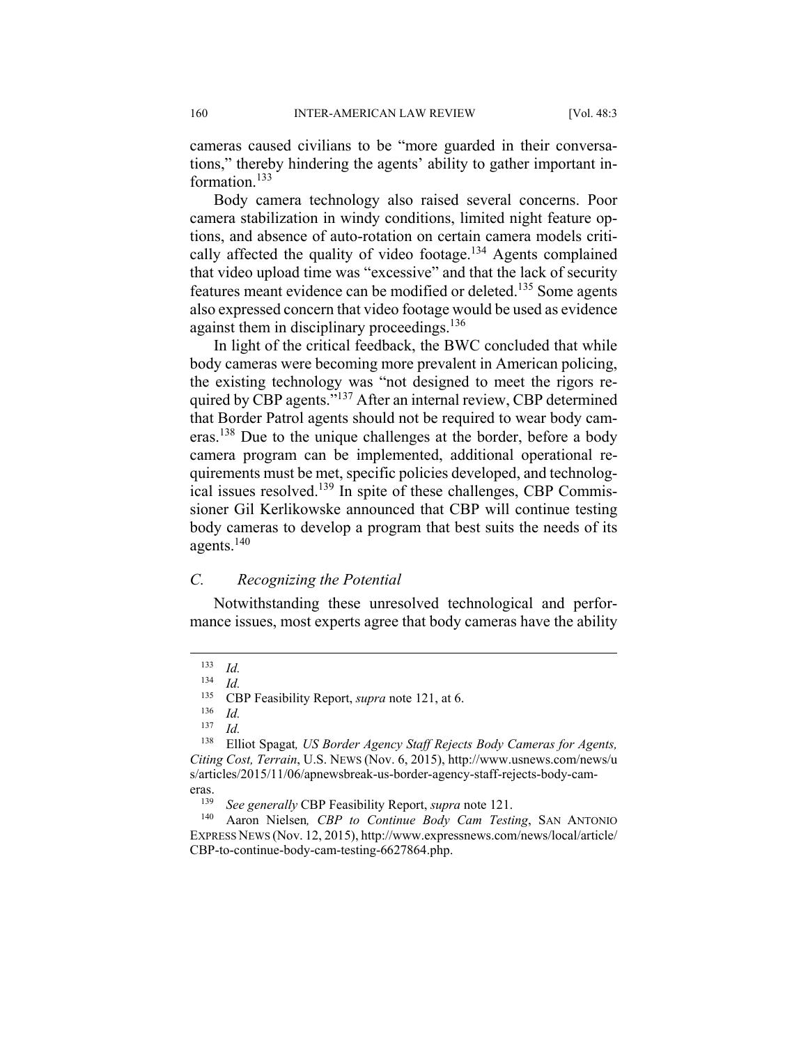cameras caused civilians to be "more guarded in their conversations," thereby hindering the agents' ability to gather important information.[133]

Body camera technology also raised several concerns. Poor camera stabilization in windy conditions, limited night feature options, and absence of auto-rotation on certain camera models critically affected the quality of video footage.[134] Agents complained that video upload time was "excessive" and that the lack of security features meant evidence can be modified or deleted.[135] Some agents also expressed concern that video footage would be used as evidence against them in disciplinary proceedings.[136]

In light of the critical feedback, the BWC concluded that while body cameras were becoming more prevalent in American policing, the existing technology was "not designed to meet the rigors required by CBP agents."[137] After an internal review, CBP determined that Border Patrol agents should not be required to wear body cameras.[138] Due to the unique challenges at the border, before a body camera program can be implemented, additional operational requirements must be met, specific policies developed, and technological issues resolved.[139] In spite of these challenges, CBP Commissioner Gil Kerlikowske announced that CBP will continue testing body cameras to develop a program that best suits the needs of its agents.[140]

### *C. Recognizing the Potential*

Notwithstanding these unresolved technological and performance issues, most experts agree that body cameras have the ability

---

[133] *Id.*

[134] *Id.*

[135] CBP Feasibility Report, *supra* note 121, at 6.

[136] *Id.*

[137] *Id.*

[138] Elliot Spagat*, US Border Agency Staff Rejects Body Cameras for Agents, Citing Cost, Terrain*, U.S. NEWS (Nov. 6, 2015), http://www.usnews.com/news/us/articles/2015/11/06/apnewsbreak-us-border-agency-staff-rejects-body-cameras.

[139] *See generally* CBP Feasibility Report, *supra* note 121.

[140] Aaron Nielsen*, CBP to Continue Body Cam Testing*, SAN ANTONIO EXPRESS NEWS (Nov. 12, 2015), http://www.expressnews.com/news/local/article/CBP-to-continue-body-cam-testing-6627864.php.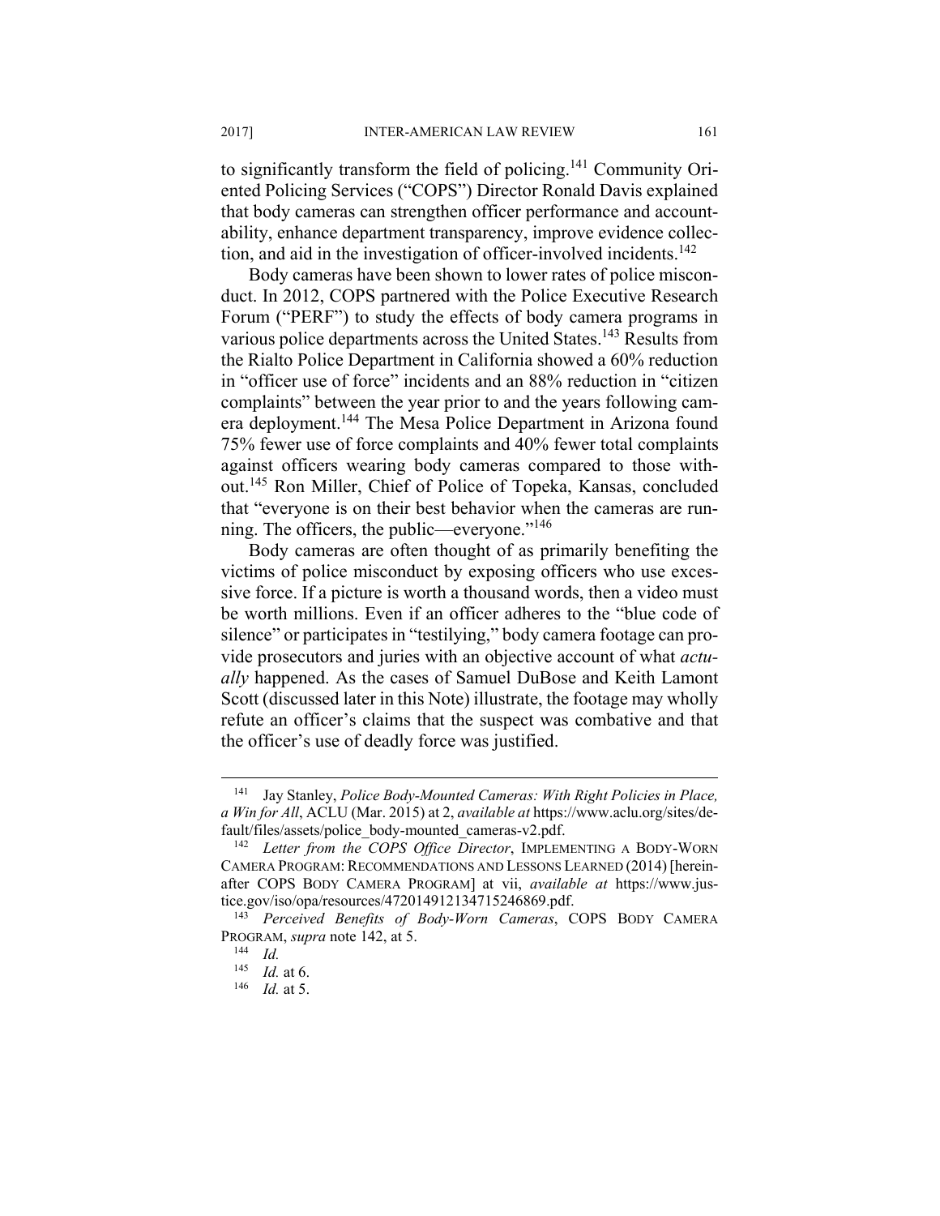to significantly transform the field of policing.[141] Community Oriented Policing Services ("COPS") Director Ronald Davis explained that body cameras can strengthen officer performance and accountability, enhance department transparency, improve evidence collection, and aid in the investigation of officer-involved incidents.[142]

Body cameras have been shown to lower rates of police misconduct. In 2012, COPS partnered with the Police Executive Research Forum ("PERF") to study the effects of body camera programs in various police departments across the United States.[143] Results from the Rialto Police Department in California showed a 60% reduction in "officer use of force" incidents and an 88% reduction in "citizen complaints" between the year prior to and the years following camera deployment.[144] The Mesa Police Department in Arizona found 75% fewer use of force complaints and 40% fewer total complaints against officers wearing body cameras compared to those without.[145] Ron Miller, Chief of Police of Topeka, Kansas, concluded that "everyone is on their best behavior when the cameras are running. The officers, the public—everyone."[146]

Body cameras are often thought of as primarily benefiting the victims of police misconduct by exposing officers who use excessive force. If a picture is worth a thousand words, then a video must be worth millions. Even if an officer adheres to the "blue code of silence" or participates in "testilying," body camera footage can provide prosecutors and juries with an objective account of what *actually* happened. As the cases of Samuel DuBose and Keith Lamont Scott (discussed later in this Note) illustrate, the footage may wholly refute an officer's claims that the suspect was combative and that the officer's use of deadly force was justified.

---

[141] Jay Stanley, *Police Body-Mounted Cameras: With Right Policies in Place, a Win for All*, ACLU (Mar. 2015) at 2, *available at* https://www.aclu.org/sites/default/files/assets/police_body-mounted_cameras-v2.pdf.

[142] *Letter from the COPS Office Director*, IMPLEMENTING A BODY-WORN CAMERA PROGRAM: RECOMMENDATIONS AND LESSONS LEARNED (2014) [hereinafter COPS BODY CAMERA PROGRAM] at vii, *available at* https://www.justice.gov/iso/opa/resources/472014912134715246869.pdf.

[143] *Perceived Benefits of Body-Worn Cameras*, COPS BODY CAMERA PROGRAM, *supra* note 142, at 5.

[144] *Id.*

[145] *Id.* at 6.

[146] *Id.* at 5.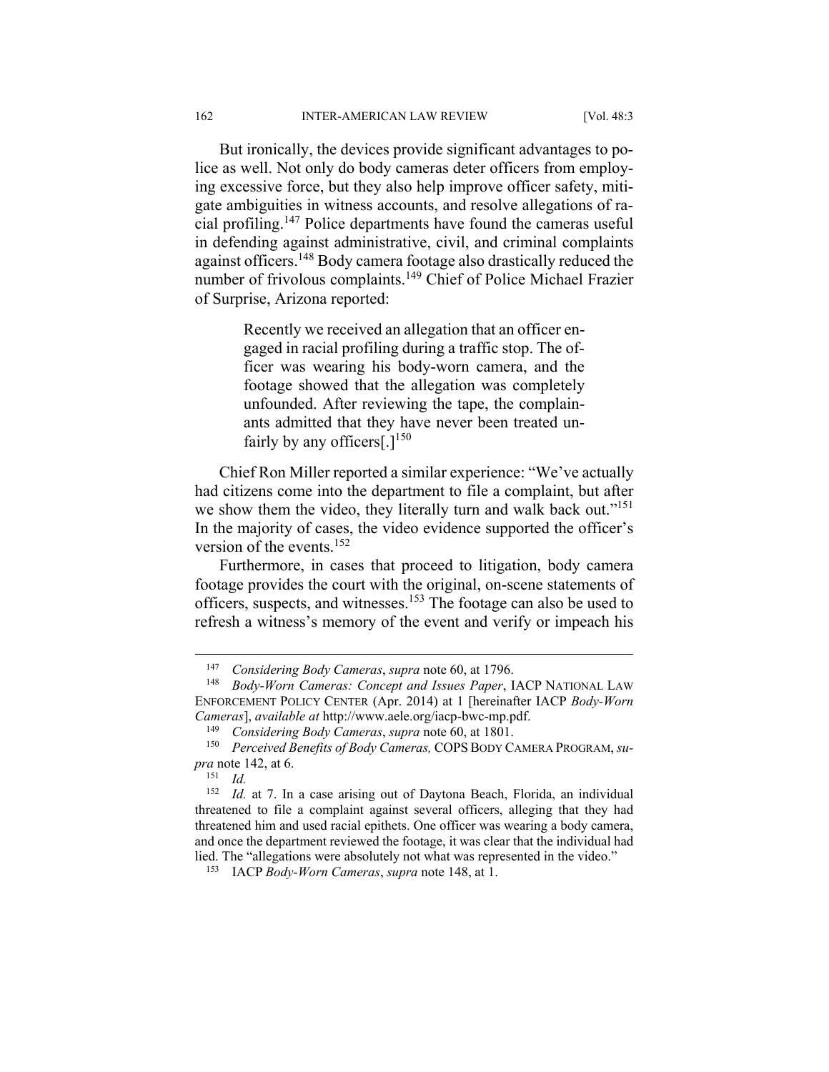But ironically, the devices provide significant advantages to police as well. Not only do body cameras deter officers from employing excessive force, but they also help improve officer safety, mitigate ambiguities in witness accounts, and resolve allegations of racial profiling.[147] Police departments have found the cameras useful in defending against administrative, civil, and criminal complaints against officers.[148] Body camera footage also drastically reduced the number of frivolous complaints.[149] Chief of Police Michael Frazier of Surprise, Arizona reported:

> Recently we received an allegation that an officer engaged in racial profiling during a traffic stop. The officer was wearing his body-worn camera, and the footage showed that the allegation was completely unfounded. After reviewing the tape, the complainants admitted that they have never been treated unfairly by any officers[.][150]

Chief Ron Miller reported a similar experience: "We've actually had citizens come into the department to file a complaint, but after we show them the video, they literally turn and walk back out."[151] In the majority of cases, the video evidence supported the officer's version of the events.[152]

Furthermore, in cases that proceed to litigation, body camera footage provides the court with the original, on-scene statements of officers, suspects, and witnesses.[153] The footage can also be used to refresh a witness's memory of the event and verify or impeach his

---

[147] *Considering Body Cameras*, *supra* note 60, at 1796.

[148] *Body-Worn Cameras: Concept and Issues Paper*, IACP NATIONAL LAW ENFORCEMENT POLICY CENTER (Apr. 2014) at 1 [hereinafter IACP *Body-Worn Cameras*], *available at* http://www.aele.org/iacp-bwc-mp.pdf.

[149] *Considering Body Cameras*, *supra* note 60, at 1801.

[150] *Perceived Benefits of Body Cameras,* COPS BODY CAMERA PROGRAM, *supra* note 142, at 6.

[151] *Id.*

[152] *Id.* at 7. In a case arising out of Daytona Beach, Florida, an individual threatened to file a complaint against several officers, alleging that they had threatened him and used racial epithets. One officer was wearing a body camera, and once the department reviewed the footage, it was clear that the individual had lied. The "allegations were absolutely not what was represented in the video."

[153] IACP *Body-Worn Cameras*, *supra* note 148, at 1.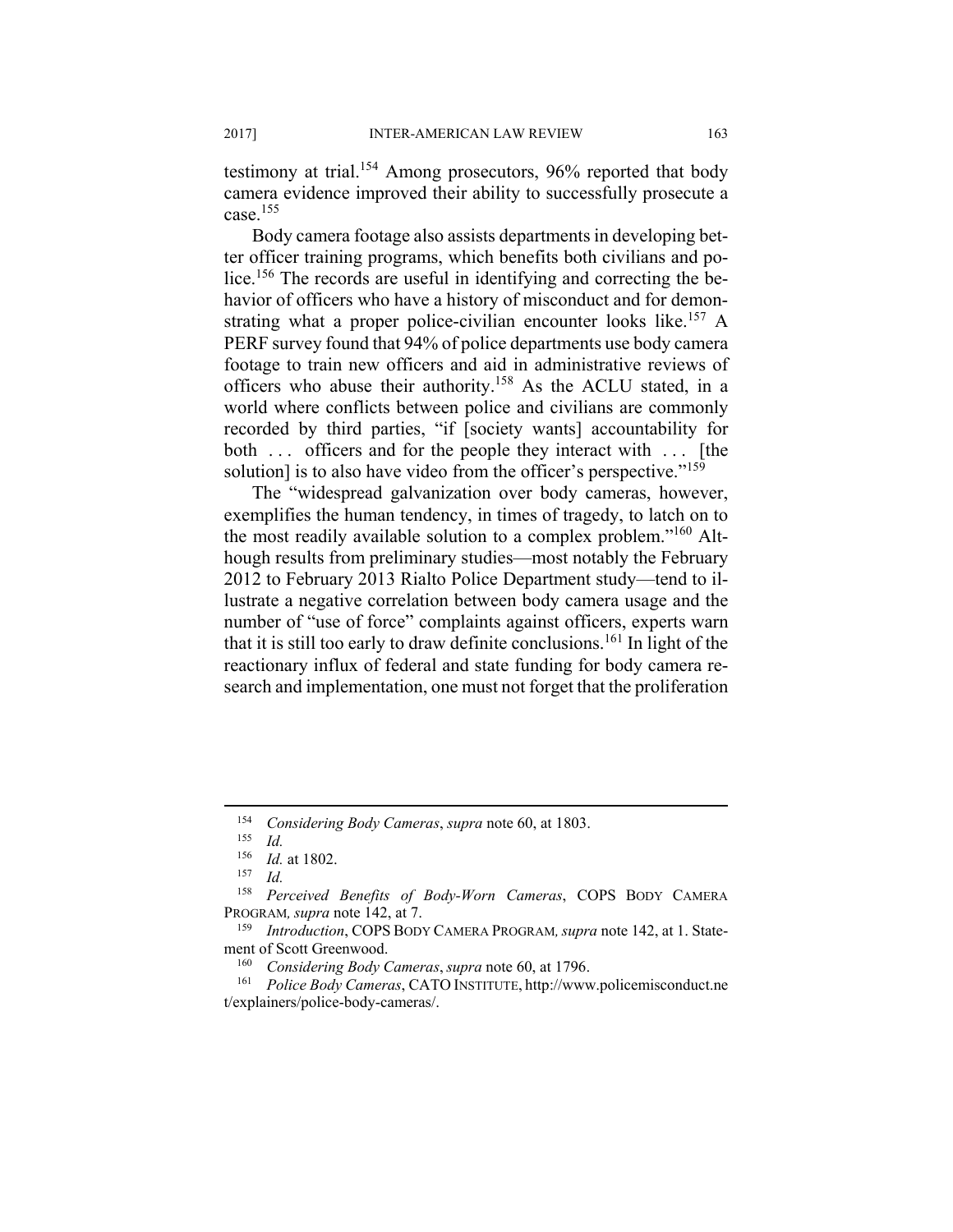testimony at trial.[154] Among prosecutors, 96% reported that body camera evidence improved their ability to successfully prosecute a case.[155]

Body camera footage also assists departments in developing better officer training programs, which benefits both civilians and police.[156] The records are useful in identifying and correcting the behavior of officers who have a history of misconduct and for demonstrating what a proper police-civilian encounter looks like.[157] A PERF survey found that 94% of police departments use body camera footage to train new officers and aid in administrative reviews of officers who abuse their authority.[158] As the ACLU stated, in a world where conflicts between police and civilians are commonly recorded by third parties, "if [society wants] accountability for both . . . officers and for the people they interact with . . . [the solution] is to also have video from the officer's perspective."[159]

The "widespread galvanization over body cameras, however, exemplifies the human tendency, in times of tragedy, to latch on to the most readily available solution to a complex problem."[160] Although results from preliminary studies—most notably the February 2012 to February 2013 Rialto Police Department study—tend to illustrate a negative correlation between body camera usage and the number of "use of force" complaints against officers, experts warn that it is still too early to draw definite conclusions.[161] In light of the reactionary influx of federal and state funding for body camera research and implementation, one must not forget that the proliferation

---

[154] *Considering Body Cameras*, *supra* note 60, at 1803.

[155] *Id.*

[156] *Id.* at 1802.

[157] *Id.*

[158] *Perceived Benefits of Body-Worn Cameras*, COPS BODY CAMERA PROGRAM*, supra* note 142, at 7.

[159] *Introduction*, COPS BODY CAMERA PROGRAM*, supra* note 142, at 1. Statement of Scott Greenwood.

[160] *Considering Body Cameras*, *supra* note 60, at 1796.

[161] *Police Body Cameras*, CATO INSTITUTE, http://www.policemisconduct.net/explainers/police-body-cameras/.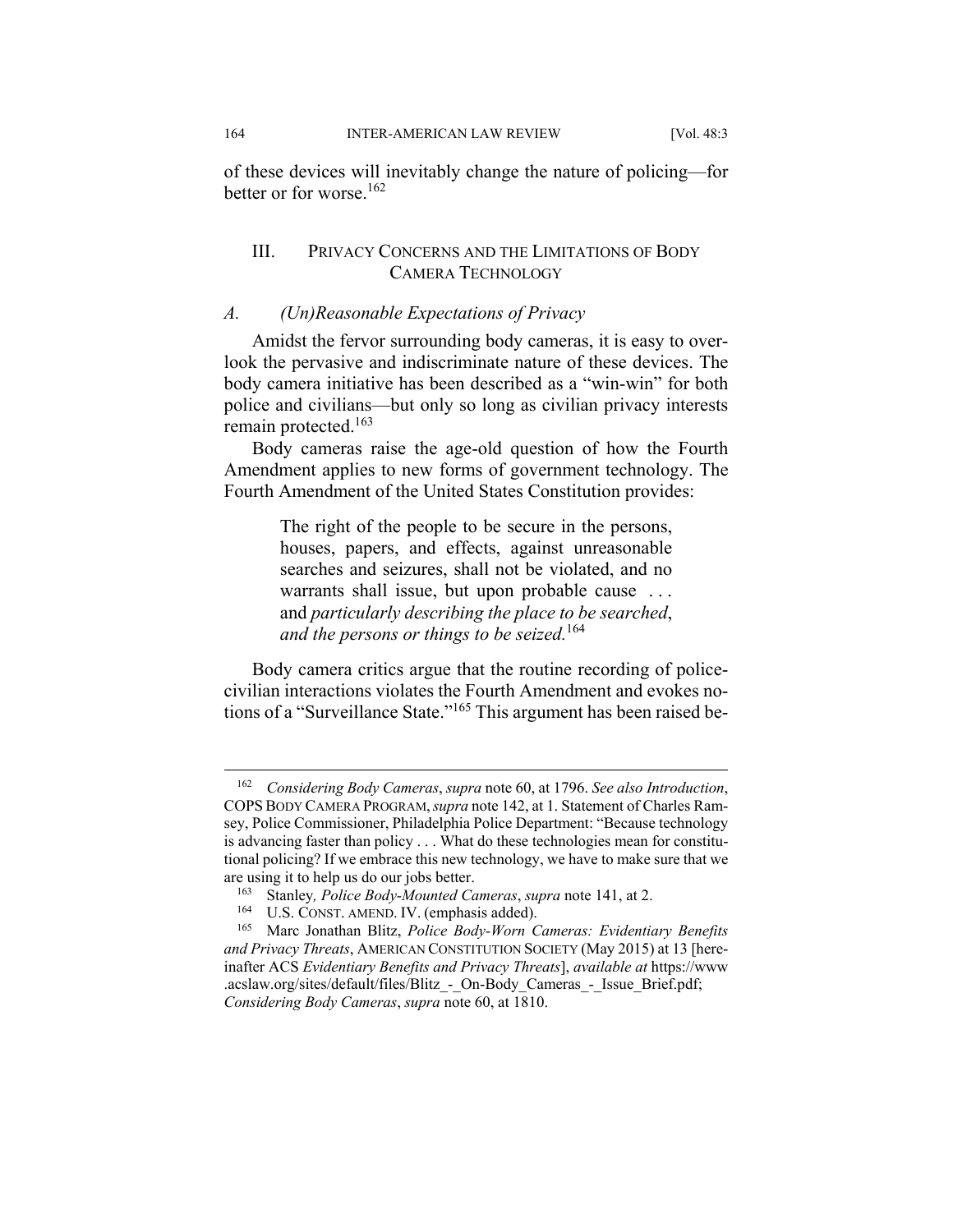of these devices will inevitably change the nature of policing—for better or for worse.[162]

## III. PRIVACY CONCERNS AND THE LIMITATIONS OF BODY CAMERA TECHNOLOGY

### *A. (Un)Reasonable Expectations of Privacy*

Amidst the fervor surrounding body cameras, it is easy to overlook the pervasive and indiscriminate nature of these devices. The body camera initiative has been described as a "win-win" for both police and civilians—but only so long as civilian privacy interests remain protected.[163]

Body cameras raise the age-old question of how the Fourth Amendment applies to new forms of government technology. The Fourth Amendment of the United States Constitution provides:

> The right of the people to be secure in the persons, houses, papers, and effects, against unreasonable searches and seizures, shall not be violated, and no warrants shall issue, but upon probable cause . . . and *particularly describing the place to be searched, and the persons or things to be seized.*[164]

Body camera critics argue that the routine recording of police-civilian interactions violates the Fourth Amendment and evokes notions of a "Surveillance State."[165] This argument has been raised be-

---

[162] *Considering Body Cameras*, *supra* note 60, at 1796. *See also Introduction*, COPS BODY CAMERA PROGRAM, *supra* note 142, at 1. Statement of Charles Ramsey, Police Commissioner, Philadelphia Police Department: "Because technology is advancing faster than policy . . . What do these technologies mean for constitutional policing? If we embrace this new technology, we have to make sure that we are using it to help us do our jobs better.

[163] Stanley*, Police Body-Mounted Cameras*, *supra* note 141, at 2.

[164] U.S. CONST. AMEND. IV. (emphasis added).

[165] Marc Jonathan Blitz, *Police Body-Worn Cameras: Evidentiary Benefits and Privacy Threats*, AMERICAN CONSTITUTION SOCIETY (May 2015) at 13 [hereinafter ACS *Evidentiary Benefits and Privacy Threats*], *available at* https://www.acslaw.org/sites/default/files/Blitz_-_On-Body_Cameras_-_Issue_Brief.pdf; *Considering Body Cameras*, *supra* note 60, at 1810.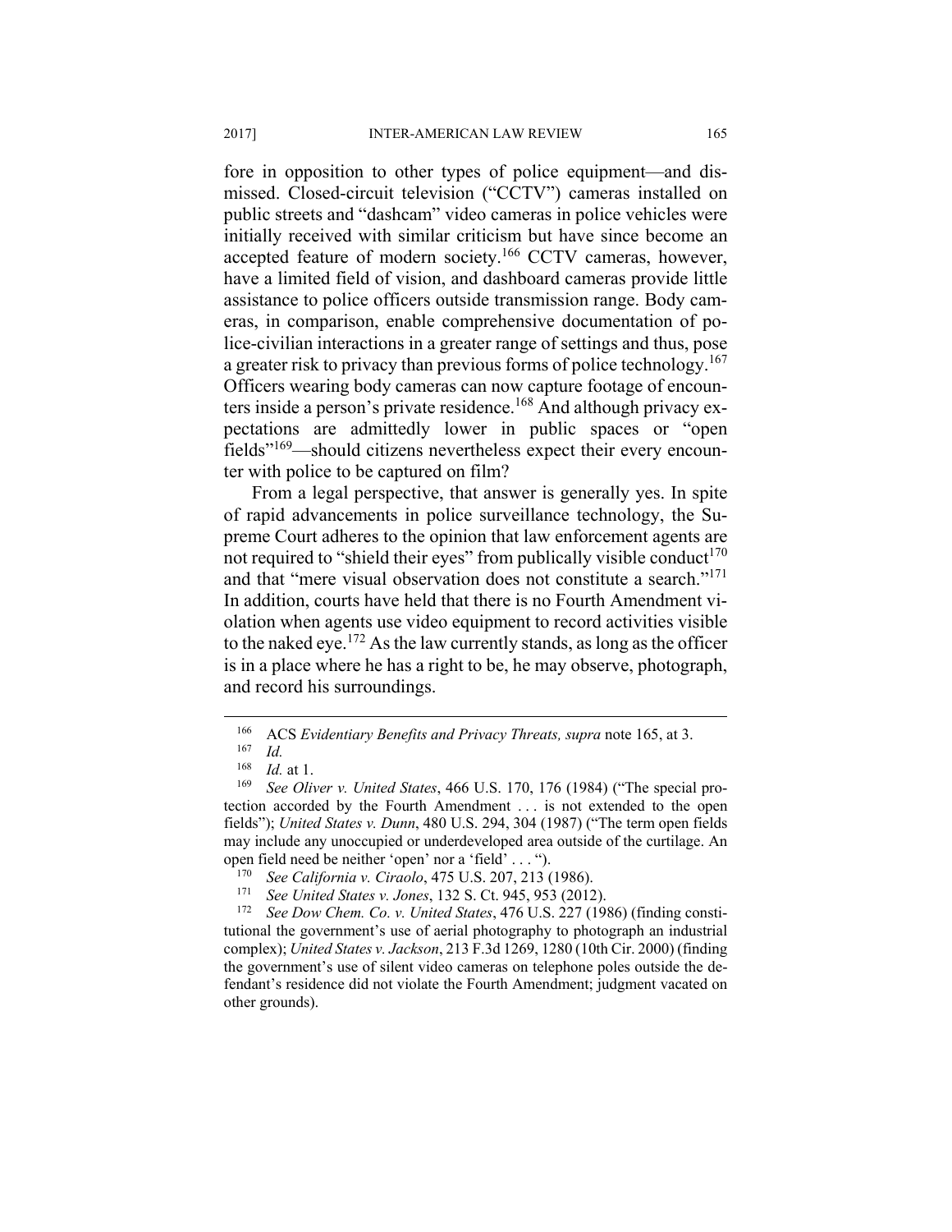fore in opposition to other types of police equipment—and dismissed. Closed-circuit television ("CCTV") cameras installed on public streets and "dashcam" video cameras in police vehicles were initially received with similar criticism but have since become an accepted feature of modern society.[166] CCTV cameras, however, have a limited field of vision, and dashboard cameras provide little assistance to police officers outside transmission range. Body cameras, in comparison, enable comprehensive documentation of police-civilian interactions in a greater range of settings and thus, pose a greater risk to privacy than previous forms of police technology.[167] Officers wearing body cameras can now capture footage of encounters inside a person's private residence.[168] And although privacy expectations are admittedly lower in public spaces or "open fields"[169]—should citizens nevertheless expect their every encounter with police to be captured on film?

From a legal perspective, that answer is generally yes. In spite of rapid advancements in police surveillance technology, the Supreme Court adheres to the opinion that law enforcement agents are not required to "shield their eyes" from publically visible conduct[170] and that "mere visual observation does not constitute a search."[171] In addition, courts have held that there is no Fourth Amendment violation when agents use video equipment to record activities visible to the naked eye.[172] As the law currently stands, as long as the officer is in a place where he has a right to be, he may observe, photograph, and record his surroundings.

---

[166] ACS *Evidentiary Benefits and Privacy Threats, supra* note 165, at 3.

[167] *Id.*

[168] *Id.* at 1.

[169] *See Oliver v. United States*, 466 U.S. 170, 176 (1984) ("The special protection accorded by the Fourth Amendment . . . is not extended to the open fields"); *United States v. Dunn*, 480 U.S. 294, 304 (1987) ("The term open fields may include any unoccupied or underdeveloped area outside of the curtilage. An open field need be neither 'open' nor a 'field' . . . ").

[170] *See California v. Ciraolo*, 475 U.S. 207, 213 (1986).

[171] *See United States v. Jones*, 132 S. Ct. 945, 953 (2012).

[172] *See Dow Chem. Co. v. United States*, 476 U.S. 227 (1986) (finding constitutional the government's use of aerial photography to photograph an industrial complex); *United States v. Jackson*, 213 F.3d 1269, 1280 (10th Cir. 2000) (finding the government's use of silent video cameras on telephone poles outside the defendant's residence did not violate the Fourth Amendment; judgment vacated on other grounds).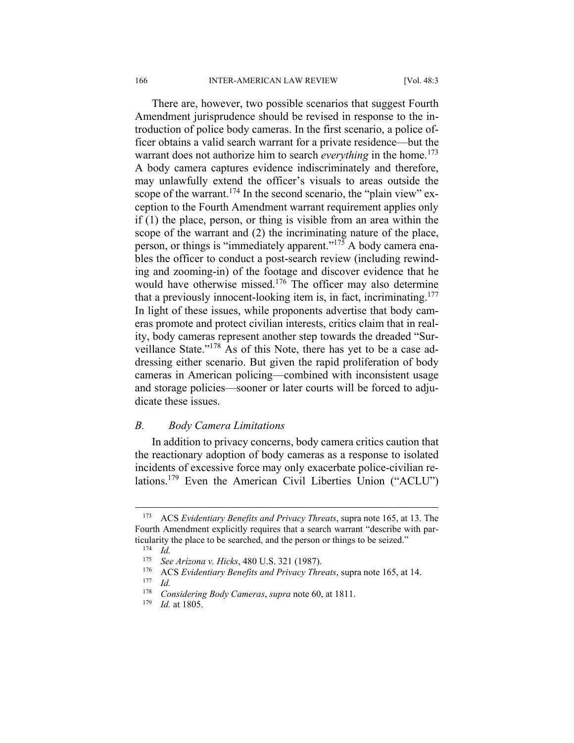There are, however, two possible scenarios that suggest Fourth Amendment jurisprudence should be revised in response to the introduction of police body cameras. In the first scenario, a police officer obtains a valid search warrant for a private residence—but the warrant does not authorize him to search *everything* in the home.[173] A body camera captures evidence indiscriminately and therefore, may unlawfully extend the officer's visuals to areas outside the scope of the warrant.[174] In the second scenario, the "plain view" exception to the Fourth Amendment warrant requirement applies only if (1) the place, person, or thing is visible from an area within the scope of the warrant and (2) the incriminating nature of the place, person, or things is "immediately apparent."[175] A body camera enables the officer to conduct a post-search review (including rewinding and zooming-in) of the footage and discover evidence that he would have otherwise missed.[176] The officer may also determine that a previously innocent-looking item is, in fact, incriminating.[177] In light of these issues, while proponents advertise that body cameras promote and protect civilian interests, critics claim that in reality, body cameras represent another step towards the dreaded "Surveillance State."[178] As of this Note, there has yet to be a case addressing either scenario. But given the rapid proliferation of body cameras in American policing—combined with inconsistent usage and storage policies—sooner or later courts will be forced to adjudicate these issues.

### *B. Body Camera Limitations*

In addition to privacy concerns, body camera critics caution that the reactionary adoption of body cameras as a response to isolated incidents of excessive force may only exacerbate police-civilian relations.[179] Even the American Civil Liberties Union ("ACLU")

---

[173] ACS *Evidentiary Benefits and Privacy Threats*, supra note 165, at 13. The Fourth Amendment explicitly requires that a search warrant "describe with particularity the place to be searched, and the person or things to be seized."

[174] *Id.*

[175] *See Arizona v. Hicks*, 480 U.S. 321 (1987).

[176] ACS *Evidentiary Benefits and Privacy Threats*, supra note 165, at 14.

[177] *Id.*

[178] *Considering Body Cameras*, *supra* note 60, at 1811.

[179] *Id.* at 1805.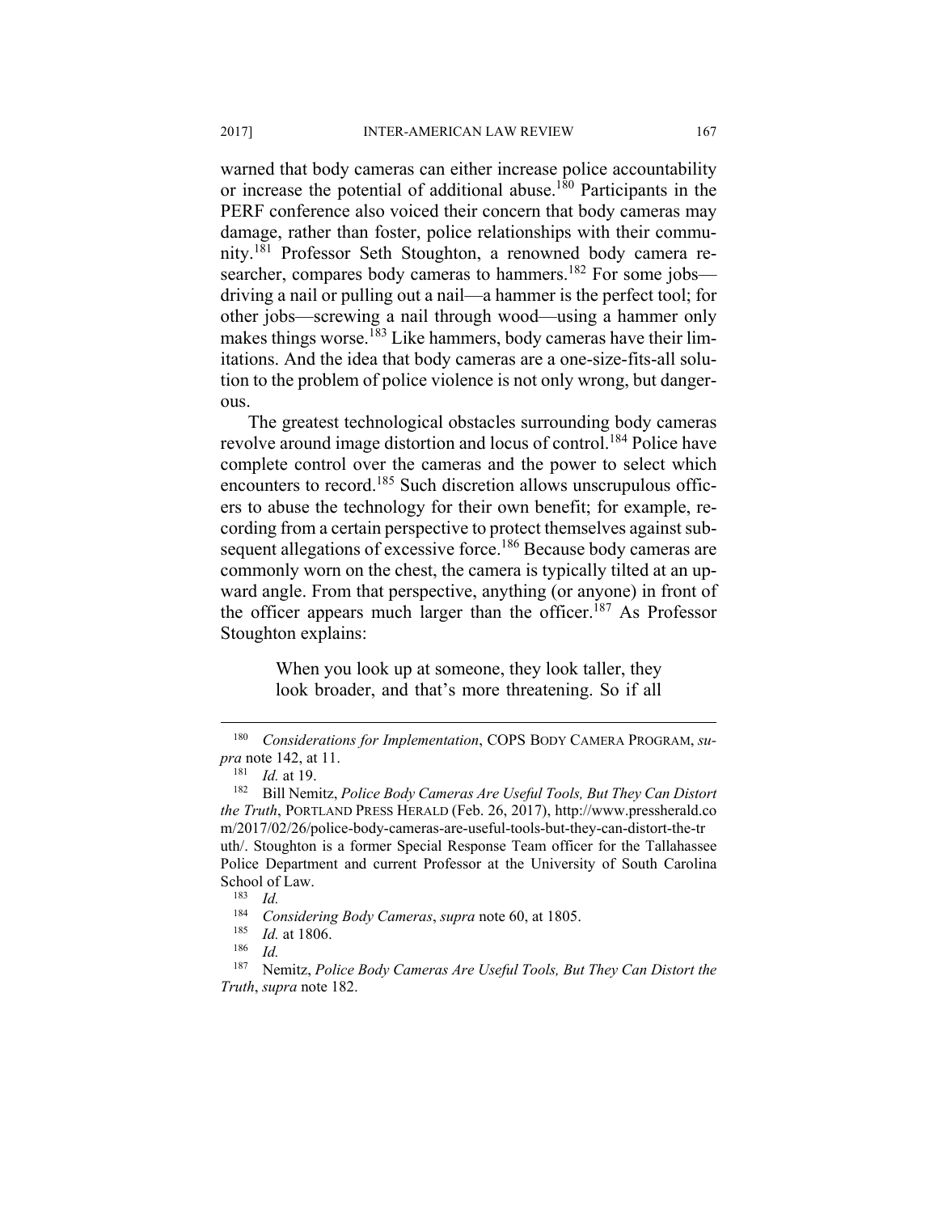warned that body cameras can either increase police accountability or increase the potential of additional abuse.[180] Participants in the PERF conference also voiced their concern that body cameras may damage, rather than foster, police relationships with their community.[181] Professor Seth Stoughton, a renowned body camera researcher, compares body cameras to hammers.[182] For some jobs—driving a nail or pulling out a nail—a hammer is the perfect tool; for other jobs—screwing a nail through wood—using a hammer only makes things worse.[183] Like hammers, body cameras have their limitations. And the idea that body cameras are a one-size-fits-all solution to the problem of police violence is not only wrong, but dangerous.

The greatest technological obstacles surrounding body cameras revolve around image distortion and locus of control.[184] Police have complete control over the cameras and the power to select which encounters to record.[185] Such discretion allows unscrupulous officers to abuse the technology for their own benefit; for example, recording from a certain perspective to protect themselves against subsequent allegations of excessive force.[186] Because body cameras are commonly worn on the chest, the camera is typically tilted at an upward angle. From that perspective, anything (or anyone) in front of the officer appears much larger than the officer.[187] As Professor Stoughton explains:

> When you look up at someone, they look taller, they look broader, and that's more threatening. So if all

---

[180] *Considerations for Implementation*, COPS BODY CAMERA PROGRAM, *supra* note 142, at 11.

[181] *Id.* at 19.

[182] Bill Nemitz, *Police Body Cameras Are Useful Tools, But They Can Distort the Truth*, PORTLAND PRESS HERALD (Feb. 26, 2017), http://www.pressherald.com/2017/02/26/police-body-cameras-are-useful-tools-but-they-can-distort-the-truth/. Stoughton is a former Special Response Team officer for the Tallahassee Police Department and current Professor at the University of South Carolina School of Law.

[183] *Id.*

[184] *Considering Body Cameras*, *supra* note 60, at 1805.

[185] *Id.* at 1806.

[186] *Id.*

[187] Nemitz, *Police Body Cameras Are Useful Tools, But They Can Distort the Truth*, *supra* note 182.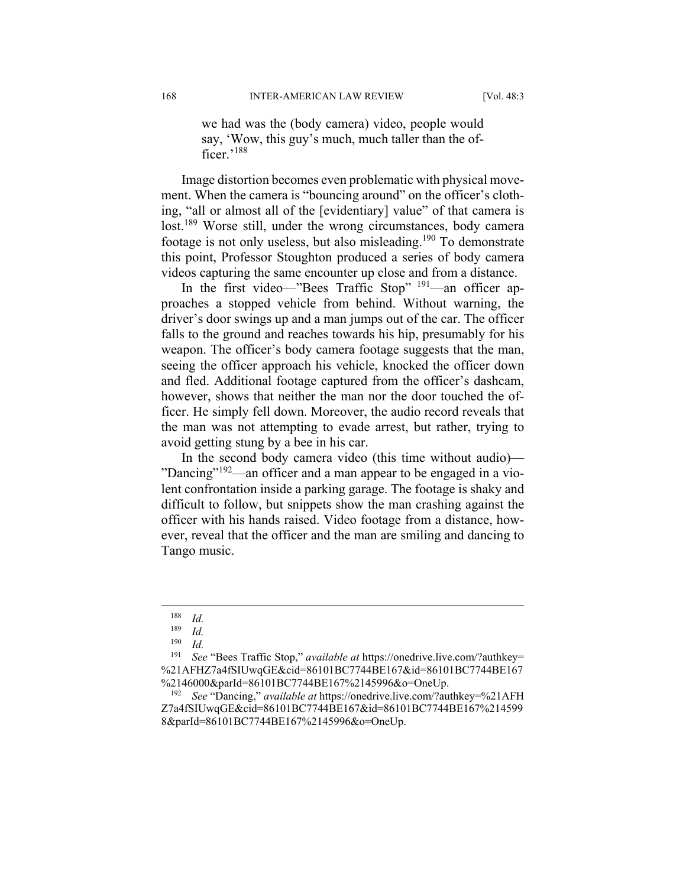> we had was the (body camera) video, people would say, 'Wow, this guy's much, much taller than the officer.'[188]

Image distortion becomes even problematic with physical movement. When the camera is "bouncing around" on the officer's clothing, "all or almost all of the [evidentiary] value" of that camera is lost.[189] Worse still, under the wrong circumstances, body camera footage is not only useless, but also misleading.[190] To demonstrate this point, Professor Stoughton produced a series of body camera videos capturing the same encounter up close and from a distance.

In the first video—"Bees Traffic Stop" [191]—an officer approaches a stopped vehicle from behind. Without warning, the driver's door swings up and a man jumps out of the car. The officer falls to the ground and reaches towards his hip, presumably for his weapon. The officer's body camera footage suggests that the man, seeing the officer approach his vehicle, knocked the officer down and fled. Additional footage captured from the officer's dashcam, however, shows that neither the man nor the door touched the officer. He simply fell down. Moreover, the audio record reveals that the man was not attempting to evade arrest, but rather, trying to avoid getting stung by a bee in his car.

In the second body camera video (this time without audio)—"Dancing"[192]—an officer and a man appear to be engaged in a violent confrontation inside a parking garage. The footage is shaky and difficult to follow, but snippets show the man crashing against the officer with his hands raised. Video footage from a distance, however, reveal that the officer and the man are smiling and dancing to Tango music.

---

[188] *Id.*

[189] *Id.*

[190] *Id.*

[191] *See* "Bees Traffic Stop," *available at* https://onedrive.live.com/?authkey=%21AFHZ7a4fSIUwqGE&cid=86101BC7744BE167&id=86101BC7744BE167%2146000&parId=86101BC7744BE167%2145996&o=OneUp.

[192] *See* "Dancing," *available at* https://onedrive.live.com/?authkey=%21AFHZ7a4fSIUwqGE&cid=86101BC7744BE167&id=86101BC7744BE167%2145998&parId=86101BC7744BE167%2145996&o=OneUp.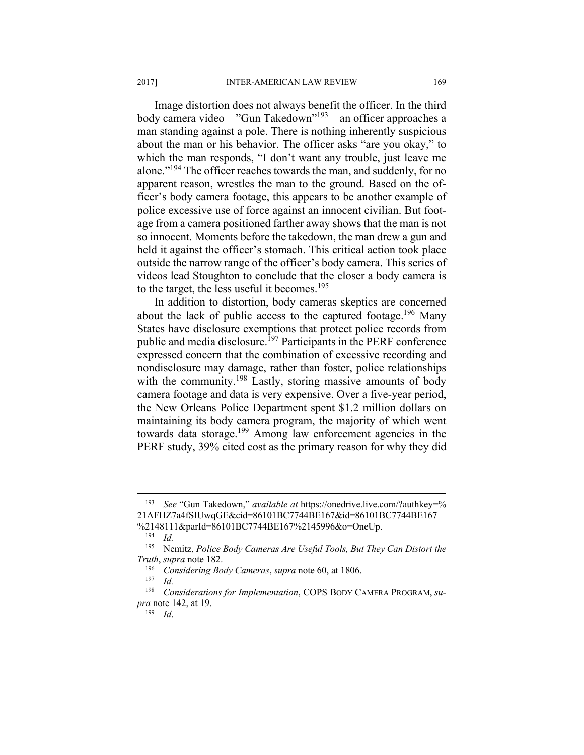Image distortion does not always benefit the officer. In the third body camera video—"Gun Takedown"[193]—an officer approaches a man standing against a pole. There is nothing inherently suspicious about the man or his behavior. The officer asks "are you okay," to which the man responds, "I don't want any trouble, just leave me alone."[194] The officer reaches towards the man, and suddenly, for no apparent reason, wrestles the man to the ground. Based on the officer's body camera footage, this appears to be another example of police excessive use of force against an innocent civilian. But footage from a camera positioned farther away shows that the man is not so innocent. Moments before the takedown, the man drew a gun and held it against the officer's stomach. This critical action took place outside the narrow range of the officer's body camera. This series of videos lead Stoughton to conclude that the closer a body camera is to the target, the less useful it becomes.[195]

In addition to distortion, body cameras skeptics are concerned about the lack of public access to the captured footage.[196] Many States have disclosure exemptions that protect police records from public and media disclosure.[197] Participants in the PERF conference expressed concern that the combination of excessive recording and nondisclosure may damage, rather than foster, police relationships with the community.[198] Lastly, storing massive amounts of body camera footage and data is very expensive. Over a five-year period, the New Orleans Police Department spent $1.2 million dollars on maintaining its body camera program, the majority of which went towards data storage.[199] Among law enforcement agencies in the PERF study, 39% cited cost as the primary reason for why they did

---

[193] *See* "Gun Takedown," *available at* https://onedrive.live.com/?authkey=%21AFHZ7a4fSIUwqGE&cid=86101BC7744BE167&id=86101BC7744BE167%2148111&parId=86101BC7744BE167%2145996&o=OneUp.

[194] *Id.*

[195] Nemitz, *Police Body Cameras Are Useful Tools, But They Can Distort the Truth*, *supra* note 182.

[196] *Considering Body Cameras*, *supra* note 60, at 1806.

[197] *Id.*

[198] *Considerations for Implementation*, COPS BODY CAMERA PROGRAM, *supra* note 142, at 19.

[199] *Id*.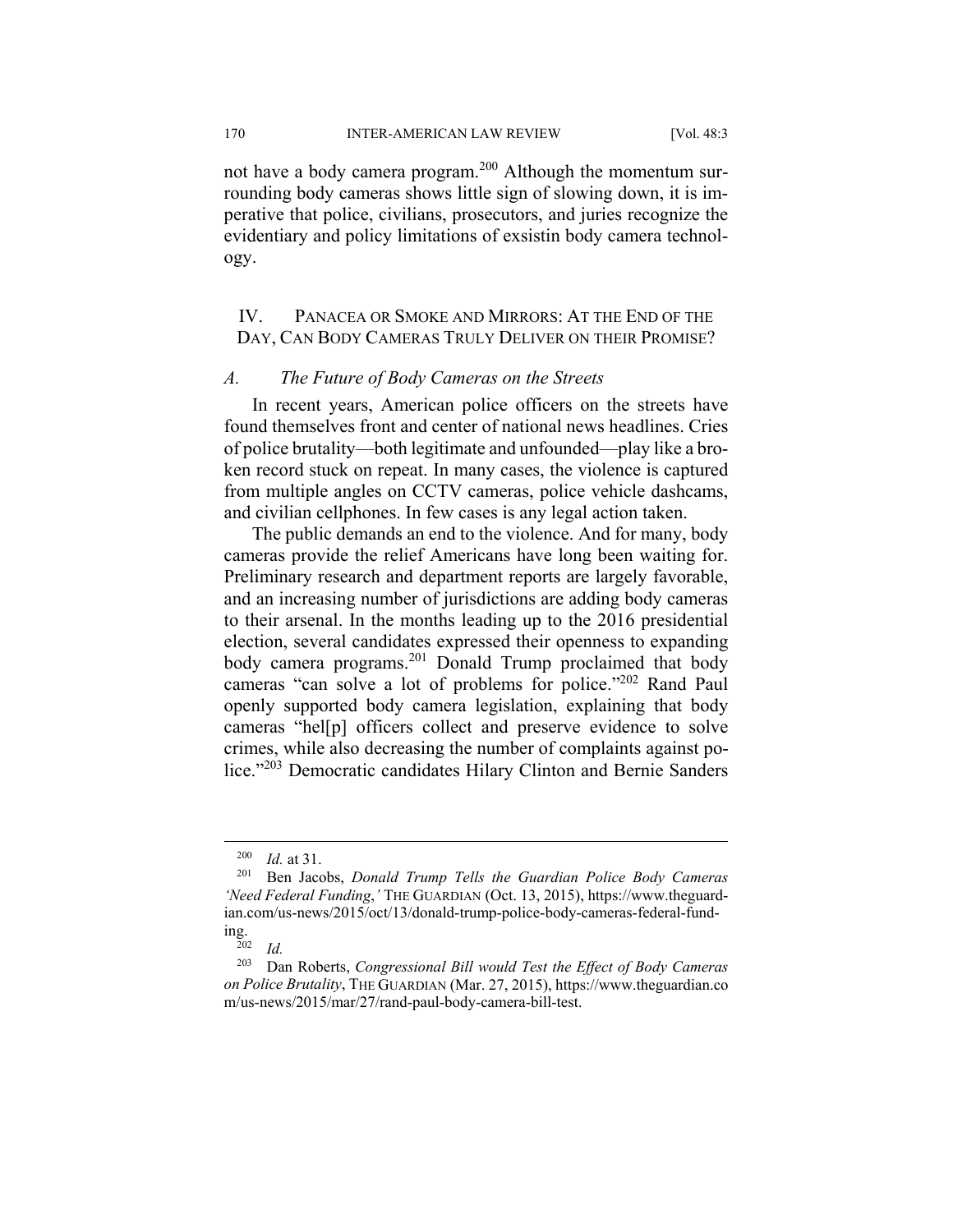not have a body camera program.[200] Although the momentum surrounding body cameras shows little sign of slowing down, it is imperative that police, civilians, prosecutors, and juries recognize the evidentiary and policy limitations of exsistin body camera technology.

## IV. PANACEA OR SMOKE AND MIRRORS: AT THE END OF THE DAY, CAN BODY CAMERAS TRULY DELIVER ON THEIR PROMISE?

### *A. The Future of Body Cameras on the Streets*

In recent years, American police officers on the streets have found themselves front and center of national news headlines. Cries of police brutality—both legitimate and unfounded—play like a broken record stuck on repeat. In many cases, the violence is captured from multiple angles on CCTV cameras, police vehicle dashcams, and civilian cellphones. In few cases is any legal action taken.

The public demands an end to the violence. And for many, body cameras provide the relief Americans have long been waiting for. Preliminary research and department reports are largely favorable, and an increasing number of jurisdictions are adding body cameras to their arsenal. In the months leading up to the 2016 presidential election, several candidates expressed their openness to expanding body camera programs.[201] Donald Trump proclaimed that body cameras "can solve a lot of problems for police."[202] Rand Paul openly supported body camera legislation, explaining that body cameras "hel[p] officers collect and preserve evidence to solve crimes, while also decreasing the number of complaints against police."[203] Democratic candidates Hilary Clinton and Bernie Sanders

---

[200] *Id.* at 31.

[201] Ben Jacobs, *Donald Trump Tells the Guardian Police Body Cameras 'Need Federal Funding,'* THE GUARDIAN (Oct. 13, 2015), https://www.theguardian.com/us-news/2015/oct/13/donald-trump-police-body-cameras-federal-funding.

[202] *Id.*

[203] Dan Roberts, *Congressional Bill would Test the Effect of Body Cameras on Police Brutality*, THE GUARDIAN (Mar. 27, 2015), https://www.theguardian.com/us-news/2015/mar/27/rand-paul-body-camera-bill-test.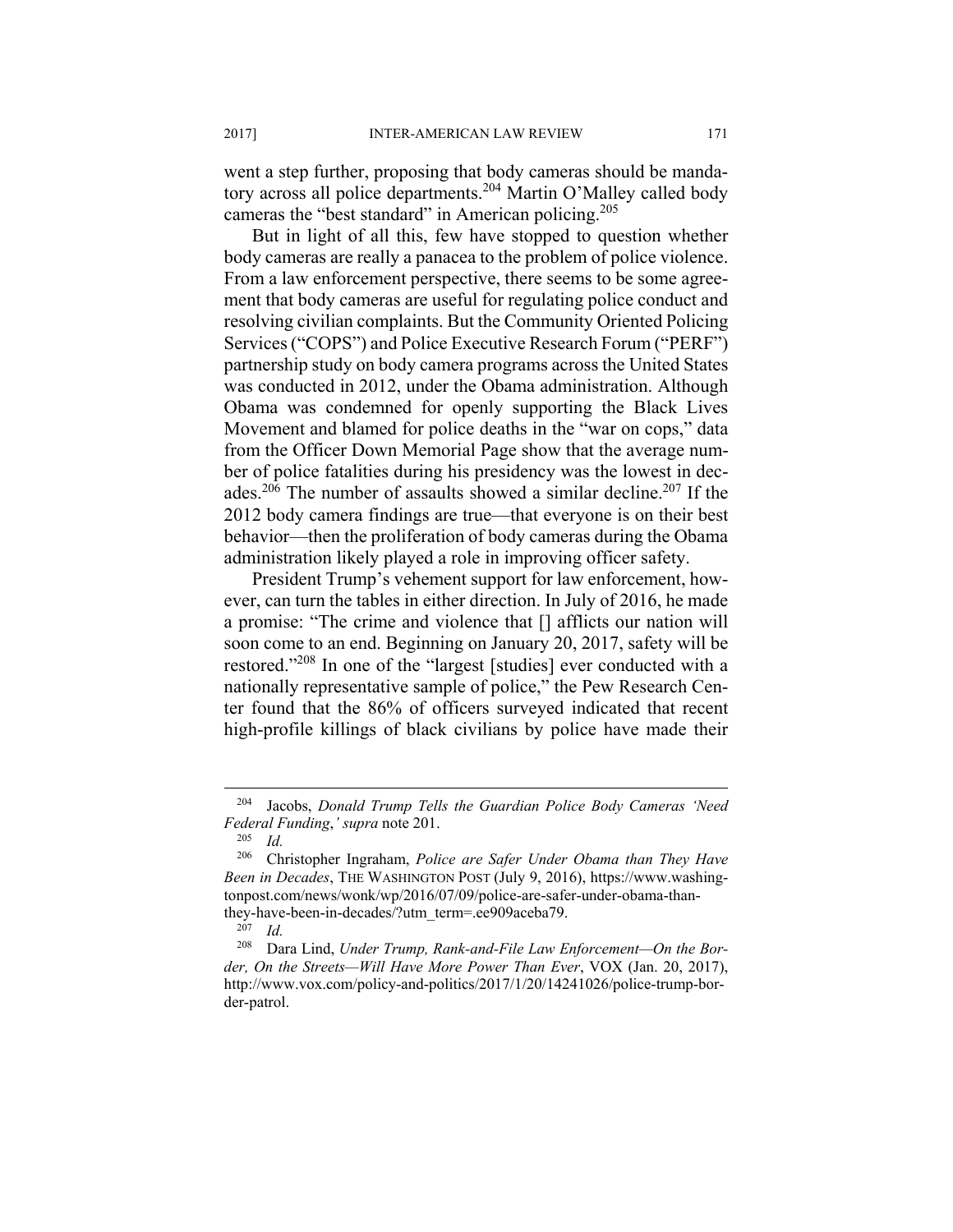went a step further, proposing that body cameras should be mandatory across all police departments.[204] Martin O'Malley called body cameras the "best standard" in American policing.[205]

But in light of all this, few have stopped to question whether body cameras are really a panacea to the problem of police violence. From a law enforcement perspective, there seems to be some agreement that body cameras are useful for regulating police conduct and resolving civilian complaints. But the Community Oriented Policing Services ("COPS") and Police Executive Research Forum ("PERF") partnership study on body camera programs across the United States was conducted in 2012, under the Obama administration. Although Obama was condemned for openly supporting the Black Lives Movement and blamed for police deaths in the "war on cops," data from the Officer Down Memorial Page show that the average number of police fatalities during his presidency was the lowest in decades.[206] The number of assaults showed a similar decline.[207] If the 2012 body camera findings are true—that everyone is on their best behavior—then the proliferation of body cameras during the Obama administration likely played a role in improving officer safety.

President Trump's vehement support for law enforcement, however, can turn the tables in either direction. In July of 2016, he made a promise: "The crime and violence that [] afflicts our nation will soon come to an end. Beginning on January 20, 2017, safety will be restored."[208] In one of the "largest [studies] ever conducted with a nationally representative sample of police," the Pew Research Center found that the 86% of officers surveyed indicated that recent high-profile killings of black civilians by police have made their

---

[204] Jacobs, *Donald Trump Tells the Guardian Police Body Cameras 'Need Federal Funding*,*' supra* note 201.

[205] *Id.*

[206] Christopher Ingraham, *Police are Safer Under Obama than They Have Been in Decades*, THE WASHINGTON POST (July 9, 2016), https://www.washingtonpost.com/news/wonk/wp/2016/07/09/police-are-safer-under-obama-than-they-have-been-in-decades/?utm_term=.ee909aceba79.

[207] *Id.*

[208] Dara Lind, *Under Trump, Rank-and-File Law Enforcement—On the Border, On the Streets—Will Have More Power Than Ever*, VOX (Jan. 20, 2017), http://www.vox.com—policy-and-politics/2017/1/20/14241026/police-trump-border-patrol.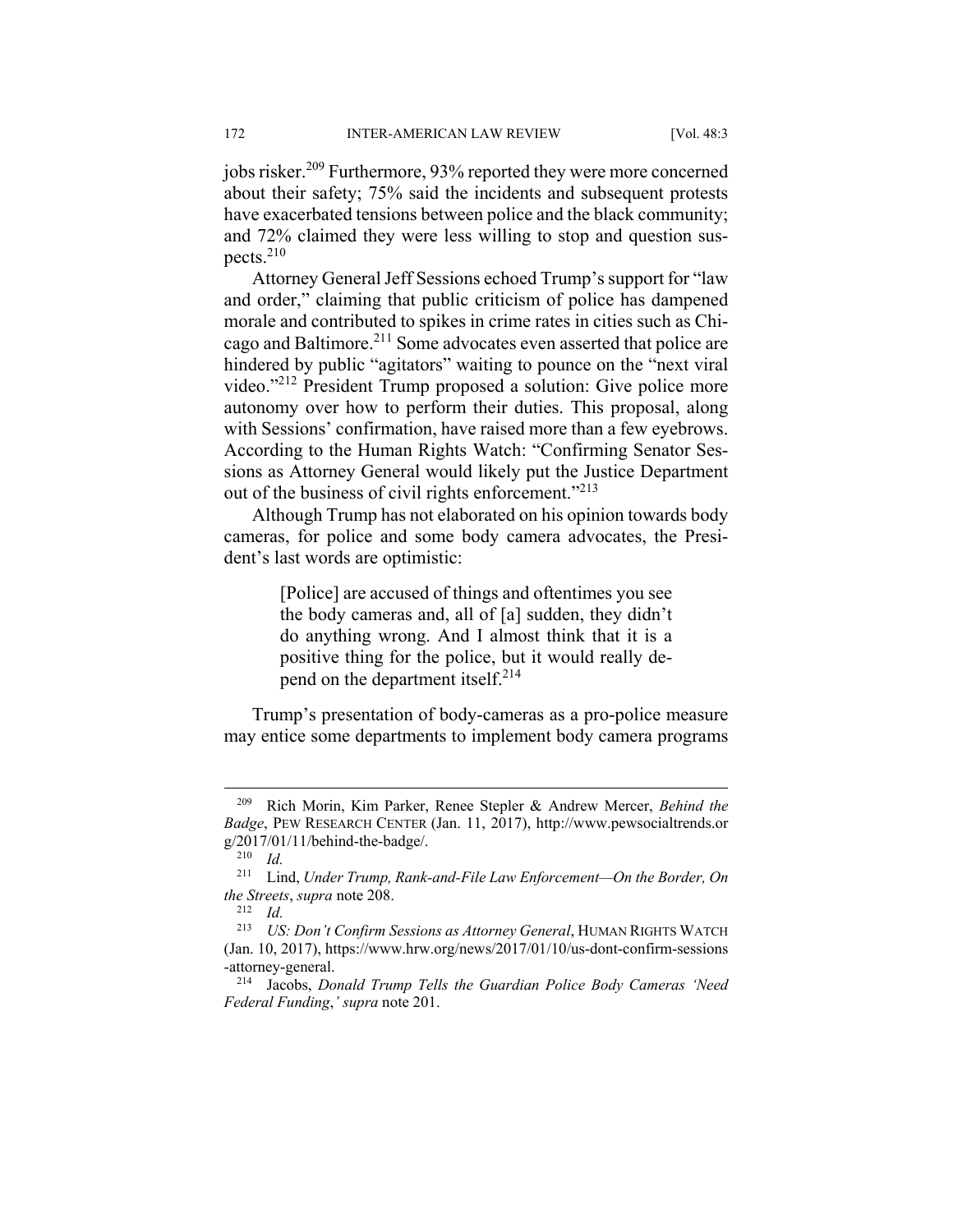jobs risker.[209] Furthermore, 93% reported they were more concerned about their safety; 75% said the incidents and subsequent protests have exacerbated tensions between police and the black community; and 72% claimed they were less willing to stop and question suspects.[210]

Attorney General Jeff Sessions echoed Trump's support for "law and order," claiming that public criticism of police has dampened morale and contributed to spikes in crime rates in cities such as Chicago and Baltimore.[211] Some advocates even asserted that police are hindered by public "agitators" waiting to pounce on the "next viral video."[212] President Trump proposed a solution: Give police more autonomy over how to perform their duties. This proposal, along with Sessions' confirmation, have raised more than a few eyebrows. According to the Human Rights Watch: "Confirming Senator Sessions as Attorney General would likely put the Justice Department out of the business of civil rights enforcement."[213]

Although Trump has not elaborated on his opinion towards body cameras, for police and some body camera advocates, the President's last words are optimistic:

> [Police] are accused of things and oftentimes you see the body cameras and, all of [a] sudden, they didn't do anything wrong. And I almost think that it is a positive thing for the police, but it would really depend on the department itself.[214]

Trump's presentation of body-cameras as a pro-police measure may entice some departments to implement body camera programs

---

[209] Rich Morin, Kim Parker, Renee Stepler & Andrew Mercer, *Behind the Badge*, PEW RESEARCH CENTER (Jan. 11, 2017), http://www.pewsocialtrends.org/2017/01/11/behind-the-badge/.

[210] *Id.*

[211] Lind, *Under Trump, Rank-and-File Law Enforcement—On the Border, On the Streets*, *supra* note 208.

[212] *Id.*

[213] *US: Don't Confirm Sessions as Attorney General*, HUMAN RIGHTS WATCH (Jan. 10, 2017), https://www.hrw.org/news/2017/01/10/us-dont-confirm-sessions-attorney-general.

[214] Jacobs, *Donald Trump Tells the Guardian Police Body Cameras 'Need Federal Funding*,*' supra* note 201.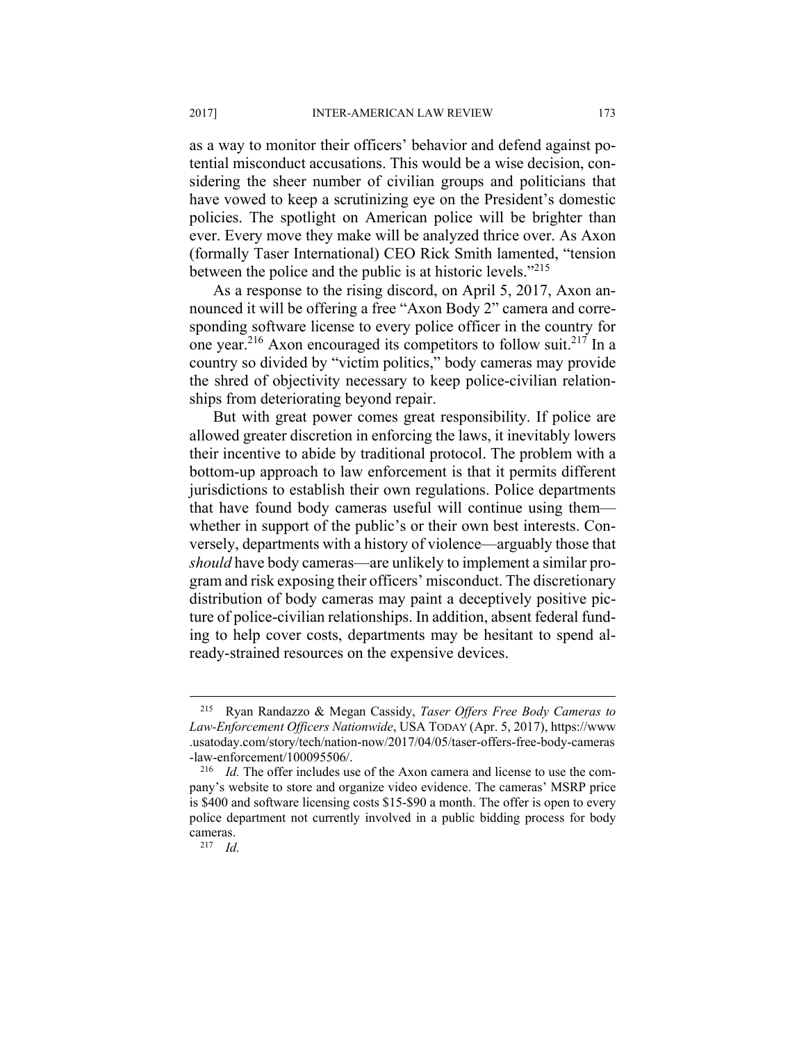as a way to monitor their officers' behavior and defend against potential misconduct accusations. This would be a wise decision, considering the sheer number of civilian groups and politicians that have vowed to keep a scrutinizing eye on the President's domestic policies. The spotlight on American police will be brighter than ever. Every move they make will be analyzed thrice over. As Axon (formally Taser International) CEO Rick Smith lamented, "tension between the police and the public is at historic levels."[215]

As a response to the rising discord, on April 5, 2017, Axon announced it will be offering a free "Axon Body 2" camera and corresponding software license to every police officer in the country for one year.[216] Axon encouraged its competitors to follow suit.[217] In a country so divided by "victim politics," body cameras may provide the shred of objectivity necessary to keep police-civilian relationships from deteriorating beyond repair.

But with great power comes great responsibility. If police are allowed greater discretion in enforcing the laws, it inevitably lowers their incentive to abide by traditional protocol. The problem with a bottom-up approach to law enforcement is that it permits different jurisdictions to establish their own regulations. Police departments that have found body cameras useful will continue using them—whether in support of the public's or their own best interests. Conversely, departments with a history of violence—arguably those that *should* have body cameras—are unlikely to implement a similar program and risk exposing their officers' misconduct. The discretionary distribution of body cameras may paint a deceptively positive picture of police-civilian relationships. In addition, absent federal funding to help cover costs, departments may be hesitant to spend already-strained resources on the expensive devices.

---

[215] Ryan Randazzo & Megan Cassidy, *Taser Offers Free Body Cameras to Law-Enforcement Officers Nationwide*, USA TODAY (Apr. 5, 2017), https://www.usatoday.com/story/tech/nation-now/2017/04/05/taser-offers-free-body-cameras-law-enforcement/100095506/.

[216] *Id.* The offer includes use of the Axon camera and license to use the company's website to store and organize video evidence. The cameras' MSRP price is $400 and software licensing costs $15-$90 a month. The offer is open to every police department not currently involved in a public bidding process for body cameras.

[217] *Id.*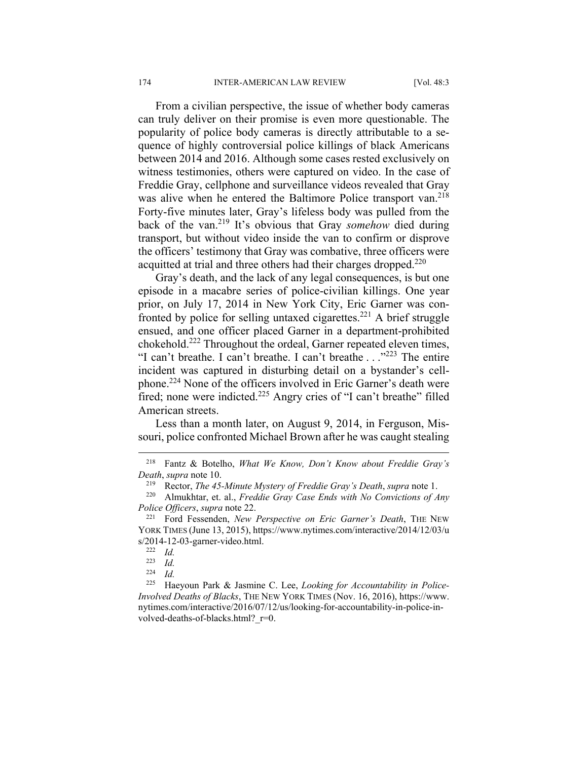From a civilian perspective, the issue of whether body cameras can truly deliver on their promise is even more questionable. The popularity of police body cameras is directly attributable to a sequence of highly controversial police killings of black Americans between 2014 and 2016. Although some cases rested exclusively on witness testimonies, others were captured on video. In the case of Freddie Gray, cellphone and surveillance videos revealed that Gray was alive when he entered the Baltimore Police transport van.[218] Forty-five minutes later, Gray's lifeless body was pulled from the back of the van.[219] It's obvious that Gray *somehow* died during transport, but without video inside the van to confirm or disprove the officers' testimony that Gray was combative, three officers were acquitted at trial and three others had their charges dropped.[220]

Gray's death, and the lack of any legal consequences, is but one episode in a macabre series of police-civilian killings. One year prior, on July 17, 2014 in New York City, Eric Garner was confronted by police for selling untaxed cigarettes.[221] A brief struggle ensued, and one officer placed Garner in a department-prohibited chokehold.[222] Throughout the ordeal, Garner repeated eleven times, "I can't breathe. I can't breathe. I can't breathe . . ."[223] The entire incident was captured in disturbing detail on a bystander's cellphone.[224] None of the officers involved in Eric Garner's death were fired; none were indicted.[225] Angry cries of "I can't breathe" filled American streets.

Less than a month later, on August 9, 2014, in Ferguson, Missouri, police confronted Michael Brown after he was caught stealing

---

[218] Fantz & Botelho, *What We Know, Don't Know about Freddie Gray's Death*, *supra* note 10.

[219] Rector, *The 45-Minute Mystery of Freddie Gray's Death*, *supra* note 1.

[220] Almukhtar, et. al., *Freddie Gray Case Ends with No Convictions of Any Police Officers*, *supra* note 22.

[221] Ford Fessenden, *New Perspective on Eric Garner's Death*, THE NEW YORK TIMES (June 13, 2015), https://www.nytimes.com/interactive/2014/12/03/us/2014-12-03-garner-video.html.

[222] *Id.*

[223] *Id.*

[224] *Id.*

[225] Haeyoun Park & Jasmine C. Lee, *Looking for Accountability in Police-Involved Deaths of Blacks*, THE NEW YORK TIMES (Nov. 16, 2016), https://www.nytimes.com/interactive/2016/07/12/us/looking-for-accountability-in-police-involved-deaths-of-blacks.html?_r=0.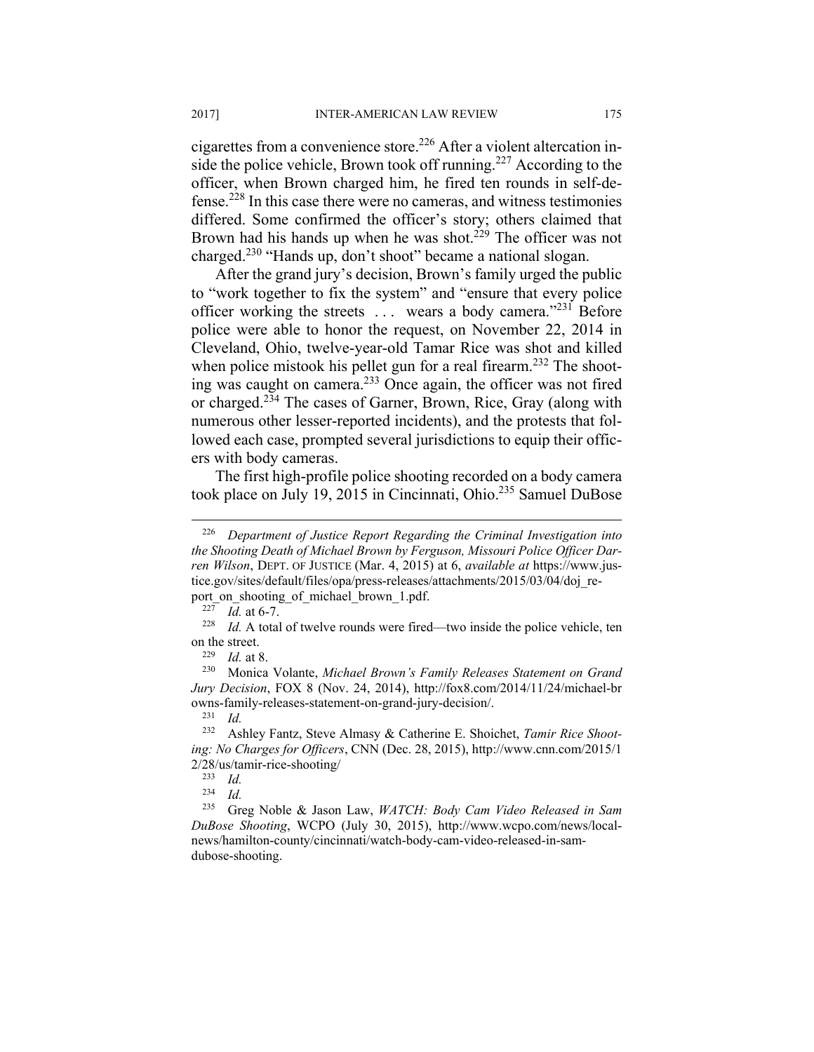cigarettes from a convenience store.[226] After a violent altercation inside the police vehicle, Brown took off running.[227] According to the officer, when Brown charged him, he fired ten rounds in self-defense.[228] In this case there were no cameras, and witness testimonies differed. Some confirmed the officer's story; others claimed that Brown had his hands up when he was shot.[229] The officer was not charged.[230] "Hands up, don't shoot" became a national slogan.

After the grand jury's decision, Brown's family urged the public to "work together to fix the system" and "ensure that every police officer working the streets . . . wears a body camera."[231] Before police were able to honor the request, on November 22, 2014 in Cleveland, Ohio, twelve-year-old Tamar Rice was shot and killed when police mistook his pellet gun for a real firearm.[232] The shooting was caught on camera.[233] Once again, the officer was not fired or charged.[234] The cases of Garner, Brown, Rice, Gray (along with numerous other lesser-reported incidents), and the protests that followed each case, prompted several jurisdictions to equip their officers with body cameras.

The first high-profile police shooting recorded on a body camera took place on July 19, 2015 in Cincinnati, Ohio.[235] Samuel DuBose

---

[226] *Department of Justice Report Regarding the Criminal Investigation into the Shooting Death of Michael Brown by Ferguson, Missouri Police Officer Darren Wilson*, DEPT. OF JUSTICE (Mar. 4, 2015) at 6, *available at* https://www.justice.gov/sites/default/files/opa/press-releases/attachments/2015/03/04/doj_report_on_shooting_of_michael_brown_1.pdf.

[227] *Id.* at 6-7.

[228] *Id.* A total of twelve rounds were fired—two inside the police vehicle, ten on the street.

[229] *Id.* at 8.

[230] Monica Volante, *Michael Brown's Family Releases Statement on Grand Jury Decision*, FOX 8 (Nov. 24, 2014), http://fox8.com/2014/11/24/michael-browns-family-releases-statement-on-grand-jury-decision/.

[231] *Id.*

[232] Ashley Fantz, Steve Almasy & Catherine E. Shoichet, *Tamir Rice Shooting: No Charges for Officers*, CNN (Dec. 28, 2015), http://www.cnn.com/2015/12/28/us/tamir-rice-shooting/

[233] *Id.*

[234] *Id.*

[235] Greg Noble & Jason Law, *WATCH: Body Cam Video Released in Sam DuBose Shooting*, WCPO (July 30, 2015), http://www.wcpo.com/news/local-news/hamilton-county/cincinnati/watch-body-cam-video-released-in-sam-dubose-shooting.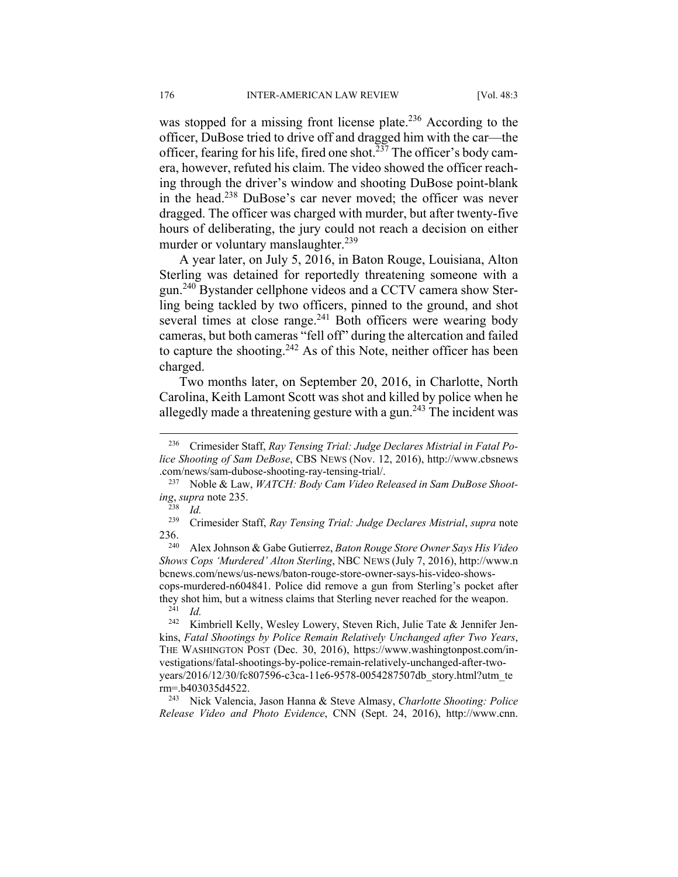was stopped for a missing front license plate.[236] According to the officer, DuBose tried to drive off and dragged him with the car—the officer, fearing for his life, fired one shot.[237] The officer's body camera, however, refuted his claim. The video showed the officer reaching through the driver's window and shooting DuBose point-blank in the head.[238] DuBose's car never moved; the officer was never dragged. The officer was charged with murder, but after twenty-five hours of deliberating, the jury could not reach a decision on either murder or voluntary manslaughter.[239]

A year later, on July 5, 2016, in Baton Rouge, Louisiana, Alton Sterling was detained for reportedly threatening someone with a gun.[240] Bystander cellphone videos and a CCTV camera show Sterling being tackled by two officers, pinned to the ground, and shot several times at close range.[241] Both officers were wearing body cameras, but both cameras "fell off" during the altercation and failed to capture the shooting.[242] As of this Note, neither officer has been charged.

Two months later, on September 20, 2016, in Charlotte, North Carolina, Keith Lamont Scott was shot and killed by police when he allegedly made a threatening gesture with a gun.[243] The incident was

---

[236] Crimesider Staff, *Ray Tensing Trial: Judge Declares Mistrial in Fatal Police Shooting of Sam DeBose*, CBS NEWS (Nov. 12, 2016), http://www.cbsnews.com/news/sam-dubose-shooting-ray-tensing-trial/.

[237] Noble & Law, *WATCH: Body Cam Video Released in Sam DuBose Shooting*, *supra* note 235.

[238] *Id.*

[239] Crimesider Staff, *Ray Tensing Trial: Judge Declares Mistrial*, *supra* note 236.

[240] Alex Johnson & Gabe Gutierrez, *Baton Rouge Store Owner Says His Video Shows Cops 'Murdered' Alton Sterling*, NBC NEWS (July 7, 2016), http://www.nbcnews.com/news/us-news/baton-rouge-store-owner-says-his-video-shows-cops-murdered-n604841. Police did remove a gun from Sterling's pocket after they shot him, but a witness claims that Sterling never reached for the weapon.

[241] *Id.*

[242] Kimbriell Kelly, Wesley Lowery, Steven Rich, Julie Tate & Jennifer Jenkins, *Fatal Shootings by Police Remain Relatively Unchanged after Two Years*, THE WASHINGTON POST (Dec. 30, 2016), https://www.washingtonpost.com/investigations/fatal-shootings-by-police-remain-relatively-unchanged-after-two-years/2016/12/30/fc807596-c3ca-11e6-9578-0054287507db_story.html?utm_term=.b403035d4522.

[243] Nick Valencia, Jason Hanna & Steve Almasy, *Charlotte Shooting: Police Release Video and Photo Evidence*, CNN (Sept. 24, 2016), http://www.cnn.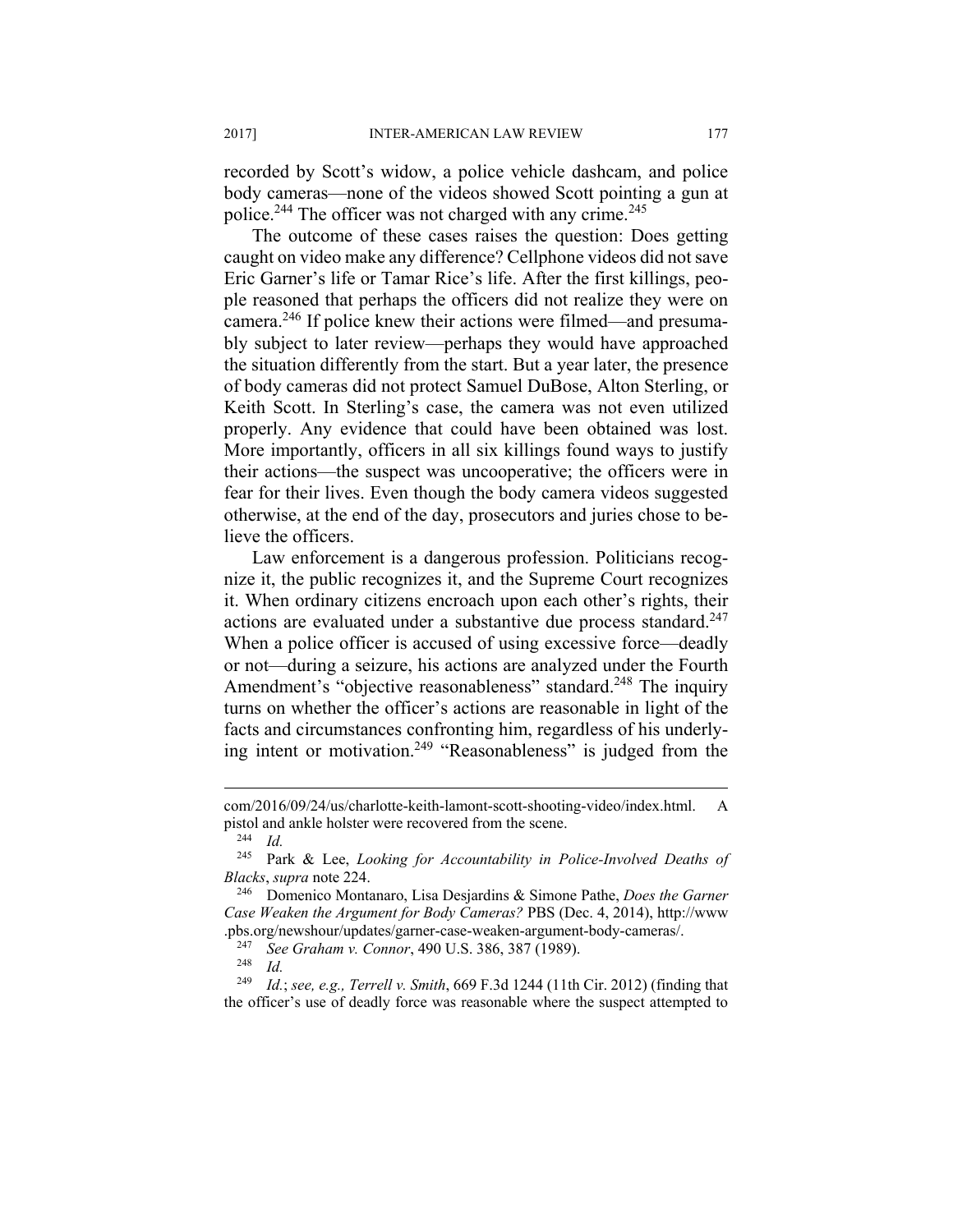recorded by Scott's widow, a police vehicle dashcam, and police body cameras—none of the videos showed Scott pointing a gun at police.[244] The officer was not charged with any crime.[245]

The outcome of these cases raises the question: Does getting caught on video make any difference? Cellphone videos did not save Eric Garner's life or Tamar Rice's life. After the first killings, people reasoned that perhaps the officers did not realize they were on camera.[246] If police knew their actions were filmed—and presumably subject to later review—perhaps they would have approached the situation differently from the start. But a year later, the presence of body cameras did not protect Samuel DuBose, Alton Sterling, or Keith Scott. In Sterling's case, the camera was not even utilized properly. Any evidence that could have been obtained was lost. More importantly, officers in all six killings found ways to justify their actions—the suspect was uncooperative; the officers were in fear for their lives. Even though the body camera videos suggested otherwise, at the end of the day, prosecutors and juries chose to believe the officers.

Law enforcement is a dangerous profession. Politicians recognize it, the public recognizes it, and the Supreme Court recognizes it. When ordinary citizens encroach upon each other's rights, their actions are evaluated under a substantive due process standard.[247] When a police officer is accused of using excessive force—deadly or not—during a seizure, his actions are analyzed under the Fourth Amendment's "objective reasonableness" standard.[248] The inquiry turns on whether the officer's actions are reasonable in light of the facts and circumstances confronting him, regardless of his underlying intent or motivation.[249] "Reasonableness" is judged from the

---

com/2016/09/24/us/charlotte-keith-lamont-scott-shooting-video/index.html. A pistol and ankle holster were recovered from the scene.

[244] *Id.*

[245] Park & Lee, *Looking for Accountability in Police-Involved Deaths of Blacks*, *supra* note 224.

[246] Domenico Montanaro, Lisa Desjardins & Simone Pathe, *Does the Garner Case Weaken the Argument for Body Cameras?* PBS (Dec. 4, 2014), http://www.pbs.org/newshour/updates/garner-case-weaken-argument-body-cameras/.

[247] *See Graham v. Connor*, 490 U.S. 386, 387 (1989).

[248] *Id.*

[249] *Id.*; *see, e.g., Terrell v. Smith*, 669 F.3d 1244 (11th Cir. 2012) (finding that the officer's use of deadly force was reasonable where the suspect attempted to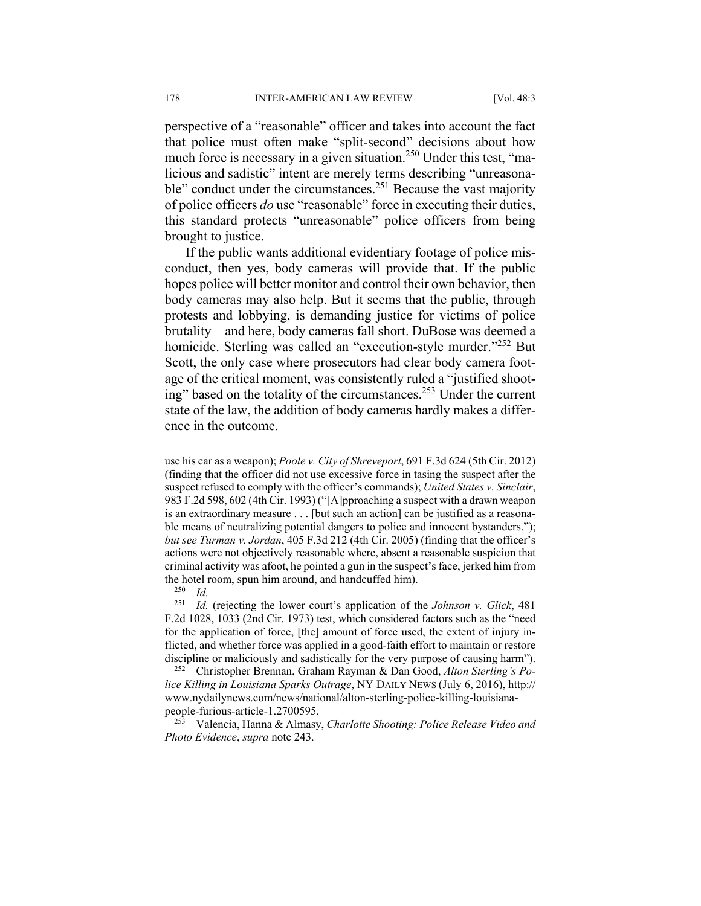perspective of a "reasonable" officer and takes into account the fact that police must often make "split-second" decisions about how much force is necessary in a given situation.[250] Under this test, "malicious and sadistic" intent are merely terms describing "unreasonable" conduct under the circumstances.[251] Because the vast majority of police officers *do* use "reasonable" force in executing their duties, this standard protects "unreasonable" police officers from being brought to justice.

If the public wants additional evidentiary footage of police misconduct, then yes, body cameras will provide that. If the public hopes police will better monitor and control their own behavior, then body cameras may also help. But it seems that the public, through protests and lobbying, is demanding justice for victims of police brutality—and here, body cameras fall short. DuBose was deemed a homicide. Sterling was called an "execution-style murder."[252] But Scott, the only case where prosecutors had clear body camera footage of the critical moment, was consistently ruled a "justified shooting" based on the totality of the circumstances.[253] Under the current state of the law, the addition of body cameras hardly makes a difference in the outcome.

---

use his car as a weapon); *Poole v. City of Shreveport*, 691 F.3d 624 (5th Cir. 2012) (finding that the officer did not use excessive force in tasing the suspect after the suspect refused to comply with the officer's commands); *United States v. Sinclair*, 983 F.2d 598, 602 (4th Cir. 1993) ("[A]pproaching a suspect with a drawn weapon is an extraordinary measure . . . [but such an action] can be justified as a reasonable means of neutralizing potential dangers to police and innocent bystanders."); *but see Turman v. Jordan*, 405 F.3d 212 (4th Cir. 2005) (finding that the officer's actions were not objectively reasonable where, absent a reasonable suspicion that criminal activity was afoot, he pointed a gun in the suspect's face, jerked him from the hotel room, spun him around, and handcuffed him).

[250] *Id.*

[251] *Id.* (rejecting the lower court's application of the *Johnson v. Glick*, 481 F.2d 1028, 1033 (2nd Cir. 1973) test, which considered factors such as the "need for the application of force, [the] amount of force used, the extent of injury inflicted, and whether force was applied in a good-faith effort to maintain or restore discipline or maliciously and sadistically for the very purpose of causing harm").

[252] Christopher Brennan, Graham Rayman & Dan Good, *Alton Sterling's Police Killing in Louisiana Sparks Outrage*, NY DAILY NEWS (July 6, 2016), http://www.nydailynews.com/news/national/alton-sterling-police-killing-louisiana-people-furious-article-1.2700595.

[253] Valencia, Hanna & Almasy, *Charlotte Shooting: Police Release Video and Photo Evidence*, *supra* note 243.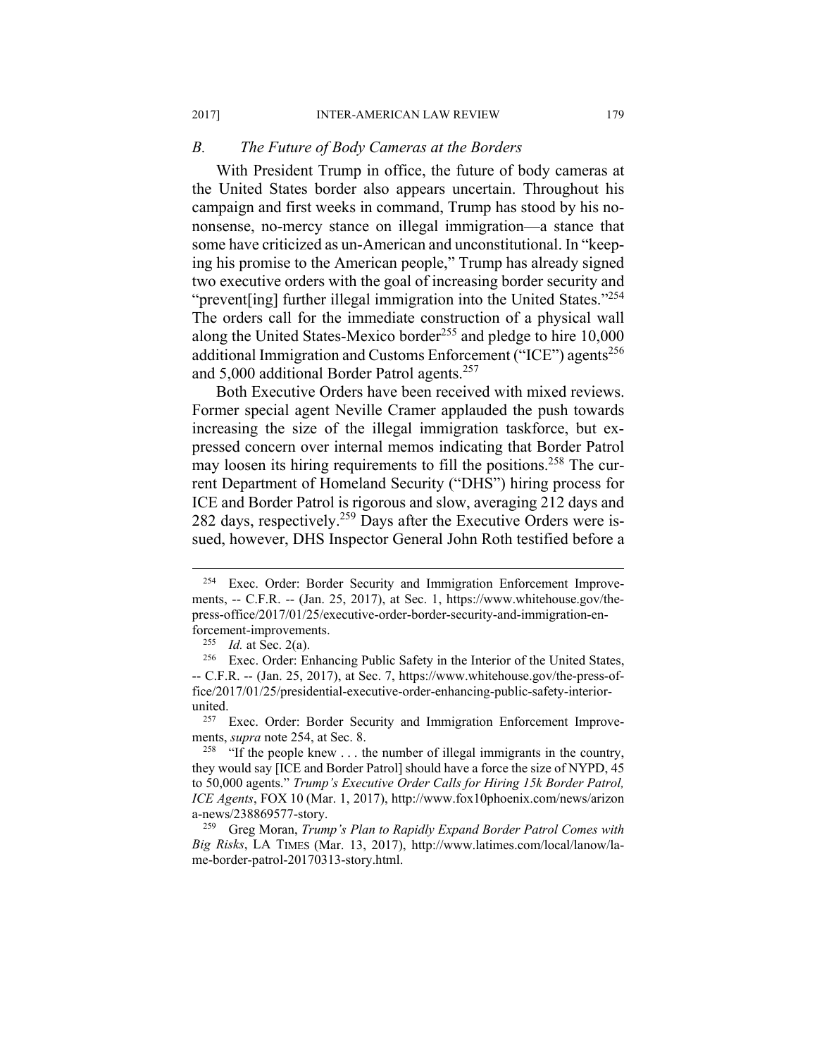## *B. The Future of Body Cameras at the Borders*

With President Trump in office, the future of body cameras at the United States border also appears uncertain. Throughout his campaign and first weeks in command, Trump has stood by his no-nonsense, no-mercy stance on illegal immigration—a stance that some have criticized as un-American and unconstitutional. In "keeping his promise to the American people," Trump has already signed two executive orders with the goal of increasing border security and "prevent[ing] further illegal immigration into the United States."[254] The orders call for the immediate construction of a physical wall along the United States-Mexico border[255] and pledge to hire 10,000 additional Immigration and Customs Enforcement ("ICE") agents[256] and 5,000 additional Border Patrol agents.[257]

Both Executive Orders have been received with mixed reviews. Former special agent Neville Cramer applauded the push towards increasing the size of the illegal immigration taskforce, but expressed concern over internal memos indicating that Border Patrol may loosen its hiring requirements to fill the positions.[258] The current Department of Homeland Security ("DHS") hiring process for ICE and Border Patrol is rigorous and slow, averaging 212 days and 282 days, respectively.[259] Days after the Executive Orders were issued, however, DHS Inspector General John Roth testified before a

---

[254] Exec. Order: Border Security and Immigration Enforcement Improvements, -- C.F.R. -- (Jan. 25, 2017), at Sec. 1, https://www.whitehouse.gov/the-press-office/2017/01/25/executive-order-border-security-and-immigration-enforcement-improvements.

[255] *Id.* at Sec. 2(a).

[256] Exec. Order: Enhancing Public Safety in the Interior of the United States, -- C.F.R. -- (Jan. 25, 2017), at Sec. 7, https://www.whitehouse.gov/the-press-office/2017/01/25/presidential-executive-order-enhancing-public-safety-interior-united.

[257] Exec. Order: Border Security and Immigration Enforcement Improvements, *supra* note 254, at Sec. 8.

[258] "If the people knew . . . the number of illegal immigrants in the country, they would say [ICE and Border Patrol] should have a force the size of NYPD, 45 to 50,000 agents." *Trump's Executive Order Calls for Hiring 15k Border Patrol, ICE Agents*, FOX 10 (Mar. 1, 2017), http://www.fox10phoenix.com/news/arizona-news/238869577-story.

[259] Greg Moran, *Trump's Plan to Rapidly Expand Border Patrol Comes with Big Risks*, LA TIMES (Mar. 13, 2017), http://www.latimes.com/local/lanow/la-me-border-patrol-20170313-story.html.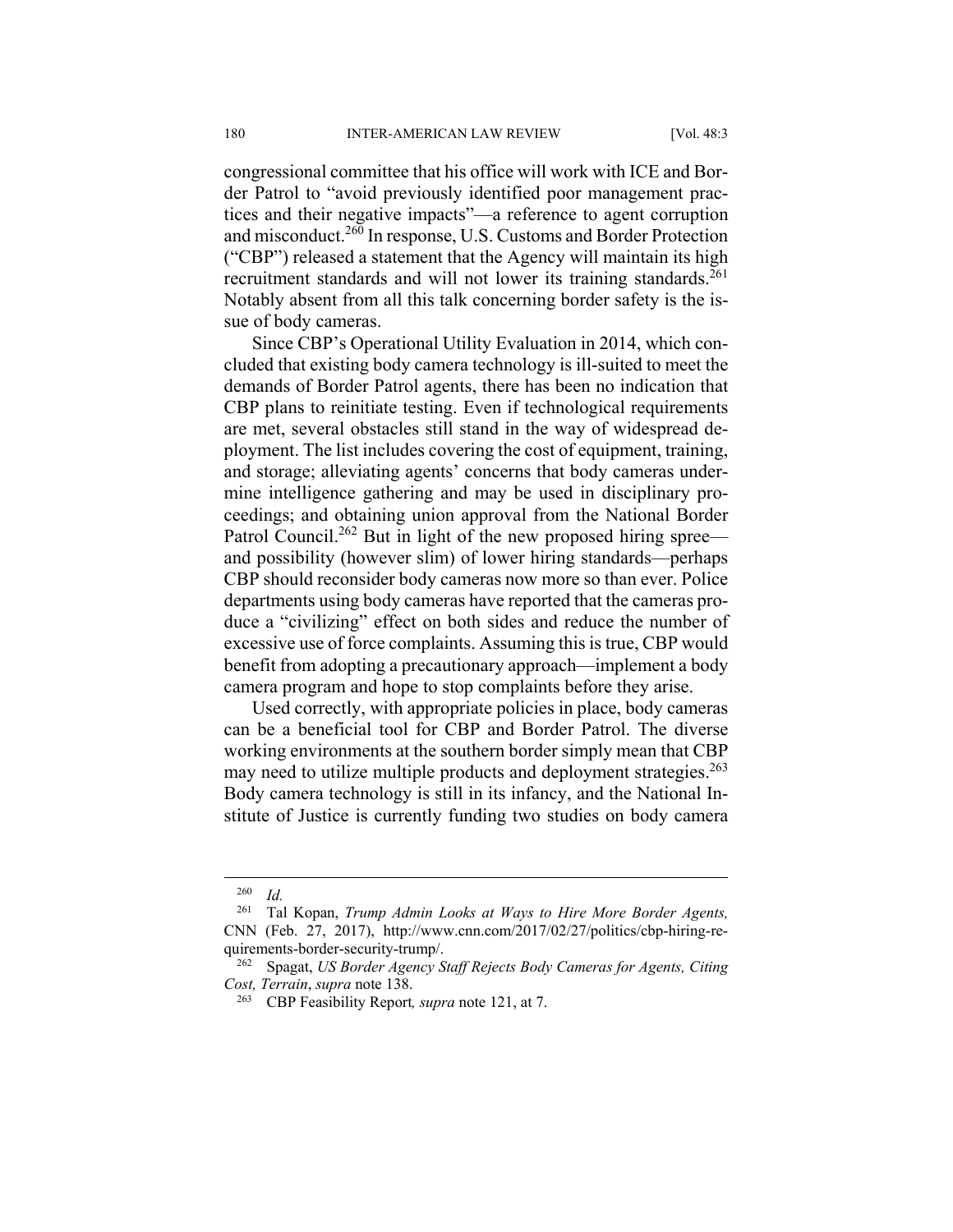congressional committee that his office will work with ICE and Border Patrol to "avoid previously identified poor management practices and their negative impacts"—a reference to agent corruption and misconduct.[260] In response, U.S. Customs and Border Protection ("CBP") released a statement that the Agency will maintain its high recruitment standards and will not lower its training standards.[261] Notably absent from all this talk concerning border safety is the issue of body cameras.

Since CBP's Operational Utility Evaluation in 2014, which concluded that existing body camera technology is ill-suited to meet the demands of Border Patrol agents, there has been no indication that CBP plans to reinitiate testing. Even if technological requirements are met, several obstacles still stand in the way of widespread deployment. The list includes covering the cost of equipment, training, and storage; alleviating agents' concerns that body cameras undermine intelligence gathering and may be used in disciplinary proceedings; and obtaining union approval from the National Border Patrol Council.[262] But in light of the new proposed hiring spree—and possibility (however slim) of lower hiring standards—perhaps CBP should reconsider body cameras now more so than ever. Police departments using body cameras have reported that the cameras produce a "civilizing" effect on both sides and reduce the number of excessive use of force complaints. Assuming this is true, CBP would benefit from adopting a precautionary approach—implement a body camera program and hope to stop complaints before they arise.

Used correctly, with appropriate policies in place, body cameras can be a beneficial tool for CBP and Border Patrol. The diverse working environments at the southern border simply mean that CBP may need to utilize multiple products and deployment strategies.[263] Body camera technology is still in its infancy, and the National Institute of Justice is currently funding two studies on body camera

---

[260] *Id.*

[261] Tal Kopan, *Trump Admin Looks at Ways to Hire More Border Agents,* CNN (Feb. 27, 2017), http://www.cnn.com/2017/02/27/politics/cbp-hiring-requirements-border-security-trump/.

[262] Spagat, *US Border Agency Staff Rejects Body Cameras for Agents, Citing Cost, Terrain*, *supra* note 138.

[263] CBP Feasibility Report*, supra* note 121, at 7.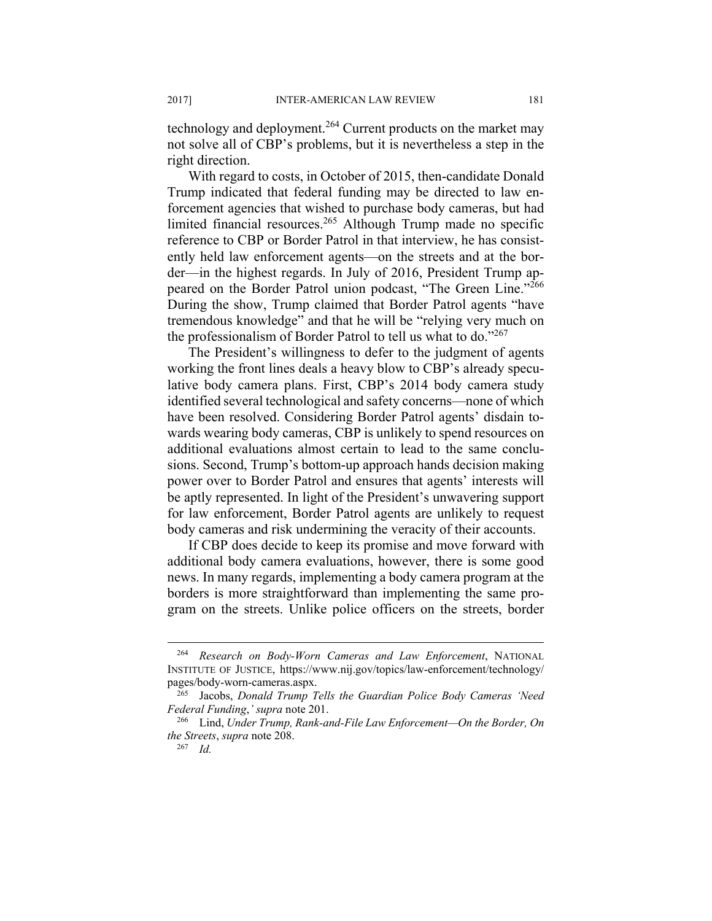technology and deployment.[264] Current products on the market may not solve all of CBP's problems, but it is nevertheless a step in the right direction.

With regard to costs, in October of 2015, then-candidate Donald Trump indicated that federal funding may be directed to law enforcement agencies that wished to purchase body cameras, but had limited financial resources.[265] Although Trump made no specific reference to CBP or Border Patrol in that interview, he has consistently held law enforcement agents—on the streets and at the border—in the highest regards. In July of 2016, President Trump appeared on the Border Patrol union podcast, "The Green Line."[266] During the show, Trump claimed that Border Patrol agents "have tremendous knowledge" and that he will be "relying very much on the professionalism of Border Patrol to tell us what to do."[267]

The President's willingness to defer to the judgment of agents working the front lines deals a heavy blow to CBP's already speculative body camera plans. First, CBP's 2014 body camera study identified several technological and safety concerns—none of which have been resolved. Considering Border Patrol agents' disdain towards wearing body cameras, CBP is unlikely to spend resources on additional evaluations almost certain to lead to the same conclusions. Second, Trump's bottom-up approach hands decision making power over to Border Patrol and ensures that agents' interests will be aptly represented. In light of the President's unwavering support for law enforcement, Border Patrol agents are unlikely to request body cameras and risk undermining the veracity of their accounts.

If CBP does decide to keep its promise and move forward with additional body camera evaluations, however, there is some good news. In many regards, implementing a body camera program at the borders is more straightforward than implementing the same program on the streets. Unlike police officers on the streets, border

---

[264] *Research on Body-Worn Cameras and Law Enforcement*, NATIONAL INSTITUTE OF JUSTICE, https://www.nij.gov/topics/law-enforcement/technology/pages/body-worn-cameras.aspx.

[265] Jacobs, *Donald Trump Tells the Guardian Police Body Cameras 'Need Federal Funding*,*' supra* note 201.

[266] Lind, *Under Trump, Rank-and-File Law Enforcement—On the Border, On the Streets*, *supra* note 208.

[267] *Id.*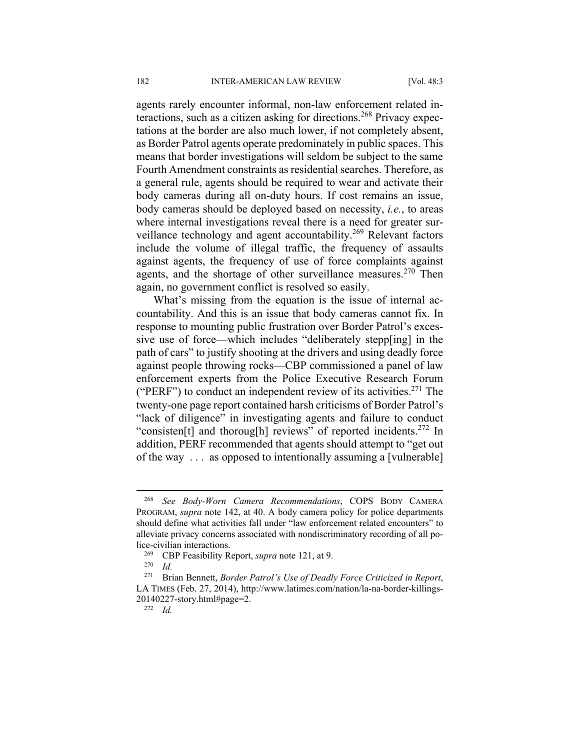agents rarely encounter informal, non-law enforcement related interactions, such as a citizen asking for directions.[268] Privacy expectations at the border are also much lower, if not completely absent, as Border Patrol agents operate predominately in public spaces. This means that border investigations will seldom be subject to the same Fourth Amendment constraints as residential searches. Therefore, as a general rule, agents should be required to wear and activate their body cameras during all on-duty hours. If cost remains an issue, body cameras should be deployed based on necessity, *i.e.*, to areas where internal investigations reveal there is a need for greater surveillance technology and agent accountability.[269] Relevant factors include the volume of illegal traffic, the frequency of assaults against agents, the frequency of use of force complaints against agents, and the shortage of other surveillance measures.[270] Then again, no government conflict is resolved so easily.

What's missing from the equation is the issue of internal accountability. And this is an issue that body cameras cannot fix. In response to mounting public frustration over Border Patrol's excessive use of force—which includes "deliberately stepp[ing] in the path of cars" to justify shooting at the drivers and using deadly force against people throwing rocks—CBP commissioned a panel of law enforcement experts from the Police Executive Research Forum ("PERF") to conduct an independent review of its activities.[271] The twenty-one page report contained harsh criticisms of Border Patrol's "lack of diligence" in investigating agents and failure to conduct "consisten[t] and thoroug[h] reviews" of reported incidents.[272] In addition, PERF recommended that agents should attempt to "get out of the way . . . as opposed to intentionally assuming a [vulnerable]

---

[268] *See Body-Worn Camera Recommendations*, COPS BODY CAMERA PROGRAM, *supra* note 142, at 40. A body camera policy for police departments should define what activities fall under "law enforcement related encounters" to alleviate privacy concerns associated with nondiscriminatory recording of all police-civilian interactions.

[269] CBP Feasibility Report, *supra* note 121, at 9.

[270] *Id.*

[271] Brian Bennett, *Border Patrol's Use of Deadly Force Criticized in Report*, LA TIMES (Feb. 27, 2014), http://www.latimes.com/nation/la-na-border-killings-20140227-story.html#page=2.

[272] *Id.*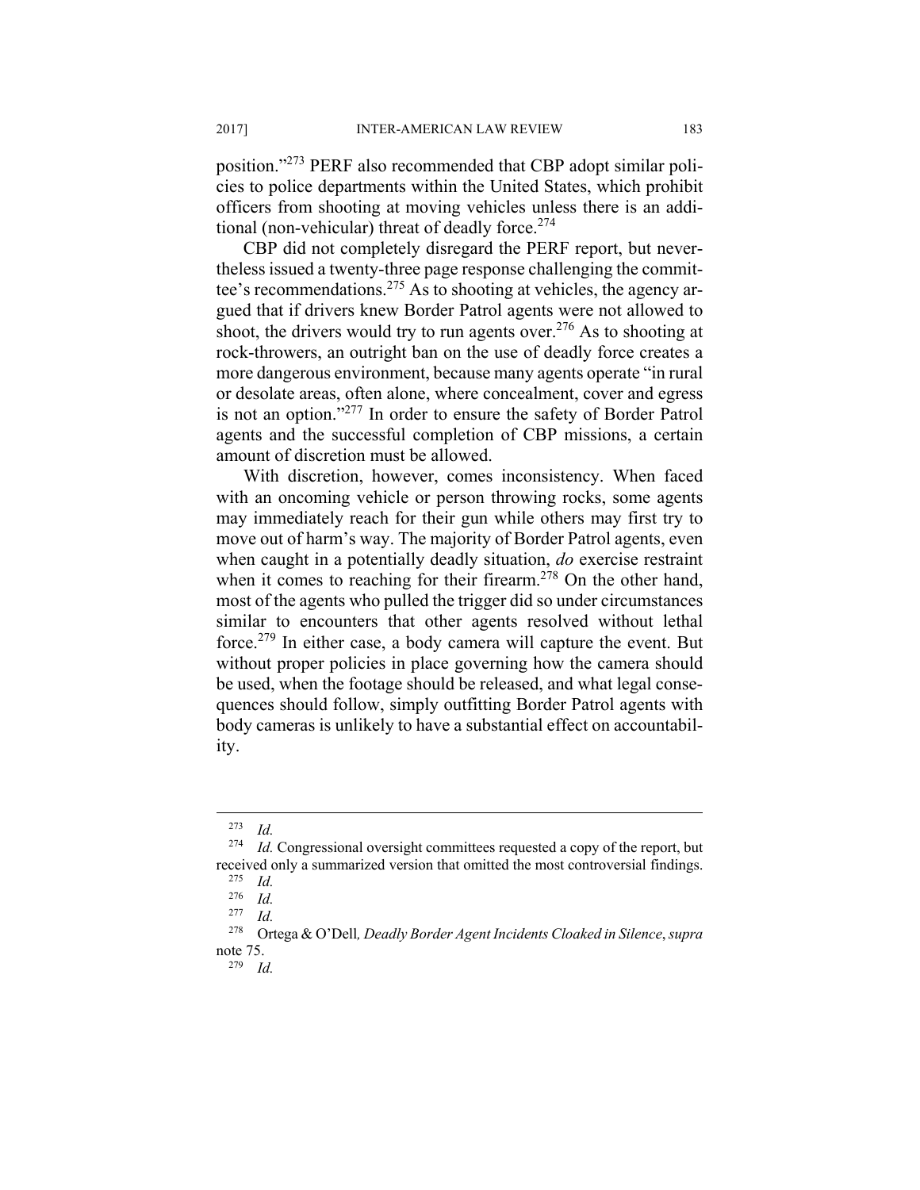position."[273] PERF also recommended that CBP adopt similar policies to police departments within the United States, which prohibit officers from shooting at moving vehicles unless there is an additional (non-vehicular) threat of deadly force.[274]

CBP did not completely disregard the PERF report, but nevertheless issued a twenty-three page response challenging the committee's recommendations.[275] As to shooting at vehicles, the agency argued that if drivers knew Border Patrol agents were not allowed to shoot, the drivers would try to run agents over.[276] As to shooting at rock-throwers, an outright ban on the use of deadly force creates a more dangerous environment, because many agents operate "in rural or desolate areas, often alone, where concealment, cover and egress is not an option."[277] In order to ensure the safety of Border Patrol agents and the successful completion of CBP missions, a certain amount of discretion must be allowed.

With discretion, however, comes inconsistency. When faced with an oncoming vehicle or person throwing rocks, some agents may immediately reach for their gun while others may first try to move out of harm's way. The majority of Border Patrol agents, even when caught in a potentially deadly situation, *do* exercise restraint when it comes to reaching for their firearm.[278] On the other hand, most of the agents who pulled the trigger did so under circumstances similar to encounters that other agents resolved without lethal force.[279] In either case, a body camera will capture the event. But without proper policies in place governing how the camera should be used, when the footage should be released, and what legal consequences should follow, simply outfitting Border Patrol agents with body cameras is unlikely to have a substantial effect on accountability.

---

[273] *Id.*

[274] *Id.* Congressional oversight committees requested a copy of the report, but received only a summarized version that omitted the most controversial findings.

[275] *Id.*

[276] *Id.*

[277] *Id.*

[278] Ortega & O'Dell*, Deadly Border Agent Incidents Cloaked in Silence*, *supra* note 75.

[279] *Id.*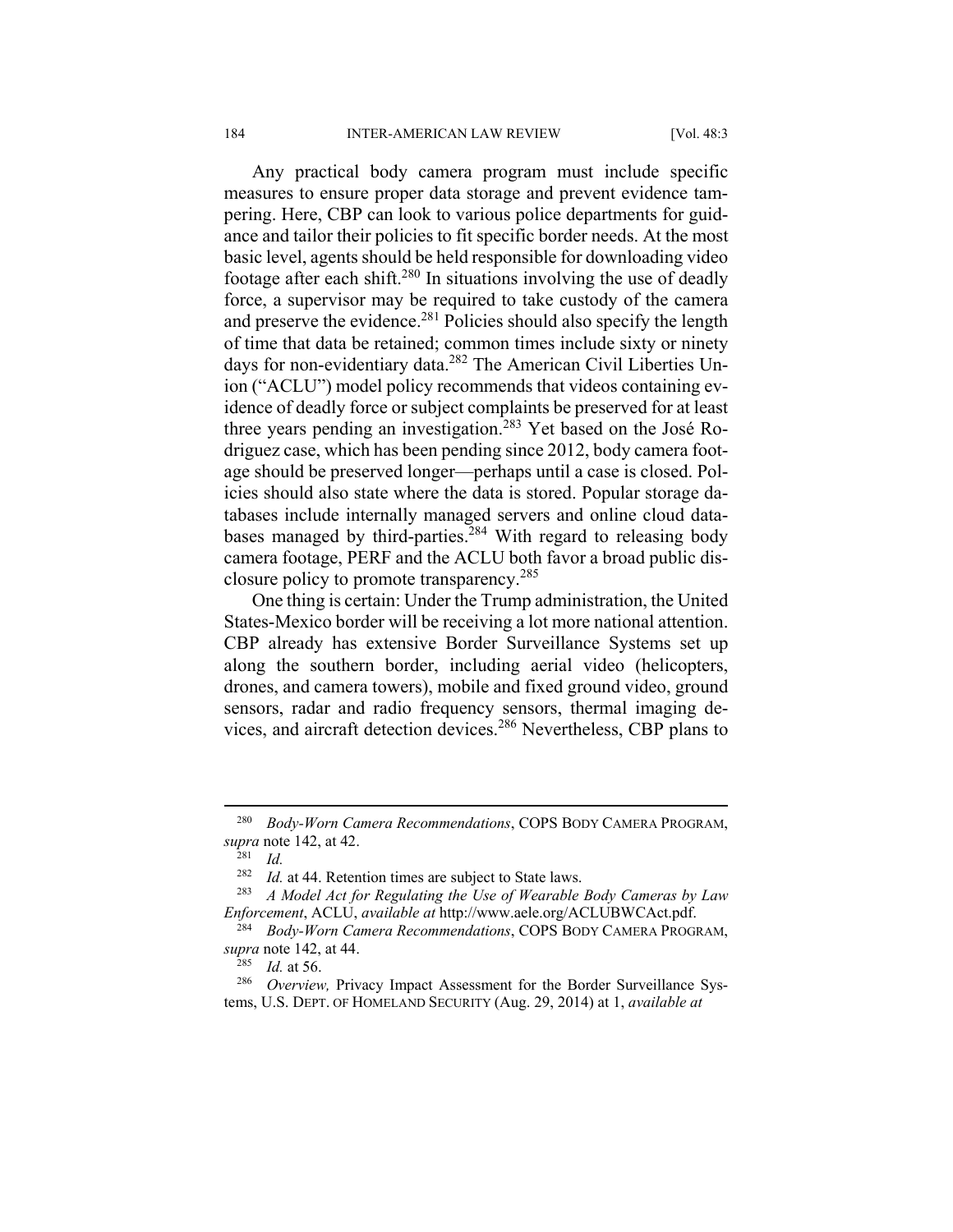Any practical body camera program must include specific measures to ensure proper data storage and prevent evidence tampering. Here, CBP can look to various police departments for guidance and tailor their policies to fit specific border needs. At the most basic level, agents should be held responsible for downloading video footage after each shift.[280] In situations involving the use of deadly force, a supervisor may be required to take custody of the camera and preserve the evidence.[281] Policies should also specify the length of time that data be retained; common times include sixty or ninety days for non-evidentiary data.[282] The American Civil Liberties Union ("ACLU") model policy recommends that videos containing evidence of deadly force or subject complaints be preserved for at least three years pending an investigation.[283] Yet based on the José Rodriguez case, which has been pending since 2012, body camera footage should be preserved longer—perhaps until a case is closed. Policies should also state where the data is stored. Popular storage databases include internally managed servers and online cloud databases managed by third-parties.[284] With regard to releasing body camera footage, PERF and the ACLU both favor a broad public disclosure policy to promote transparency.[285]

One thing is certain: Under the Trump administration, the United States-Mexico border will be receiving a lot more national attention. CBP already has extensive Border Surveillance Systems set up along the southern border, including aerial video (helicopters, drones, and camera towers), mobile and fixed ground video, ground sensors, radar and radio frequency sensors, thermal imaging devices, and aircraft detection devices.[286] Nevertheless, CBP plans to

---

[280] *Body-Worn Camera Recommendations*, COPS BODY CAMERA PROGRAM, *supra* note 142, at 42.

[281] *Id.*

[282] *Id.* at 44. Retention times are subject to State laws.

[283] *A Model Act for Regulating the Use of Wearable Body Cameras by Law Enforcement*, ACLU, *available at* http://www.aele.org/ACLUBWCAct.pdf.

[284] *Body-Worn Camera Recommendations*, COPS BODY CAMERA PROGRAM, *supra* note 142, at 44.

[285] *Id.* at 56.

[286] *Overview,* Privacy Impact Assessment for the Border Surveillance Systems, U.S. DEPT. OF HOMELAND SECURITY (Aug. 29, 2014) at 1, *available at*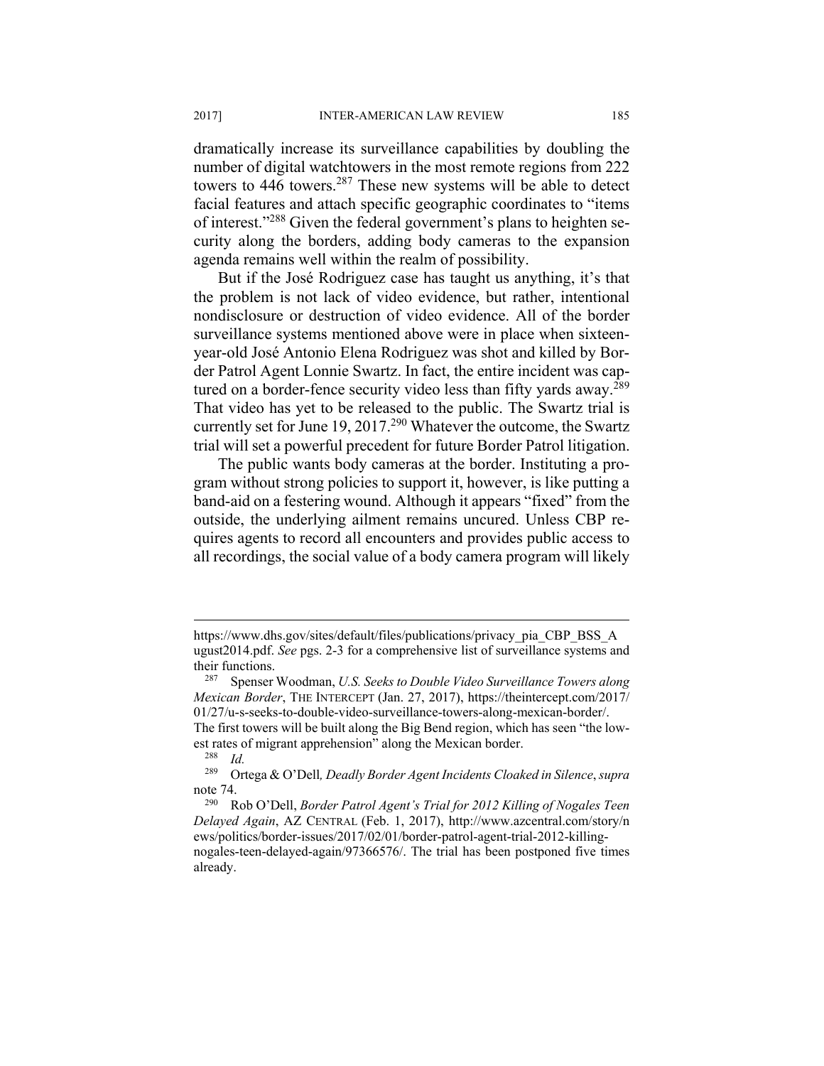dramatically increase its surveillance capabilities by doubling the number of digital watchtowers in the most remote regions from 222 towers to 446 towers.[287] These new systems will be able to detect facial features and attach specific geographic coordinates to "items of interest."[288] Given the federal government's plans to heighten security along the borders, adding body cameras to the expansion agenda remains well within the realm of possibility.

But if the José Rodriguez case has taught us anything, it's that the problem is not lack of video evidence, but rather, intentional nondisclosure or destruction of video evidence. All of the border surveillance systems mentioned above were in place when sixteen-year-old José Antonio Elena Rodriguez was shot and killed by Border Patrol Agent Lonnie Swartz. In fact, the entire incident was captured on a border-fence security video less than fifty yards away.[289] That video has yet to be released to the public. The Swartz trial is currently set for June 19, 2017.[290] Whatever the outcome, the Swartz trial will set a powerful precedent for future Border Patrol litigation.

The public wants body cameras at the border. Instituting a program without strong policies to support it, however, is like putting a band-aid on a festering wound. Although it appears "fixed" from the outside, the underlying ailment remains uncured. Unless CBP requires agents to record all encounters and provides public access to all recordings, the social value of a body camera program will likely

---

https://www.dhs.gov/sites/default/files/publications/privacy_pia_CBP_BSS_August2014.pdf. *See* pgs. 2-3 for a comprehensive list of surveillance systems and their functions.

[287] Spenser Woodman, *U.S. Seeks to Double Video Surveillance Towers along Mexican Border*, THE INTERCEPT (Jan. 27, 2017), https://theintercept.com/2017/01/27/u-s-seeks-to-double-video-surveillance-towers-along-mexican-border/. The first towers will be built along the Big Bend region, which has seen "the lowest rates of migrant apprehension" along the Mexican border.

[288] *Id.*

[289] Ortega & O'Dell*, Deadly Border Agent Incidents Cloaked in Silence*, *supra* note 74.

[290] Rob O'Dell, *Border Patrol Agent's Trial for 2012 Killing of Nogales Teen Delayed Again*, AZ CENTRAL (Feb. 1, 2017), http://www.azcentral.com/story/news/politics/border-issues/2017/02/01/border-patrol-agent-trial-2012-killing-nogales-teen-delayed-again/97366576/. The trial has been postponed five times already.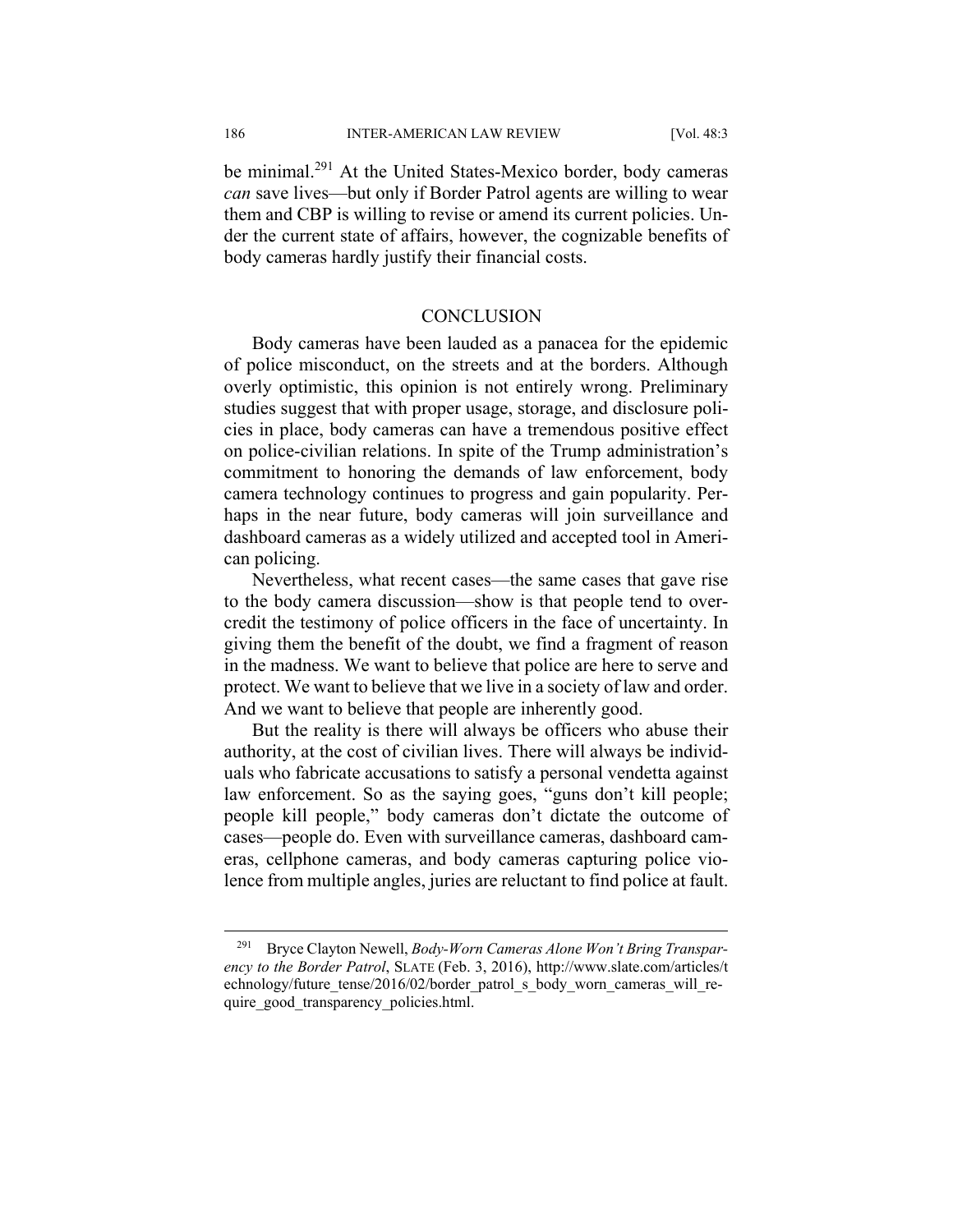be minimal.[291] At the United States-Mexico border, body cameras *can* save lives—but only if Border Patrol agents are willing to wear them and CBP is willing to revise or amend its current policies. Under the current state of affairs, however, the cognizable benefits of body cameras hardly justify their financial costs.

## CONCLUSION

Body cameras have been lauded as a panacea for the epidemic of police misconduct, on the streets and at the borders. Although overly optimistic, this opinion is not entirely wrong. Preliminary studies suggest that with proper usage, storage, and disclosure policies in place, body cameras can have a tremendous positive effect on police-civilian relations. In spite of the Trump administration's commitment to honoring the demands of law enforcement, body camera technology continues to progress and gain popularity. Perhaps in the near future, body cameras will join surveillance and dashboard cameras as a widely utilized and accepted tool in American policing.

Nevertheless, what recent cases—the same cases that gave rise to the body camera discussion—show is that people tend to overcredit the testimony of police officers in the face of uncertainty. In giving them the benefit of the doubt, we find a fragment of reason in the madness. We want to believe that police are here to serve and protect. We want to believe that we live in a society of law and order. And we want to believe that people are inherently good.

But the reality is there will always be officers who abuse their authority, at the cost of civilian lives. There will always be individuals who fabricate accusations to satisfy a personal vendetta against law enforcement. So as the saying goes, "guns don't kill people; people kill people," body cameras don't dictate the outcome of cases—people do. Even with surveillance cameras, dashboard cameras, cellphone cameras, and body cameras capturing police violence from multiple angles, juries are reluctant to find police at fault.

---

[291] Bryce Clayton Newell, *Body-Worn Cameras Alone Won't Bring Transparency to the Border Patrol*, SLATE (Feb. 3, 2016), http://www.slate.com/articles/technology/future_tense/2016/02/border_patrol_s_body_worn_cameras_will_require_good_transparency_policies.html.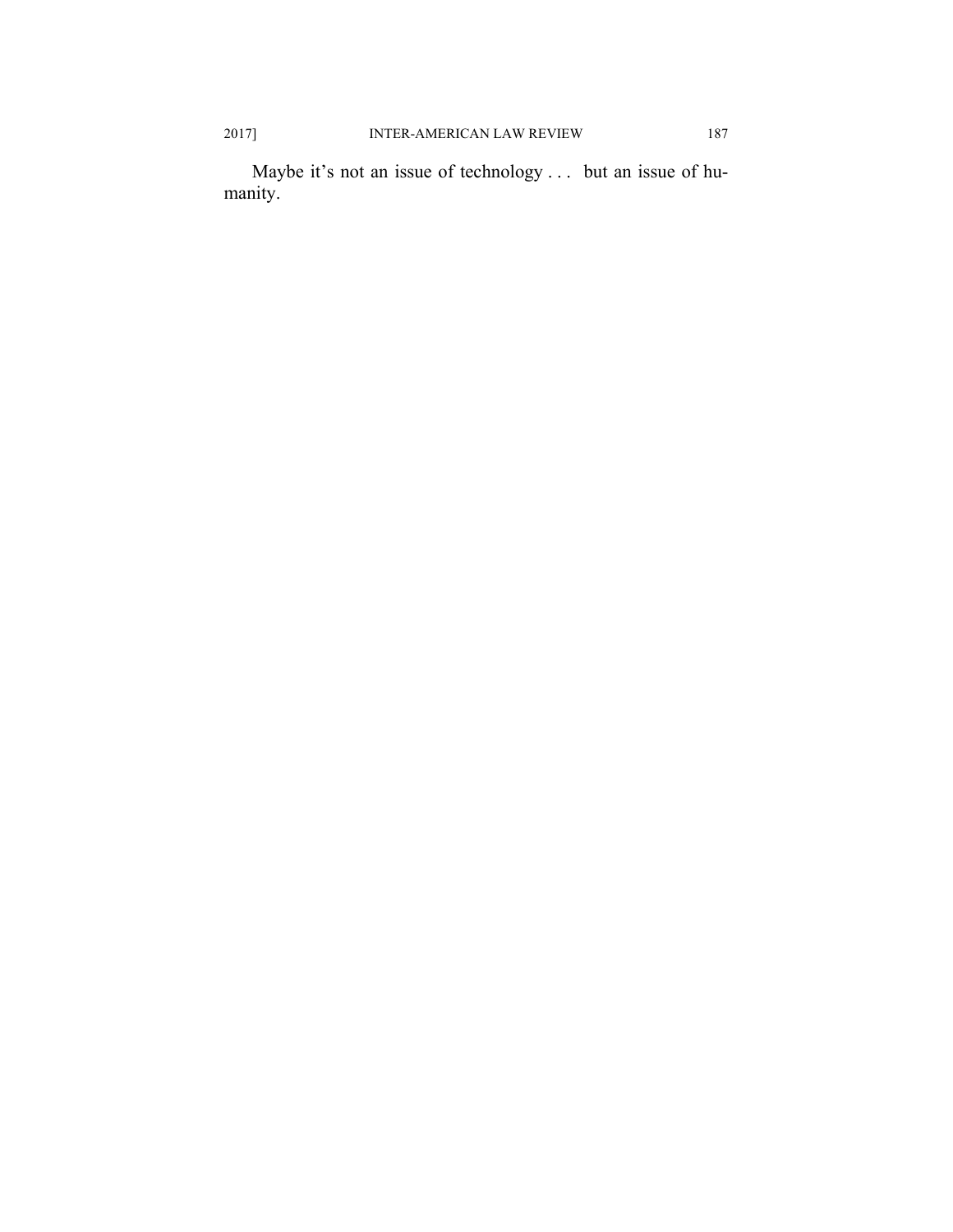Maybe it's not an issue of technology . . . but an issue of humanity.